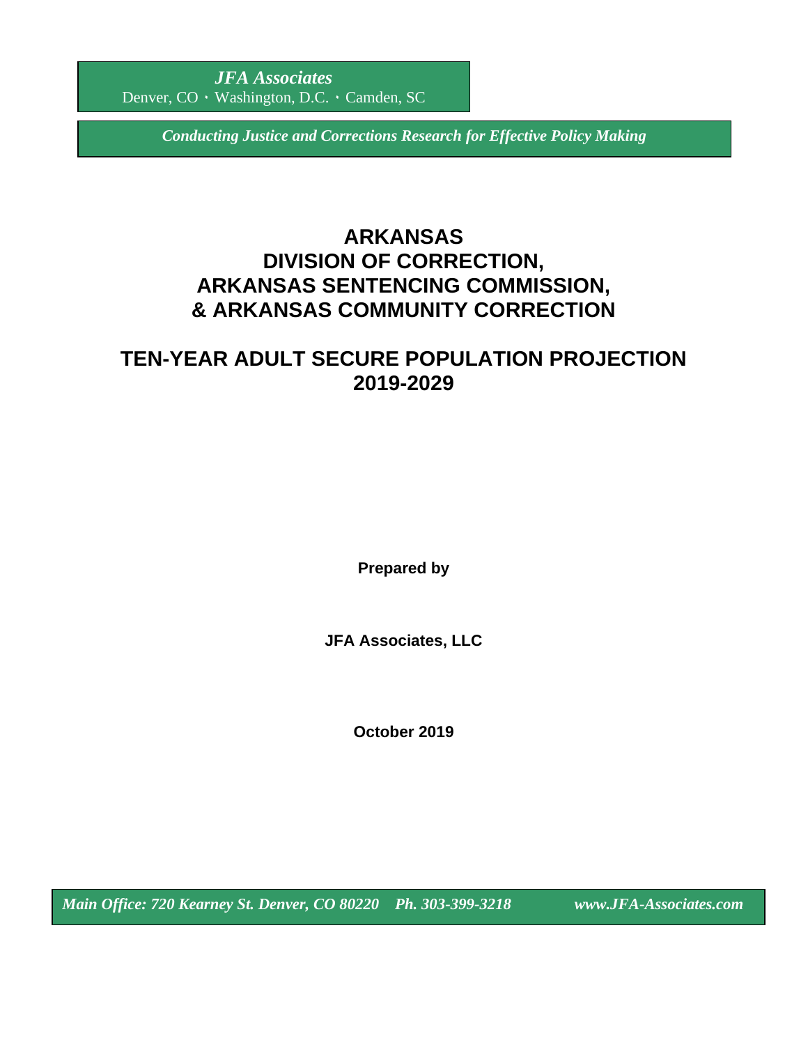*JFA Associates*
Denver, CO • Washington, D.C. • Camden, SC

*Conducting Justice and Corrections Research for Effective Policy Making*

# ARKANSAS DIVISION OF CORRECTION, ARKANSAS SENTENCING COMMISSION, & ARKANSAS COMMUNITY CORRECTION

# TEN-YEAR ADULT SECURE POPULATION PROJECTION 2019-2029

**Prepared by**

**JFA Associates, LLC**

**October 2019**

*Main Office: 720 Kearney St. Denver, CO 80220 Ph. 303-399-3218 www.JFA-Associates.com*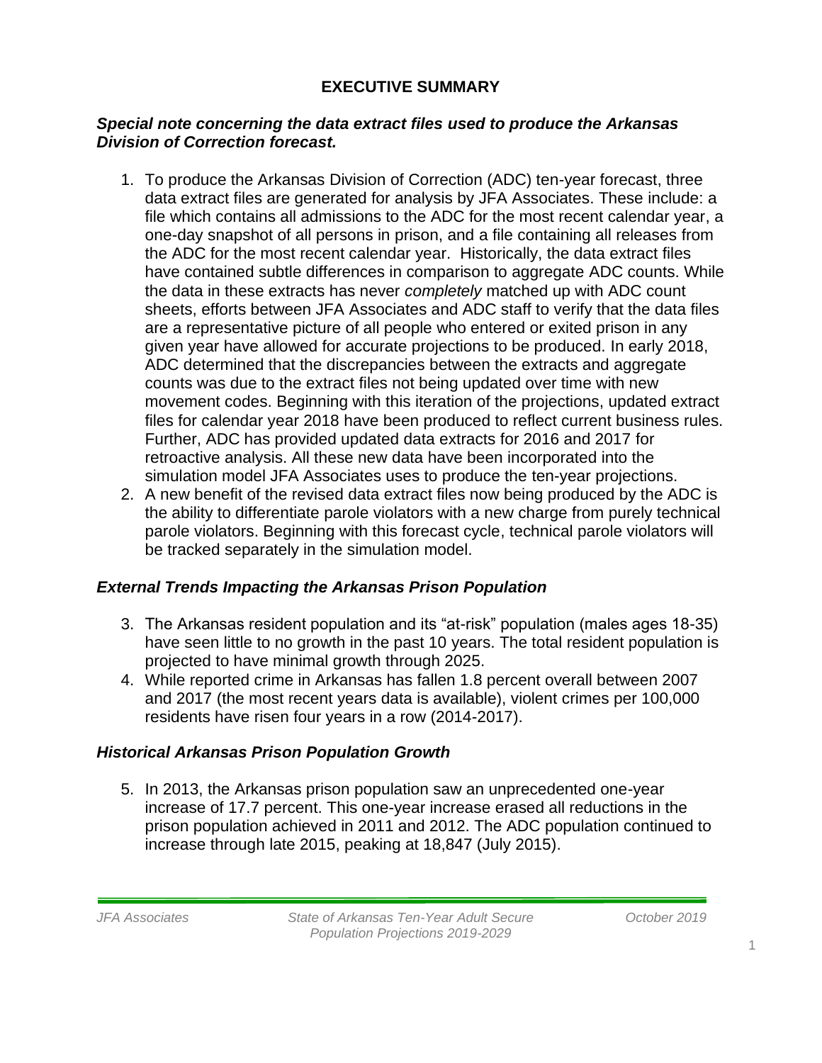# EXECUTIVE SUMMARY

***Special note concerning the data extract files used to produce the Arkansas Division of Correction forecast.***

1. To produce the Arkansas Division of Correction (ADC) ten-year forecast, three data extract files are generated for analysis by JFA Associates. These include: a file which contains all admissions to the ADC for the most recent calendar year, a one-day snapshot of all persons in prison, and a file containing all releases from the ADC for the most recent calendar year. Historically, the data extract files have contained subtle differences in comparison to aggregate ADC counts. While the data in these extracts has never *completely* matched up with ADC count sheets, efforts between JFA Associates and ADC staff to verify that the data files are a representative picture of all people who entered or exited prison in any given year have allowed for accurate projections to be produced. In early 2018, ADC determined that the discrepancies between the extracts and aggregate counts was due to the extract files not being updated over time with new movement codes. Beginning with this iteration of the projections, updated extract files for calendar year 2018 have been produced to reflect current business rules. Further, ADC has provided updated data extracts for 2016 and 2017 for retroactive analysis. All these new data have been incorporated into the simulation model JFA Associates uses to produce the ten-year projections.
2. A new benefit of the revised data extract files now being produced by the ADC is the ability to differentiate parole violators with a new charge from purely technical parole violators. Beginning with this forecast cycle, technical parole violators will be tracked separately in the simulation model.

***External Trends Impacting the Arkansas Prison Population***

3. The Arkansas resident population and its "at-risk" population (males ages 18-35) have seen little to no growth in the past 10 years. The total resident population is projected to have minimal growth through 2025.
4. While reported crime in Arkansas has fallen 1.8 percent overall between 2007 and 2017 (the most recent years data is available), violent crimes per 100,000 residents have risen four years in a row (2014-2017).

***Historical Arkansas Prison Population Growth***

5. In 2013, the Arkansas prison population saw an unprecedented one-year increase of 17.7 percent. This one-year increase erased all reductions in the prison population achieved in 2011 and 2012. The ADC population continued to increase through late 2015, peaking at 18,847 (July 2015).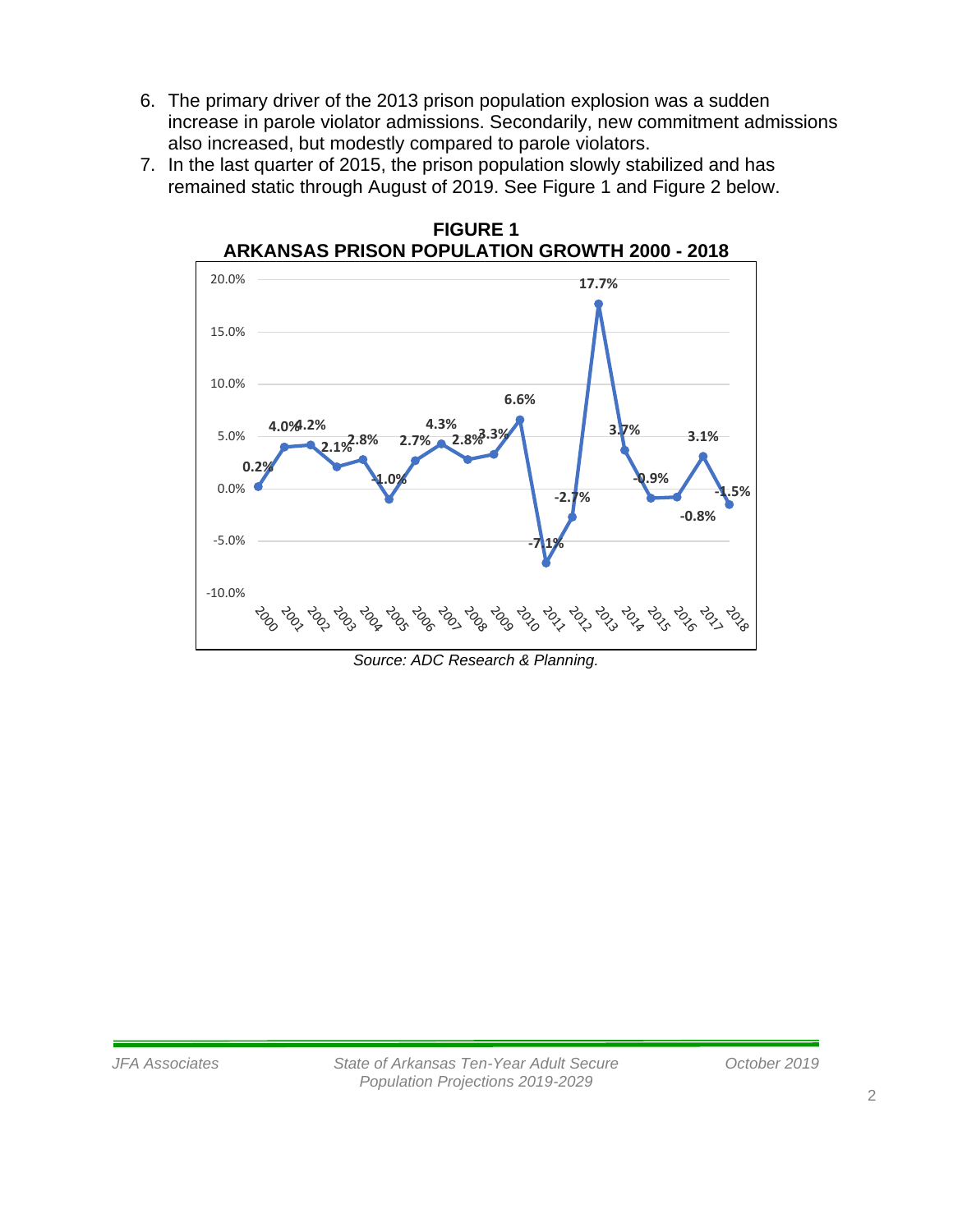6. The primary driver of the 2013 prison population explosion was a sudden increase in parole violator admissions. Secondarily, new commitment admissions also increased, but modestly compared to parole violators.
7. In the last quarter of 2015, the prison population slowly stabilized and has remained static through August of 2019. See Figure 1 and Figure 2 below.

**FIGURE 1**
**ARKANSAS PRISON POPULATION GROWTH 2000 - 2018**

| Year | Growth |
|---|---|
| 2000 | 0.2% |
| 2001 | 4.0% |
| 2002 | 4.2% |
| 2003 | 2.1% |
| 2004 | 2.8% |
| 2005 | -1.0% |
| 2006 | 2.7% |
| 2007 | 4.3% |
| 2008 | 2.8% |
| 2009 | 3.3% |
| 2010 | 6.6% |
| 2011 | -7.1% |
| 2012 | -2.7% |
| 2013 | 17.7% |
| 2014 | 3.7% |
| 2015 | -0.9% |
| 2016 | -0.8% |
| 2017 | 3.1% |
| 2018 | -1.5% |

*Source: ADC Research & Planning.*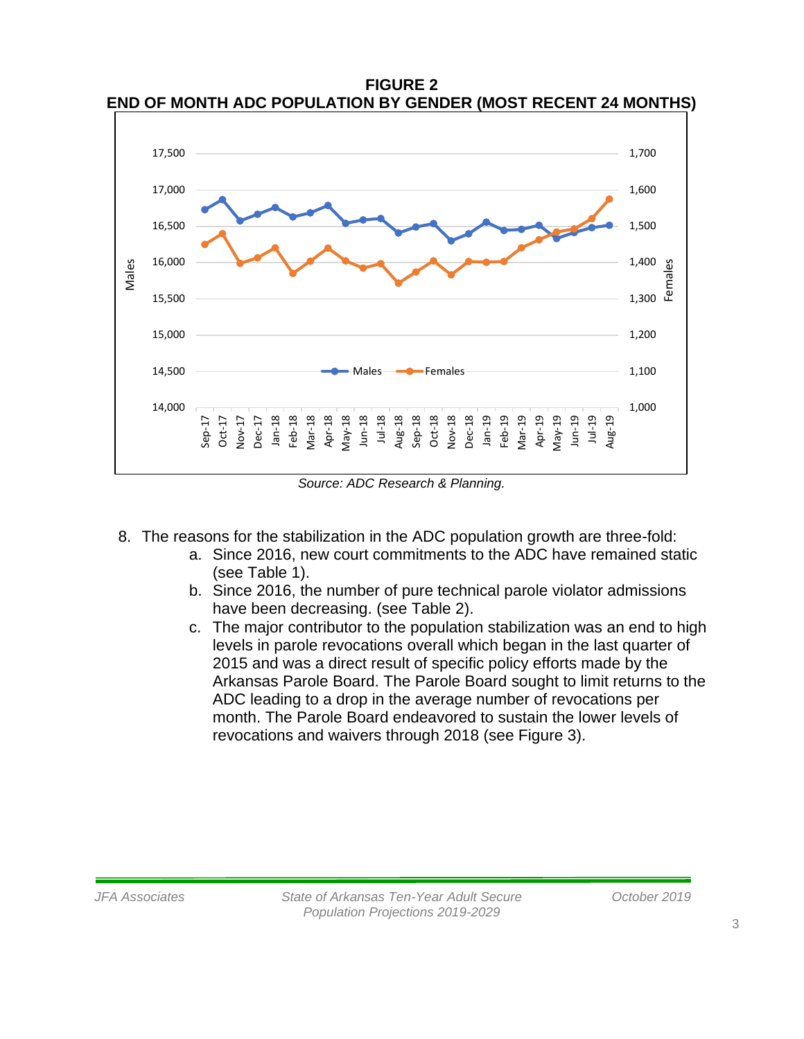**FIGURE 2**
**END OF MONTH ADC POPULATION BY GENDER (MOST RECENT 24 MONTHS)**

*Source: ADC Research & Planning.*

8. The reasons for the stabilization in the ADC population growth are three-fold:
   a. Since 2016, new court commitments to the ADC have remained static (see Table 1).
   b. Since 2016, the number of pure technical parole violator admissions have been decreasing. (see Table 2).
   c. The major contributor to the population stabilization was an end to high levels in parole revocations overall which began in the last quarter of 2015 and was a direct result of specific policy efforts made by the Arkansas Parole Board. The Parole Board sought to limit returns to the ADC leading to a drop in the average number of revocations per month. The Parole Board endeavored to sustain the lower levels of revocations and waivers through 2018 (see Figure 3).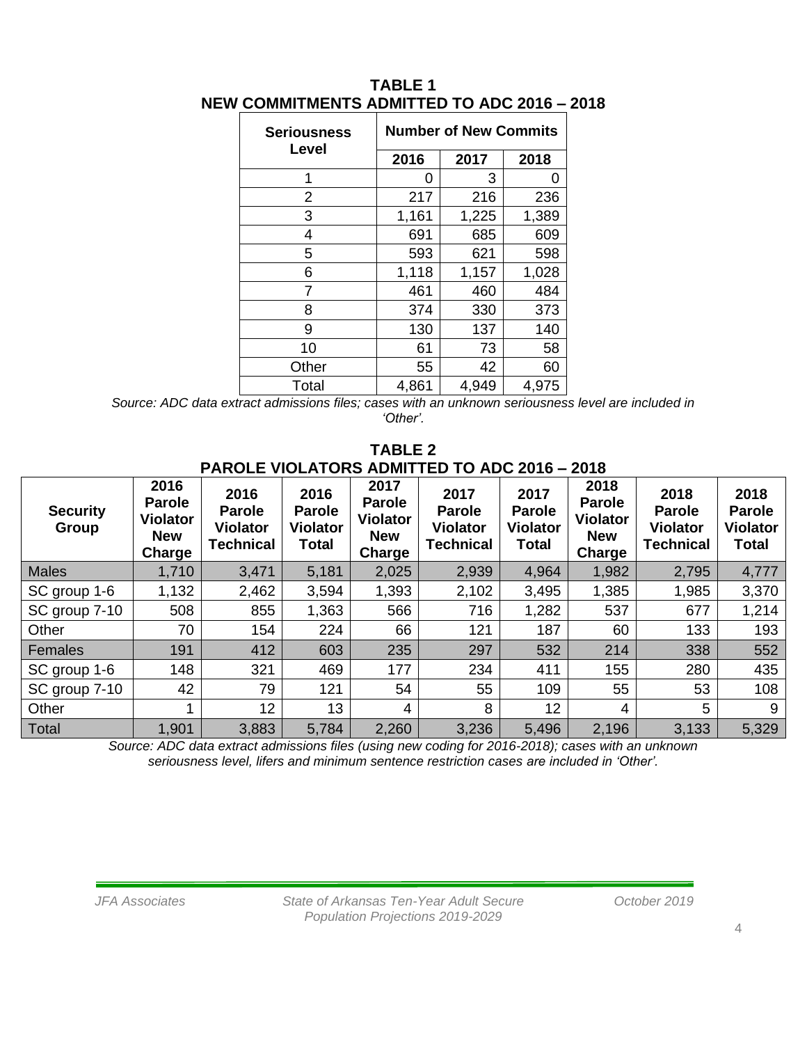**TABLE 1**
**NEW COMMITMENTS ADMITTED TO ADC 2016 – 2018**

| Seriousness Level | Number of New Commits | | |
|---|---|---|---|
| | 2016 | 2017 | 2018 |
| 1 | 0 | 3 | 0 |
| 2 | 217 | 216 | 236 |
| 3 | 1,161 | 1,225 | 1,389 |
| 4 | 691 | 685 | 609 |
| 5 | 593 | 621 | 598 |
| 6 | 1,118 | 1,157 | 1,028 |
| 7 | 461 | 460 | 484 |
| 8 | 374 | 330 | 373 |
| 9 | 130 | 137 | 140 |
| 10 | 61 | 73 | 58 |
| Other | 55 | 42 | 60 |
| Total | 4,861 | 4,949 | 4,975 |

*Source: ADC data extract admissions files; cases with an unknown seriousness level are included in 'Other'.*

**TABLE 2**
**PAROLE VIOLATORS ADMITTED TO ADC 2016 – 2018**

| Security Group | 2016 Parole Violator New Charge | 2016 Parole Violator Technical | 2016 Parole Violator Total | 2017 Parole Violator New Charge | 2017 Parole Violator Technical | 2017 Parole Violator Total | 2018 Parole Violator New Charge | 2018 Parole Violator Technical | 2018 Parole Violator Total |
|---|---|---|---|---|---|---|---|---|---|
| Males | 1,710 | 3,471 | 5,181 | 2,025 | 2,939 | 4,964 | 1,982 | 2,795 | 4,777 |
| SC group 1-6 | 1,132 | 2,462 | 3,594 | 1,393 | 2,102 | 3,495 | 1,385 | 1,985 | 3,370 |
| SC group 7-10 | 508 | 855 | 1,363 | 566 | 716 | 1,282 | 537 | 677 | 1,214 |
| Other | 70 | 154 | 224 | 66 | 121 | 187 | 60 | 133 | 193 |
| Females | 191 | 412 | 603 | 235 | 297 | 532 | 214 | 338 | 552 |
| SC group 1-6 | 148 | 321 | 469 | 177 | 234 | 411 | 155 | 280 | 435 |
| SC group 7-10 | 42 | 79 | 121 | 54 | 55 | 109 | 55 | 53 | 108 |
| Other | 1 | 12 | 13 | 4 | 8 | 12 | 4 | 5 | 9 |
| Total | 1,901 | 3,883 | 5,784 | 2,260 | 3,236 | 5,496 | 2,196 | 3,133 | 5,329 |

*Source: ADC data extract admissions files (using new coding for 2016-2018); cases with an unknown seriousness level, lifers and minimum sentence restriction cases are included in 'Other'.*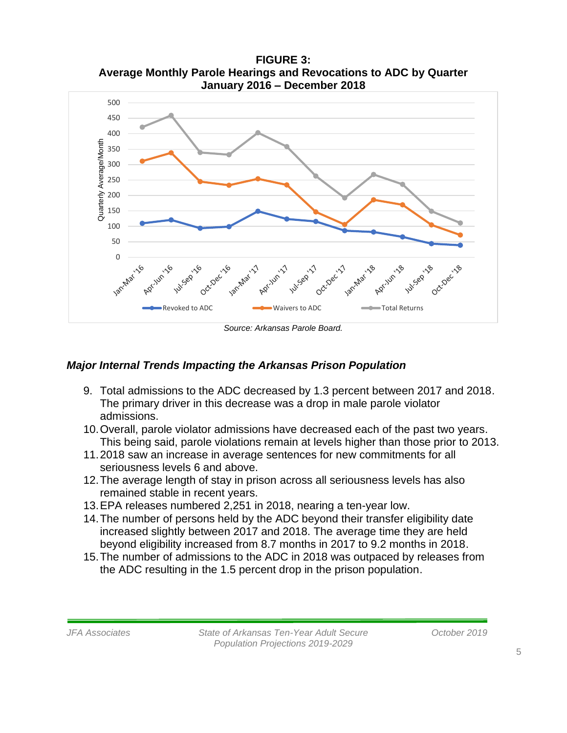**FIGURE 3:**
**Average Monthly Parole Hearings and Revocations to ADC by Quarter**
**January 2016 – December 2018**

*Source: Arkansas Parole Board.*

### *Major Internal Trends Impacting the Arkansas Prison Population*

9. Total admissions to the ADC decreased by 1.3 percent between 2017 and 2018. The primary driver in this decrease was a drop in male parole violator admissions.
10. Overall, parole violator admissions have decreased each of the past two years. This being said, parole violations remain at levels higher than those prior to 2013.
11. 2018 saw an increase in average sentences for new commitments for all seriousness levels 6 and above.
12. The average length of stay in prison across all seriousness levels has also remained stable in recent years.
13. EPA releases numbered 2,251 in 2018, nearing a ten-year low.
14. The number of persons held by the ADC beyond their transfer eligibility date increased slightly between 2017 and 2018. The average time they are held beyond eligibility increased from 8.7 months in 2017 to 9.2 months in 2018.
15. The number of admissions to the ADC in 2018 was outpaced by releases from the ADC resulting in the 1.5 percent drop in the prison population.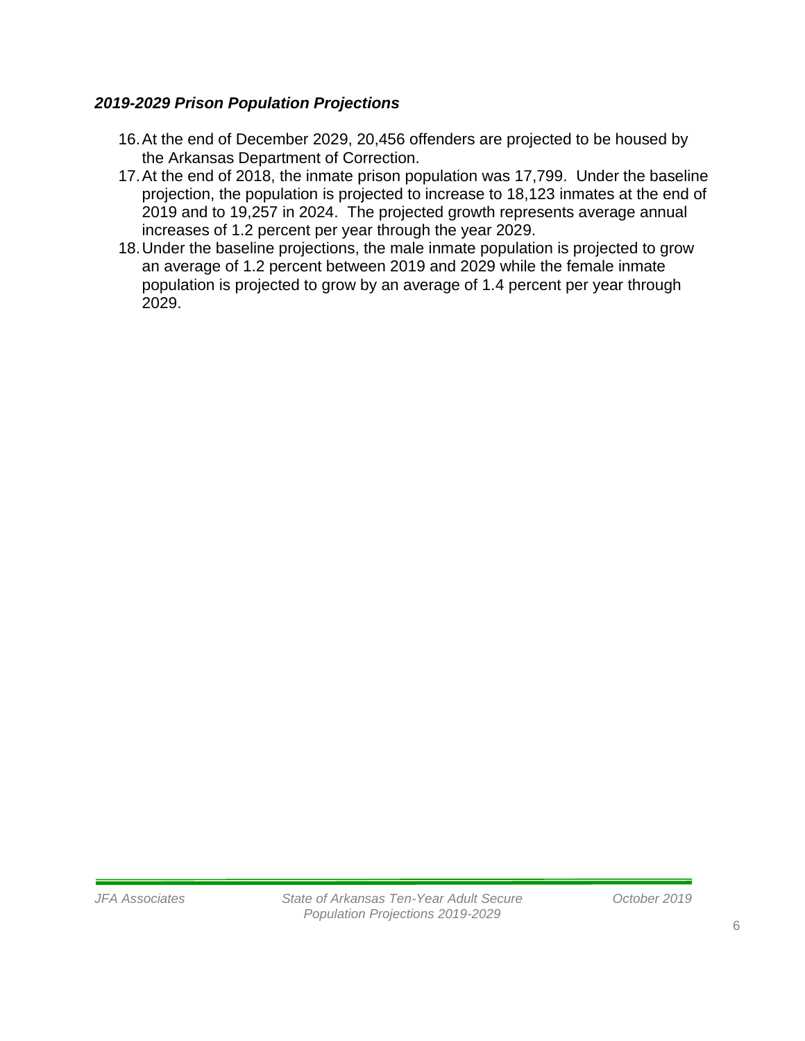***2019-2029 Prison Population Projections***

16. At the end of December 2029, 20,456 offenders are projected to be housed by the Arkansas Department of Correction.
17. At the end of 2018, the inmate prison population was 17,799. Under the baseline projection, the population is projected to increase to 18,123 inmates at the end of 2019 and to 19,257 in 2024. The projected growth represents average annual increases of 1.2 percent per year through the year 2029.
18. Under the baseline projections, the male inmate population is projected to grow an average of 1.2 percent between 2019 and 2029 while the female inmate population is projected to grow by an average of 1.4 percent per year through 2029.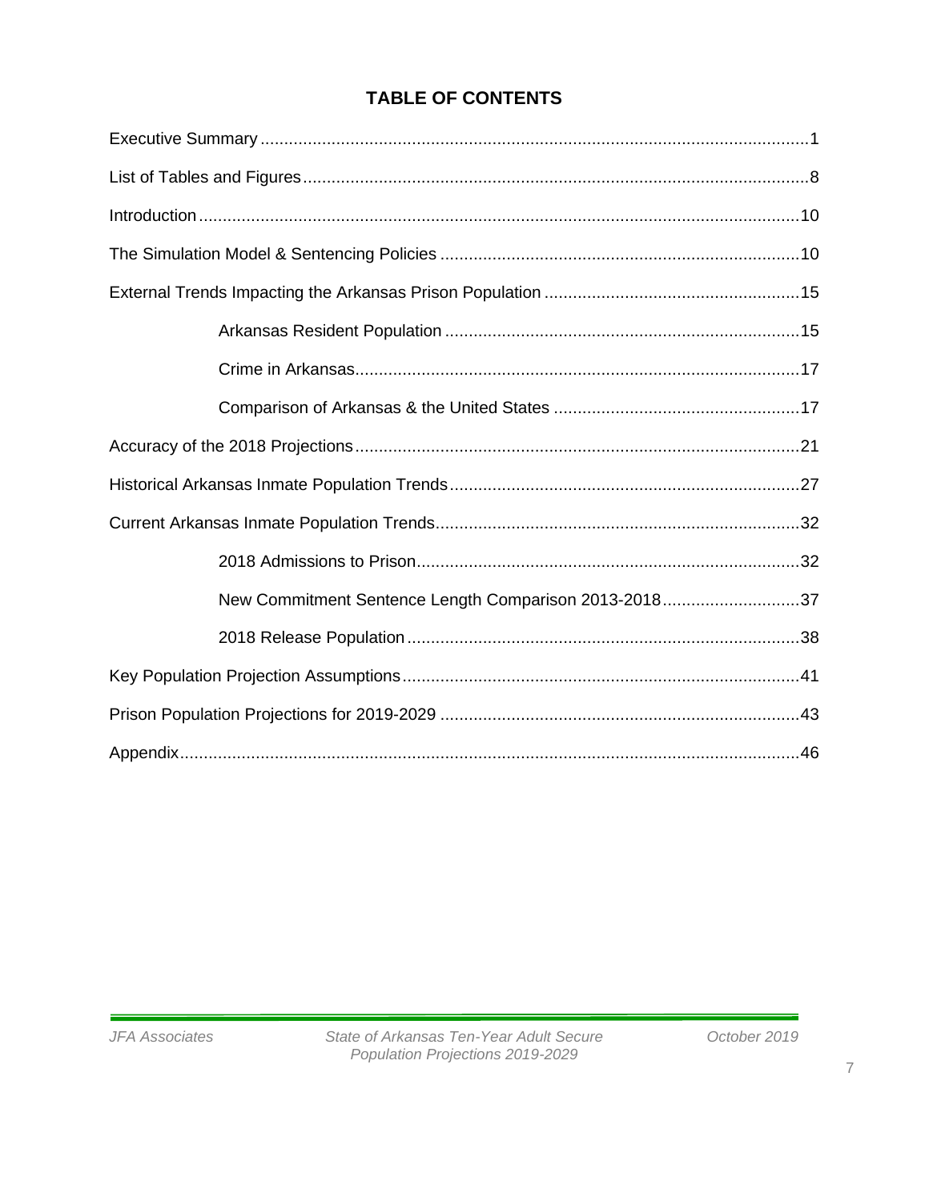# TABLE OF CONTENTS

Executive Summary ........................................................................................................ 1

List of Tables and Figures ............................................................................................. 8

Introduction .................................................................................................................. 10

The Simulation Model & Sentencing Policies ............................................................... 10

External Trends Impacting the Arkansas Prison Population ........................................ 15

- Arkansas Resident Population .............................................................................. 15
- Crime in Arkansas ................................................................................................. 17
- Comparison of Arkansas & the United States ....................................................... 17

Accuracy of the 2018 Projections ................................................................................. 21

Historical Arkansas Inmate Population Trends ............................................................ 27

Current Arkansas Inmate Population Trends ............................................................... 32

- 2018 Admissions to Prison .................................................................................... 32
- New Commitment Sentence Length Comparison 2013-2018 ................................ 37
- 2018 Release Population ...................................................................................... 38

Key Population Projection Assumptions ...................................................................... 41

Prison Population Projections for 2019-2029 ............................................................... 43

Appendix ...................................................................................................................... 46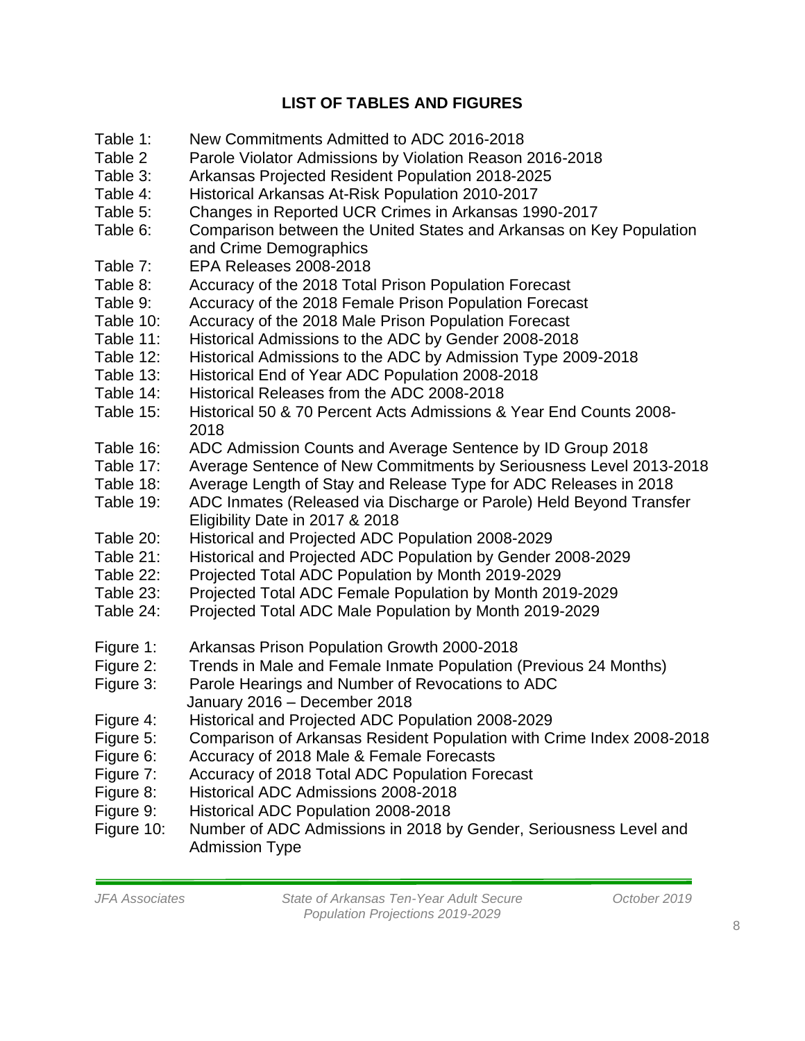## LIST OF TABLES AND FIGURES

| | |
|---|---|
| Table 1: | New Commitments Admitted to ADC 2016-2018 |
| Table 2 | Parole Violator Admissions by Violation Reason 2016-2018 |
| Table 3: | Arkansas Projected Resident Population 2018-2025 |
| Table 4: | Historical Arkansas At-Risk Population 2010-2017 |
| Table 5: | Changes in Reported UCR Crimes in Arkansas 1990-2017 |
| Table 6: | Comparison between the United States and Arkansas on Key Population and Crime Demographics |
| Table 7: | EPA Releases 2008-2018 |
| Table 8: | Accuracy of the 2018 Total Prison Population Forecast |
| Table 9: | Accuracy of the 2018 Female Prison Population Forecast |
| Table 10: | Accuracy of the 2018 Male Prison Population Forecast |
| Table 11: | Historical Admissions to the ADC by Gender 2008-2018 |
| Table 12: | Historical Admissions to the ADC by Admission Type 2009-2018 |
| Table 13: | Historical End of Year ADC Population 2008-2018 |
| Table 14: | Historical Releases from the ADC 2008-2018 |
| Table 15: | Historical 50 & 70 Percent Acts Admissions & Year End Counts 2008-2018 |
| Table 16: | ADC Admission Counts and Average Sentence by ID Group 2018 |
| Table 17: | Average Sentence of New Commitments by Seriousness Level 2013-2018 |
| Table 18: | Average Length of Stay and Release Type for ADC Releases in 2018 |
| Table 19: | ADC Inmates (Released via Discharge or Parole) Held Beyond Transfer Eligibility Date in 2017 & 2018 |
| Table 20: | Historical and Projected ADC Population 2008-2029 |
| Table 21: | Historical and Projected ADC Population by Gender 2008-2029 |
| Table 22: | Projected Total ADC Population by Month 2019-2029 |
| Table 23: | Projected Total ADC Female Population by Month 2019-2029 |
| Table 24: | Projected Total ADC Male Population by Month 2019-2029 |

| | |
|---|---|
| Figure 1: | Arkansas Prison Population Growth 2000-2018 |
| Figure 2: | Trends in Male and Female Inmate Population (Previous 24 Months) |
| Figure 3: | Parole Hearings and Number of Revocations to ADC January 2016 – December 2018 |
| Figure 4: | Historical and Projected ADC Population 2008-2029 |
| Figure 5: | Comparison of Arkansas Resident Population with Crime Index 2008-2018 |
| Figure 6: | Accuracy of 2018 Male & Female Forecasts |
| Figure 7: | Accuracy of 2018 Total ADC Population Forecast |
| Figure 8: | Historical ADC Admissions 2008-2018 |
| Figure 9: | Historical ADC Population 2008-2018 |
| Figure 10: | Number of ADC Admissions in 2018 by Gender, Seriousness Level and Admission Type |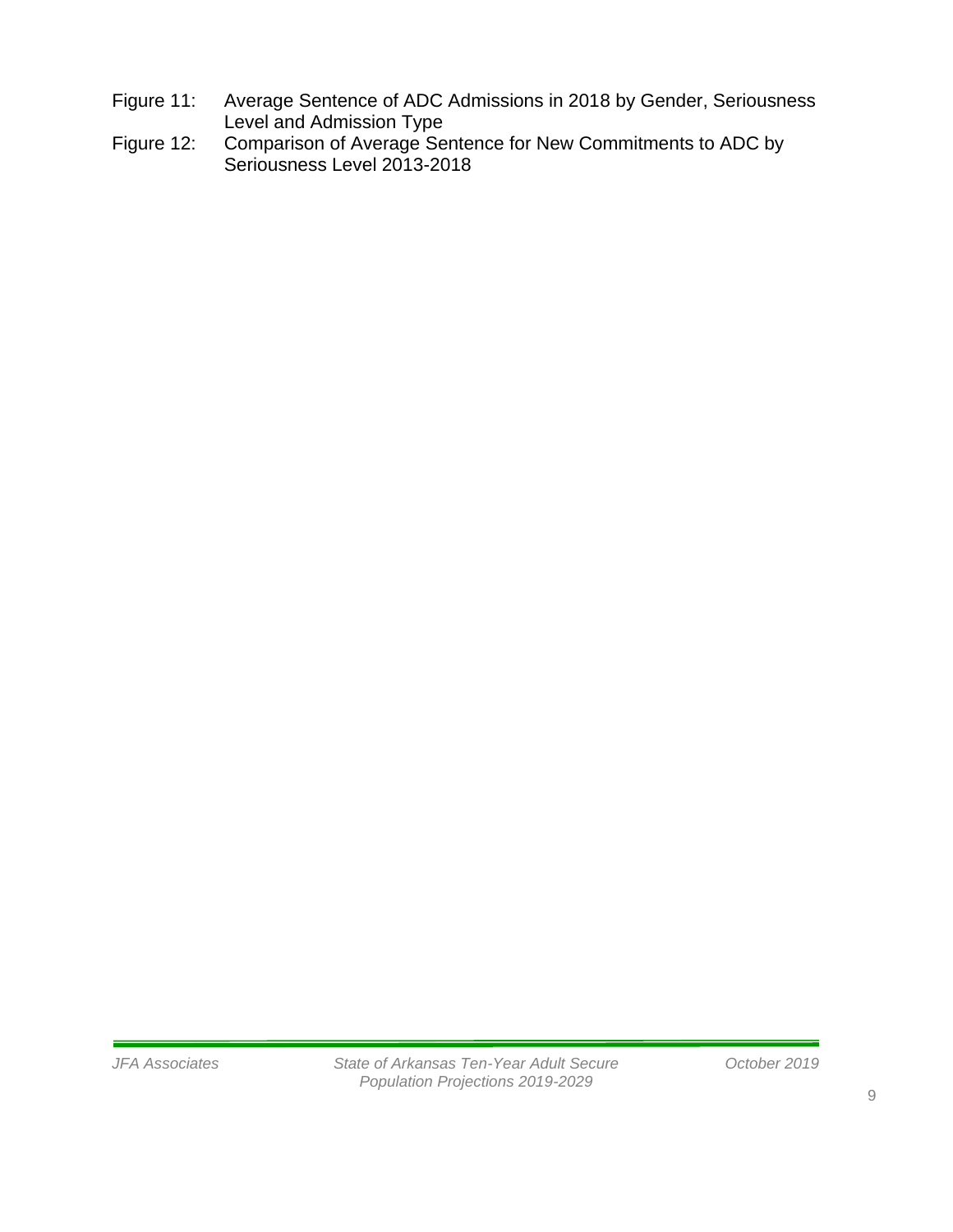Figure 11: Average Sentence of ADC Admissions in 2018 by Gender, Seriousness Level and Admission Type

Figure 12: Comparison of Average Sentence for New Commitments to ADC by Seriousness Level 2013-2018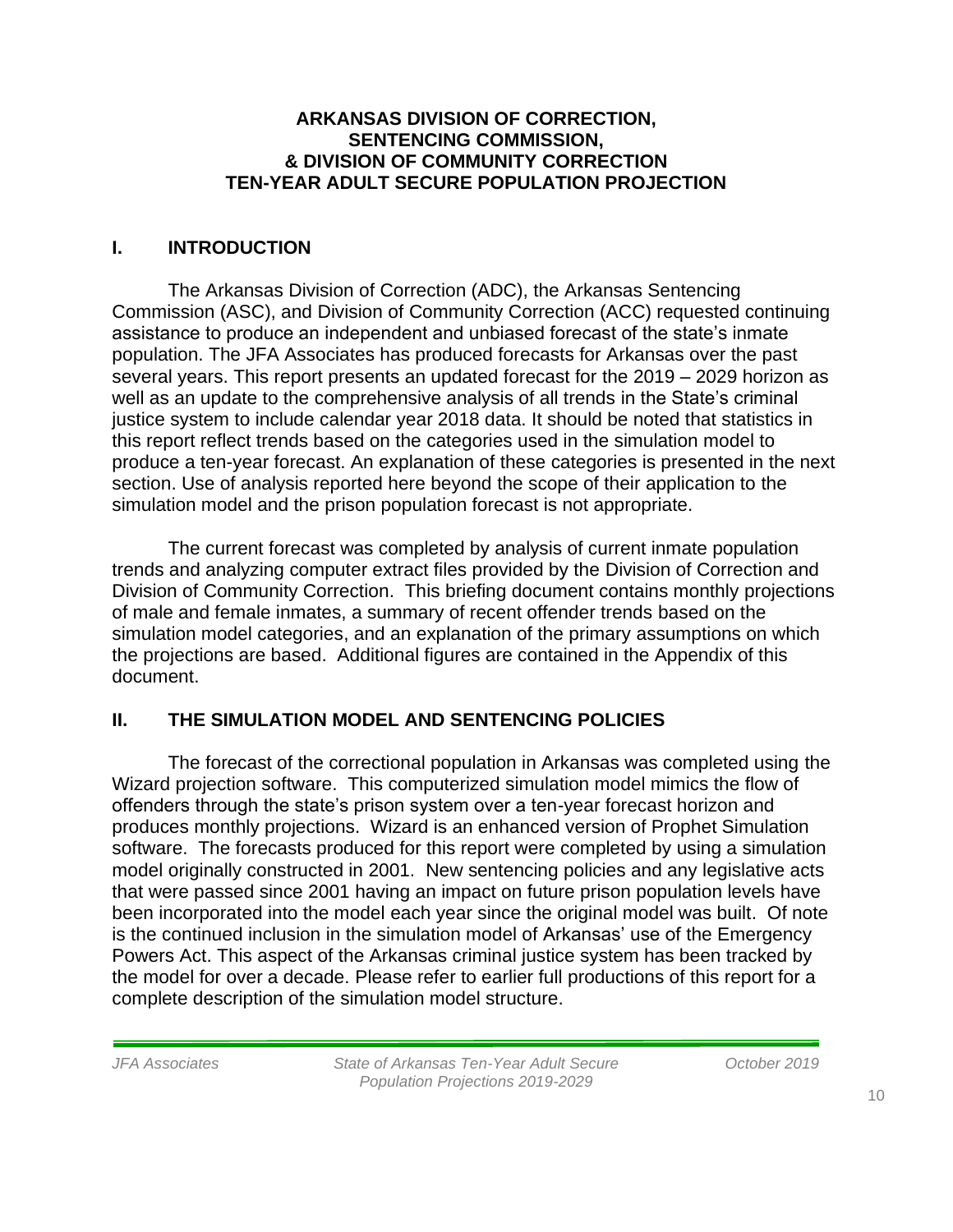# ARKANSAS DIVISION OF CORRECTION, SENTENCING COMMISSION, & DIVISION OF COMMUNITY CORRECTION TEN-YEAR ADULT SECURE POPULATION PROJECTION

## I. INTRODUCTION

The Arkansas Division of Correction (ADC), the Arkansas Sentencing Commission (ASC), and Division of Community Correction (ACC) requested continuing assistance to produce an independent and unbiased forecast of the state's inmate population. The JFA Associates has produced forecasts for Arkansas over the past several years. This report presents an updated forecast for the 2019 – 2029 horizon as well as an update to the comprehensive analysis of all trends in the State's criminal justice system to include calendar year 2018 data. It should be noted that statistics in this report reflect trends based on the categories used in the simulation model to produce a ten-year forecast. An explanation of these categories is presented in the next section. Use of analysis reported here beyond the scope of their application to the simulation model and the prison population forecast is not appropriate.

The current forecast was completed by analysis of current inmate population trends and analyzing computer extract files provided by the Division of Correction and Division of Community Correction. This briefing document contains monthly projections of male and female inmates, a summary of recent offender trends based on the simulation model categories, and an explanation of the primary assumptions on which the projections are based. Additional figures are contained in the Appendix of this document.

## II. THE SIMULATION MODEL AND SENTENCING POLICIES

The forecast of the correctional population in Arkansas was completed using the Wizard projection software. This computerized simulation model mimics the flow of offenders through the state's prison system over a ten-year forecast horizon and produces monthly projections. Wizard is an enhanced version of Prophet Simulation software. The forecasts produced for this report were completed by using a simulation model originally constructed in 2001. New sentencing policies and any legislative acts that were passed since 2001 having an impact on future prison population levels have been incorporated into the model each year since the original model was built. Of note is the continued inclusion in the simulation model of Arkansas' use of the Emergency Powers Act. This aspect of the Arkansas criminal justice system has been tracked by the model for over a decade. Please refer to earlier full productions of this report for a complete description of the simulation model structure.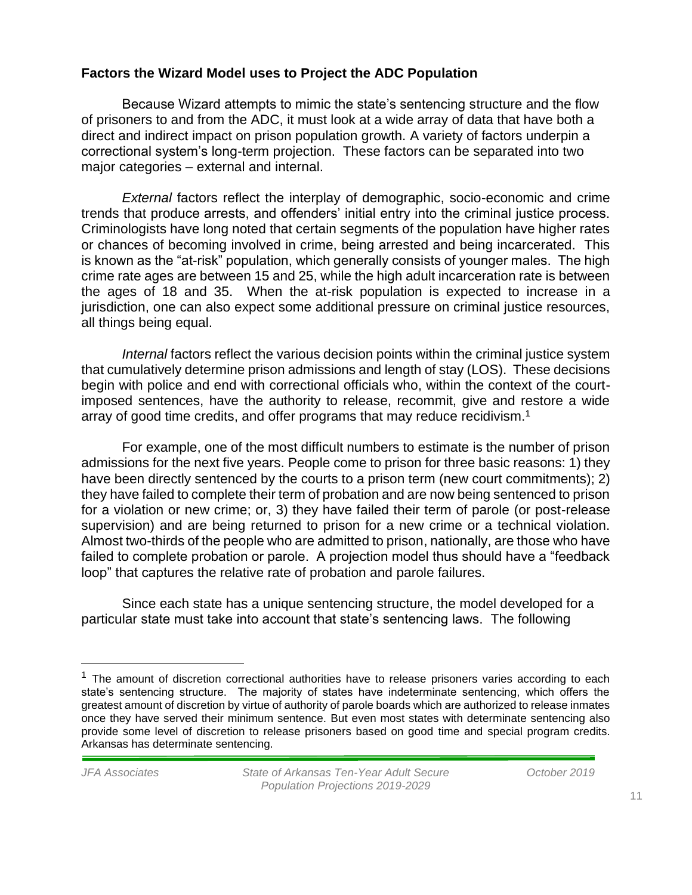### Factors the Wizard Model uses to Project the ADC Population

Because Wizard attempts to mimic the state's sentencing structure and the flow of prisoners to and from the ADC, it must look at a wide array of data that have both a direct and indirect impact on prison population growth. A variety of factors underpin a correctional system's long-term projection. These factors can be separated into two major categories – external and internal.

*External* factors reflect the interplay of demographic, socio-economic and crime trends that produce arrests, and offenders' initial entry into the criminal justice process. Criminologists have long noted that certain segments of the population have higher rates or chances of becoming involved in crime, being arrested and being incarcerated. This is known as the "at-risk" population, which generally consists of younger males. The high crime rate ages are between 15 and 25, while the high adult incarceration rate is between the ages of 18 and 35. When the at-risk population is expected to increase in a jurisdiction, one can also expect some additional pressure on criminal justice resources, all things being equal.

*Internal* factors reflect the various decision points within the criminal justice system that cumulatively determine prison admissions and length of stay (LOS). These decisions begin with police and end with correctional officials who, within the context of the court-imposed sentences, have the authority to release, recommit, give and restore a wide array of good time credits, and offer programs that may reduce recidivism.[1]

For example, one of the most difficult numbers to estimate is the number of prison admissions for the next five years. People come to prison for three basic reasons: 1) they have been directly sentenced by the courts to a prison term (new court commitments); 2) they have failed to complete their term of probation and are now being sentenced to prison for a violation or new crime; or, 3) they have failed their term of parole (or post-release supervision) and are being returned to prison for a new crime or a technical violation. Almost two-thirds of the people who are admitted to prison, nationally, are those who have failed to complete probation or parole. A projection model thus should have a "feedback loop" that captures the relative rate of probation and parole failures.

Since each state has a unique sentencing structure, the model developed for a particular state must take into account that state's sentencing laws. The following

---

[1] The amount of discretion correctional authorities have to release prisoners varies according to each state's sentencing structure. The majority of states have indeterminate sentencing, which offers the greatest amount of discretion by virtue of authority of parole boards which are authorized to release inmates once they have served their minimum sentence. But even most states with determinate sentencing also provide some level of discretion to release prisoners based on good time and special program credits. Arkansas has determinate sentencing.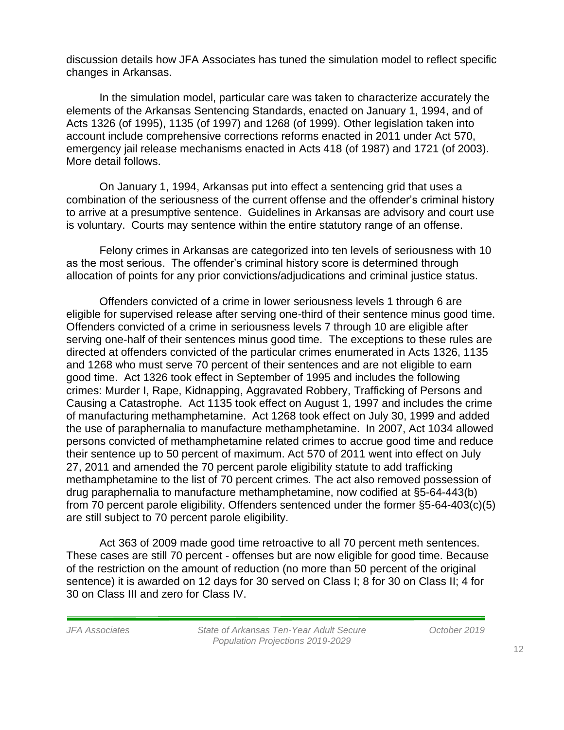discussion details how JFA Associates has tuned the simulation model to reflect specific changes in Arkansas.

In the simulation model, particular care was taken to characterize accurately the elements of the Arkansas Sentencing Standards, enacted on January 1, 1994, and of Acts 1326 (of 1995), 1135 (of 1997) and 1268 (of 1999). Other legislation taken into account include comprehensive corrections reforms enacted in 2011 under Act 570, emergency jail release mechanisms enacted in Acts 418 (of 1987) and 1721 (of 2003). More detail follows.

On January 1, 1994, Arkansas put into effect a sentencing grid that uses a combination of the seriousness of the current offense and the offender's criminal history to arrive at a presumptive sentence. Guidelines in Arkansas are advisory and court use is voluntary. Courts may sentence within the entire statutory range of an offense.

Felony crimes in Arkansas are categorized into ten levels of seriousness with 10 as the most serious. The offender's criminal history score is determined through allocation of points for any prior convictions/adjudications and criminal justice status.

Offenders convicted of a crime in lower seriousness levels 1 through 6 are eligible for supervised release after serving one-third of their sentence minus good time. Offenders convicted of a crime in seriousness levels 7 through 10 are eligible after serving one-half of their sentences minus good time. The exceptions to these rules are directed at offenders convicted of the particular crimes enumerated in Acts 1326, 1135 and 1268 who must serve 70 percent of their sentences and are not eligible to earn good time. Act 1326 took effect in September of 1995 and includes the following crimes: Murder I, Rape, Kidnapping, Aggravated Robbery, Trafficking of Persons and Causing a Catastrophe. Act 1135 took effect on August 1, 1997 and includes the crime of manufacturing methamphetamine. Act 1268 took effect on July 30, 1999 and added the use of paraphernalia to manufacture methamphetamine. In 2007, Act 1034 allowed persons convicted of methamphetamine related crimes to accrue good time and reduce their sentence up to 50 percent of maximum. Act 570 of 2011 went into effect on July 27, 2011 and amended the 70 percent parole eligibility statute to add trafficking methamphetamine to the list of 70 percent crimes. The act also removed possession of drug paraphernalia to manufacture methamphetamine, now codified at §5-64-443(b) from 70 percent parole eligibility. Offenders sentenced under the former §5-64-403(c)(5) are still subject to 70 percent parole eligibility.

Act 363 of 2009 made good time retroactive to all 70 percent meth sentences. These cases are still 70 percent - offenses but are now eligible for good time. Because of the restriction on the amount of reduction (no more than 50 percent of the original sentence) it is awarded on 12 days for 30 served on Class I; 8 for 30 on Class II; 4 for 30 on Class III and zero for Class IV.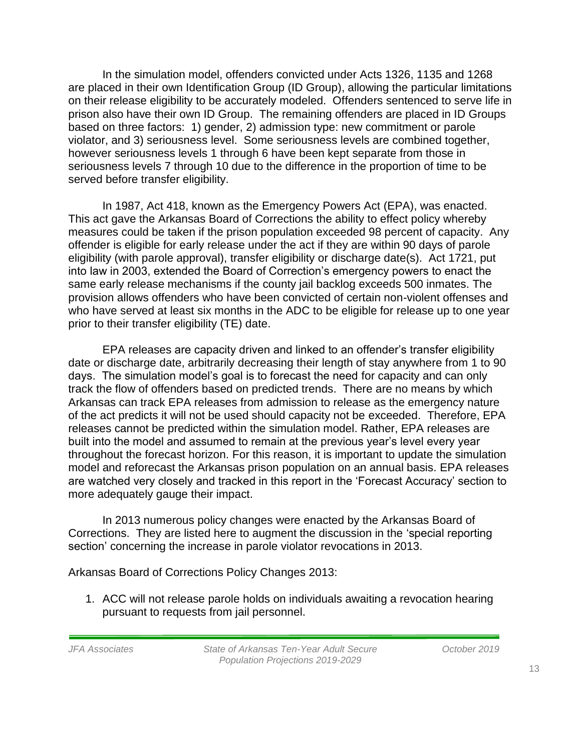In the simulation model, offenders convicted under Acts 1326, 1135 and 1268 are placed in their own Identification Group (ID Group), allowing the particular limitations on their release eligibility to be accurately modeled. Offenders sentenced to serve life in prison also have their own ID Group. The remaining offenders are placed in ID Groups based on three factors: 1) gender, 2) admission type: new commitment or parole violator, and 3) seriousness level. Some seriousness levels are combined together, however seriousness levels 1 through 6 have been kept separate from those in seriousness levels 7 through 10 due to the difference in the proportion of time to be served before transfer eligibility.

In 1987, Act 418, known as the Emergency Powers Act (EPA), was enacted. This act gave the Arkansas Board of Corrections the ability to effect policy whereby measures could be taken if the prison population exceeded 98 percent of capacity. Any offender is eligible for early release under the act if they are within 90 days of parole eligibility (with parole approval), transfer eligibility or discharge date(s). Act 1721, put into law in 2003, extended the Board of Correction's emergency powers to enact the same early release mechanisms if the county jail backlog exceeds 500 inmates. The provision allows offenders who have been convicted of certain non-violent offenses and who have served at least six months in the ADC to be eligible for release up to one year prior to their transfer eligibility (TE) date.

EPA releases are capacity driven and linked to an offender's transfer eligibility date or discharge date, arbitrarily decreasing their length of stay anywhere from 1 to 90 days. The simulation model's goal is to forecast the need for capacity and can only track the flow of offenders based on predicted trends. There are no means by which Arkansas can track EPA releases from admission to release as the emergency nature of the act predicts it will not be used should capacity not be exceeded. Therefore, EPA releases cannot be predicted within the simulation model. Rather, EPA releases are built into the model and assumed to remain at the previous year's level every year throughout the forecast horizon. For this reason, it is important to update the simulation model and reforecast the Arkansas prison population on an annual basis. EPA releases are watched very closely and tracked in this report in the 'Forecast Accuracy' section to more adequately gauge their impact.

In 2013 numerous policy changes were enacted by the Arkansas Board of Corrections. They are listed here to augment the discussion in the 'special reporting section' concerning the increase in parole violator revocations in 2013.

Arkansas Board of Corrections Policy Changes 2013:

1. ACC will not release parole holds on individuals awaiting a revocation hearing pursuant to requests from jail personnel.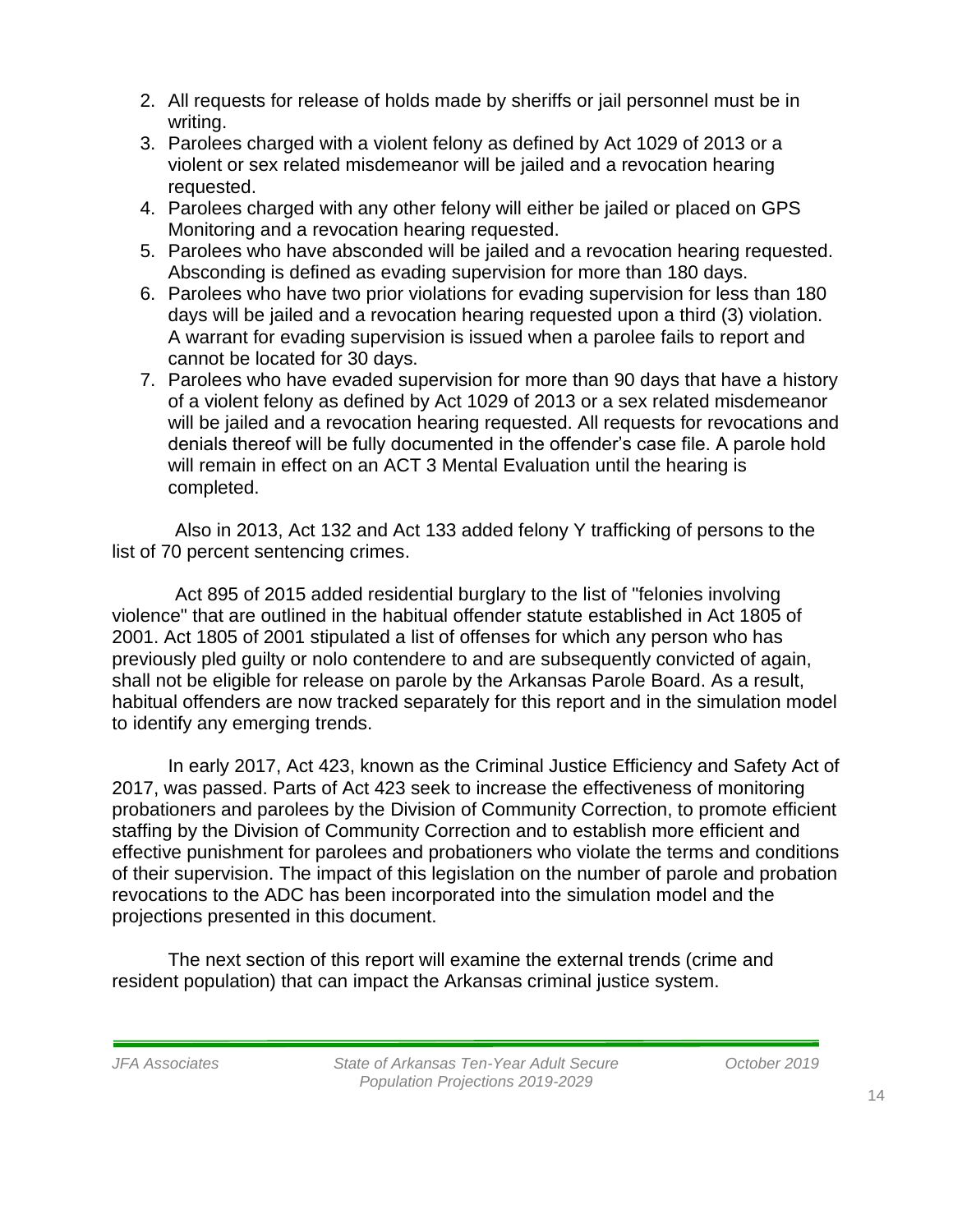2. All requests for release of holds made by sheriffs or jail personnel must be in writing.
3. Parolees charged with a violent felony as defined by Act 1029 of 2013 or a violent or sex related misdemeanor will be jailed and a revocation hearing requested.
4. Parolees charged with any other felony will either be jailed or placed on GPS Monitoring and a revocation hearing requested.
5. Parolees who have absconded will be jailed and a revocation hearing requested. Absconding is defined as evading supervision for more than 180 days.
6. Parolees who have two prior violations for evading supervision for less than 180 days will be jailed and a revocation hearing requested upon a third (3) violation. A warrant for evading supervision is issued when a parolee fails to report and cannot be located for 30 days.
7. Parolees who have evaded supervision for more than 90 days that have a history of a violent felony as defined by Act 1029 of 2013 or a sex related misdemeanor will be jailed and a revocation hearing requested. All requests for revocations and denials thereof will be fully documented in the offender's case file. A parole hold will remain in effect on an ACT 3 Mental Evaluation until the hearing is completed.

Also in 2013, Act 132 and Act 133 added felony Y trafficking of persons to the list of 70 percent sentencing crimes.

Act 895 of 2015 added residential burglary to the list of "felonies involving violence" that are outlined in the habitual offender statute established in Act 1805 of 2001. Act 1805 of 2001 stipulated a list of offenses for which any person who has previously pled guilty or nolo contendere to and are subsequently convicted of again, shall not be eligible for release on parole by the Arkansas Parole Board. As a result, habitual offenders are now tracked separately for this report and in the simulation model to identify any emerging trends.

In early 2017, Act 423, known as the Criminal Justice Efficiency and Safety Act of 2017, was passed. Parts of Act 423 seek to increase the effectiveness of monitoring probationers and parolees by the Division of Community Correction, to promote efficient staffing by the Division of Community Correction and to establish more efficient and effective punishment for parolees and probationers who violate the terms and conditions of their supervision. The impact of this legislation on the number of parole and probation revocations to the ADC has been incorporated into the simulation model and the projections presented in this document.

The next section of this report will examine the external trends (crime and resident population) that can impact the Arkansas criminal justice system.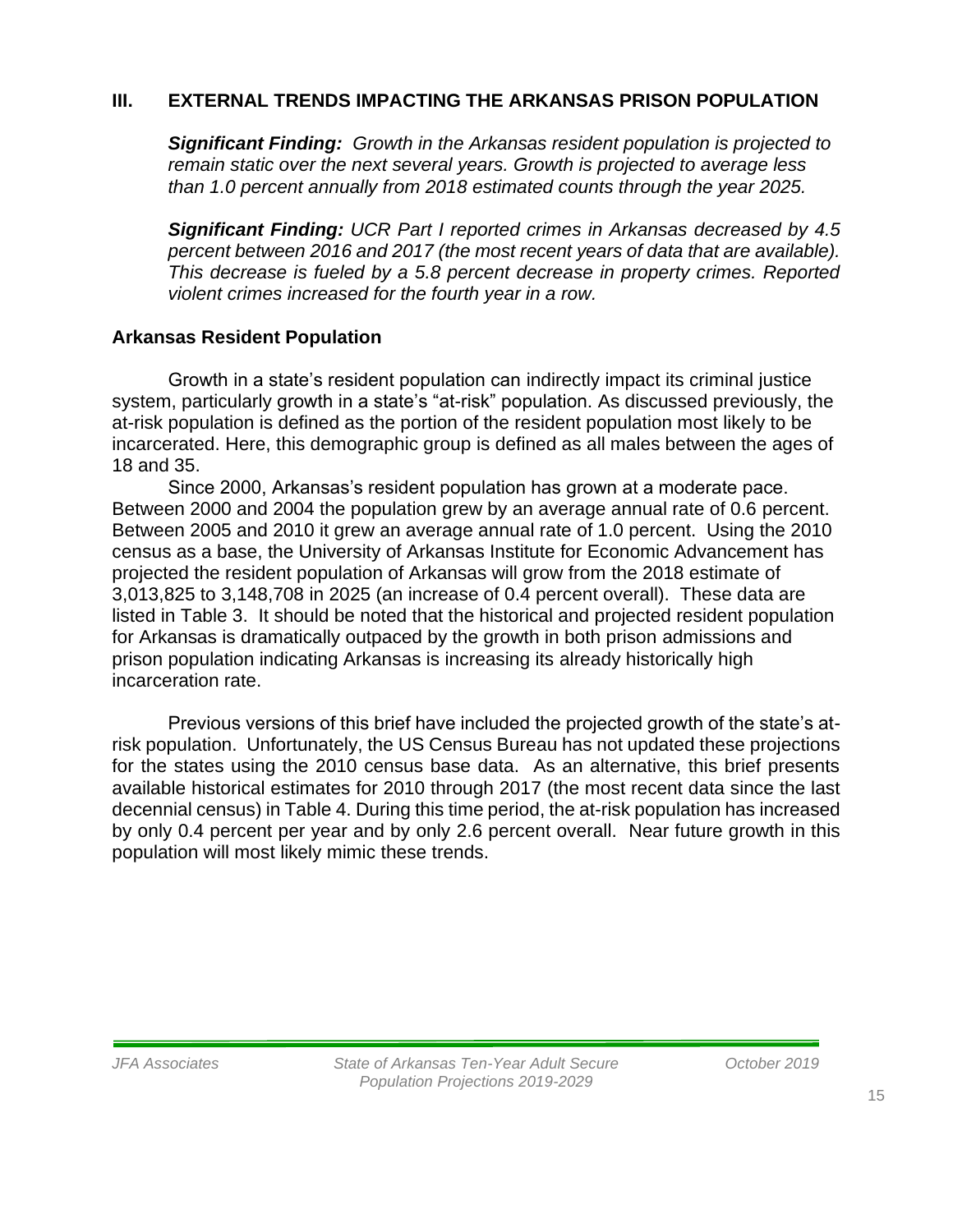## III. EXTERNAL TRENDS IMPACTING THE ARKANSAS PRISON POPULATION

***Significant Finding:*** *Growth in the Arkansas resident population is projected to remain static over the next several years. Growth is projected to average less than 1.0 percent annually from 2018 estimated counts through the year 2025.*

***Significant Finding:*** *UCR Part I reported crimes in Arkansas decreased by 4.5 percent between 2016 and 2017 (the most recent years of data that are available). This decrease is fueled by a 5.8 percent decrease in property crimes. Reported violent crimes increased for the fourth year in a row.*

### Arkansas Resident Population

Growth in a state's resident population can indirectly impact its criminal justice system, particularly growth in a state's "at-risk" population. As discussed previously, the at-risk population is defined as the portion of the resident population most likely to be incarcerated. Here, this demographic group is defined as all males between the ages of 18 and 35.

Since 2000, Arkansas's resident population has grown at a moderate pace. Between 2000 and 2004 the population grew by an average annual rate of 0.6 percent. Between 2005 and 2010 it grew an average annual rate of 1.0 percent. Using the 2010 census as a base, the University of Arkansas Institute for Economic Advancement has projected the resident population of Arkansas will grow from the 2018 estimate of 3,013,825 to 3,148,708 in 2025 (an increase of 0.4 percent overall). These data are listed in Table 3. It should be noted that the historical and projected resident population for Arkansas is dramatically outpaced by the growth in both prison admissions and prison population indicating Arkansas is increasing its already historically high incarceration rate.

Previous versions of this brief have included the projected growth of the state's at-risk population. Unfortunately, the US Census Bureau has not updated these projections for the states using the 2010 census base data. As an alternative, this brief presents available historical estimates for 2010 through 2017 (the most recent data since the last decennial census) in Table 4. During this time period, the at-risk population has increased by only 0.4 percent per year and by only 2.6 percent overall. Near future growth in this population will most likely mimic these trends.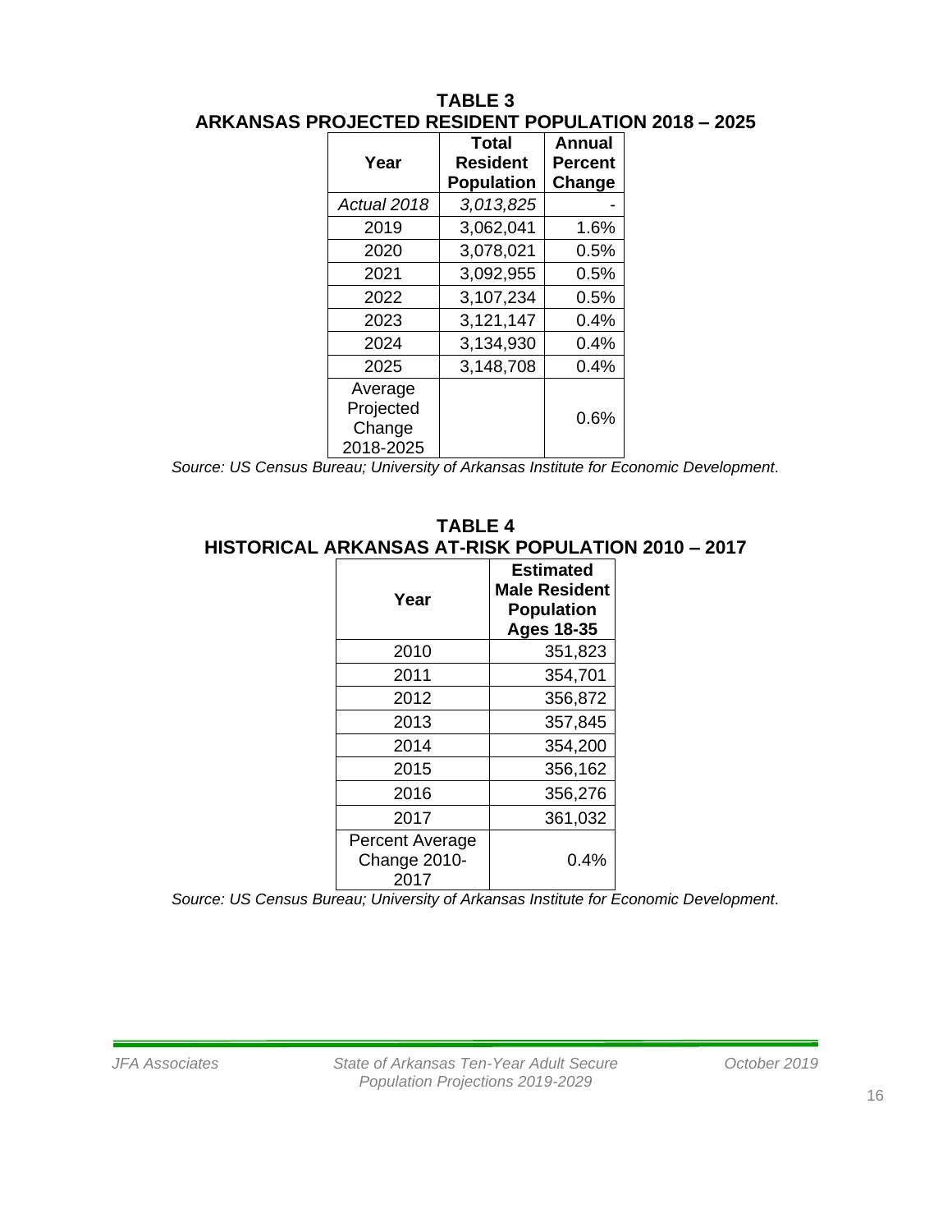**TABLE 3**
**ARKANSAS PROJECTED RESIDENT POPULATION 2018 – 2025**

| Year | Total Resident Population | Annual Percent Change |
|---|---|---|
| *Actual 2018* | *3,013,825* | - |
| 2019 | 3,062,041 | 1.6% |
| 2020 | 3,078,021 | 0.5% |
| 2021 | 3,092,955 | 0.5% |
| 2022 | 3,107,234 | 0.5% |
| 2023 | 3,121,147 | 0.4% |
| 2024 | 3,134,930 | 0.4% |
| 2025 | 3,148,708 | 0.4% |
| Average Projected Change 2018-2025 | | 0.6% |

*Source: US Census Bureau; University of Arkansas Institute for Economic Development*.

**TABLE 4**
**HISTORICAL ARKANSAS AT-RISK POPULATION 2010 – 2017**

| Year | Estimated Male Resident Population Ages 18-35 |
|---|---|
| 2010 | 351,823 |
| 2011 | 354,701 |
| 2012 | 356,872 |
| 2013 | 357,845 |
| 2014 | 354,200 |
| 2015 | 356,162 |
| 2016 | 356,276 |
| 2017 | 361,032 |
| Percent Average Change 2010-2017 | 0.4% |

*Source: US Census Bureau; University of Arkansas Institute for Economic Development*.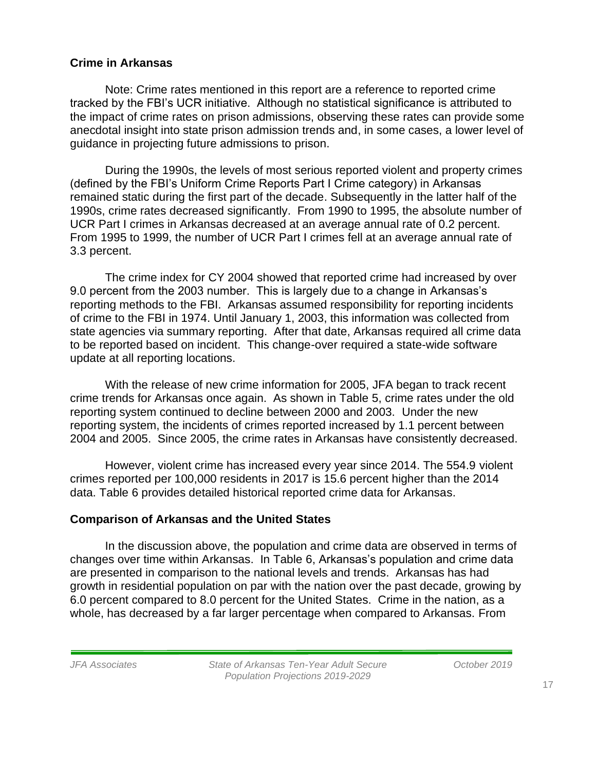### Crime in Arkansas

Note: Crime rates mentioned in this report are a reference to reported crime tracked by the FBI's UCR initiative. Although no statistical significance is attributed to the impact of crime rates on prison admissions, observing these rates can provide some anecdotal insight into state prison admission trends and, in some cases, a lower level of guidance in projecting future admissions to prison.

During the 1990s, the levels of most serious reported violent and property crimes (defined by the FBI's Uniform Crime Reports Part I Crime category) in Arkansas remained static during the first part of the decade. Subsequently in the latter half of the 1990s, crime rates decreased significantly. From 1990 to 1995, the absolute number of UCR Part I crimes in Arkansas decreased at an average annual rate of 0.2 percent. From 1995 to 1999, the number of UCR Part I crimes fell at an average annual rate of 3.3 percent.

The crime index for CY 2004 showed that reported crime had increased by over 9.0 percent from the 2003 number. This is largely due to a change in Arkansas's reporting methods to the FBI. Arkansas assumed responsibility for reporting incidents of crime to the FBI in 1974. Until January 1, 2003, this information was collected from state agencies via summary reporting. After that date, Arkansas required all crime data to be reported based on incident. This change-over required a state-wide software update at all reporting locations.

With the release of new crime information for 2005, JFA began to track recent crime trends for Arkansas once again. As shown in Table 5, crime rates under the old reporting system continued to decline between 2000 and 2003. Under the new reporting system, the incidents of crimes reported increased by 1.1 percent between 2004 and 2005. Since 2005, the crime rates in Arkansas have consistently decreased.

However, violent crime has increased every year since 2014. The 554.9 violent crimes reported per 100,000 residents in 2017 is 15.6 percent higher than the 2014 data. Table 6 provides detailed historical reported crime data for Arkansas.

### Comparison of Arkansas and the United States

In the discussion above, the population and crime data are observed in terms of changes over time within Arkansas. In Table 6, Arkansas's population and crime data are presented in comparison to the national levels and trends. Arkansas has had growth in residential population on par with the nation over the past decade, growing by 6.0 percent compared to 8.0 percent for the United States. Crime in the nation, as a whole, has decreased by a far larger percentage when compared to Arkansas. From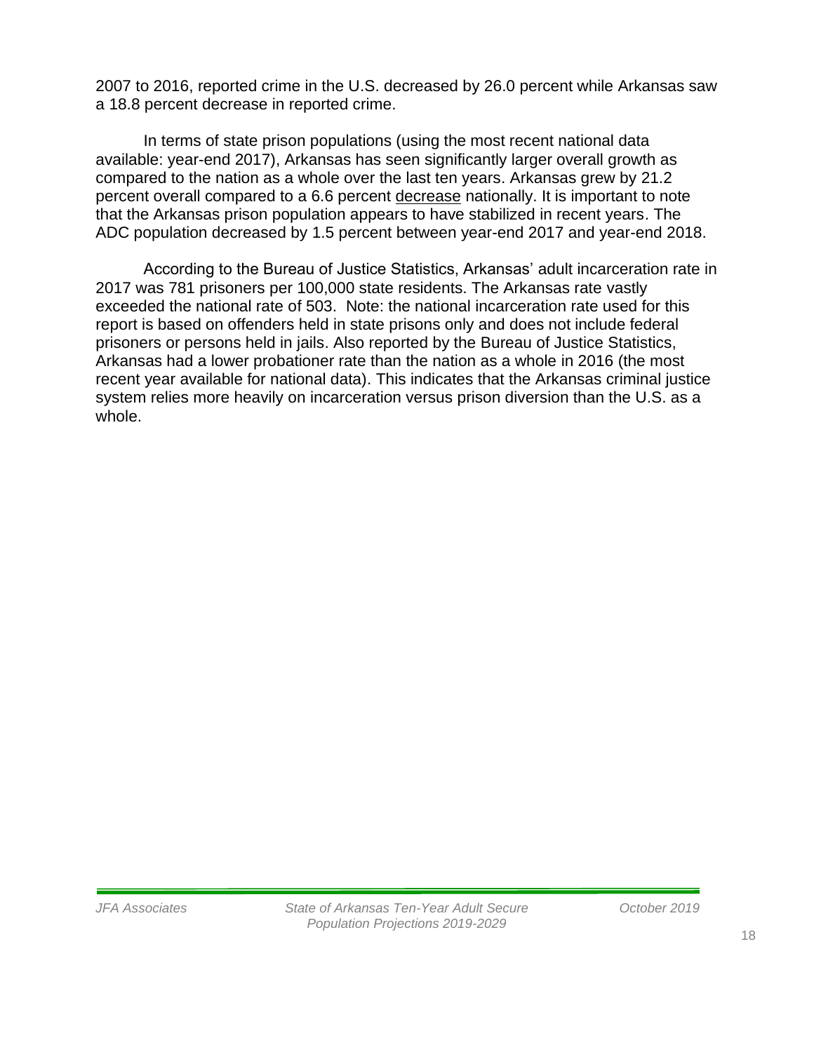2007 to 2016, reported crime in the U.S. decreased by 26.0 percent while Arkansas saw a 18.8 percent decrease in reported crime.

In terms of state prison populations (using the most recent national data available: year-end 2017), Arkansas has seen significantly larger overall growth as compared to the nation as a whole over the last ten years. Arkansas grew by 21.2 percent overall compared to a 6.6 percent <u>decrease</u> nationally. It is important to note that the Arkansas prison population appears to have stabilized in recent years. The ADC population decreased by 1.5 percent between year-end 2017 and year-end 2018.

According to the Bureau of Justice Statistics, Arkansas' adult incarceration rate in 2017 was 781 prisoners per 100,000 state residents. The Arkansas rate vastly exceeded the national rate of 503. Note: the national incarceration rate used for this report is based on offenders held in state prisons only and does not include federal prisoners or persons held in jails. Also reported by the Bureau of Justice Statistics, Arkansas had a lower probationer rate than the nation as a whole in 2016 (the most recent year available for national data). This indicates that the Arkansas criminal justice system relies more heavily on incarceration versus prison diversion than the U.S. as a whole.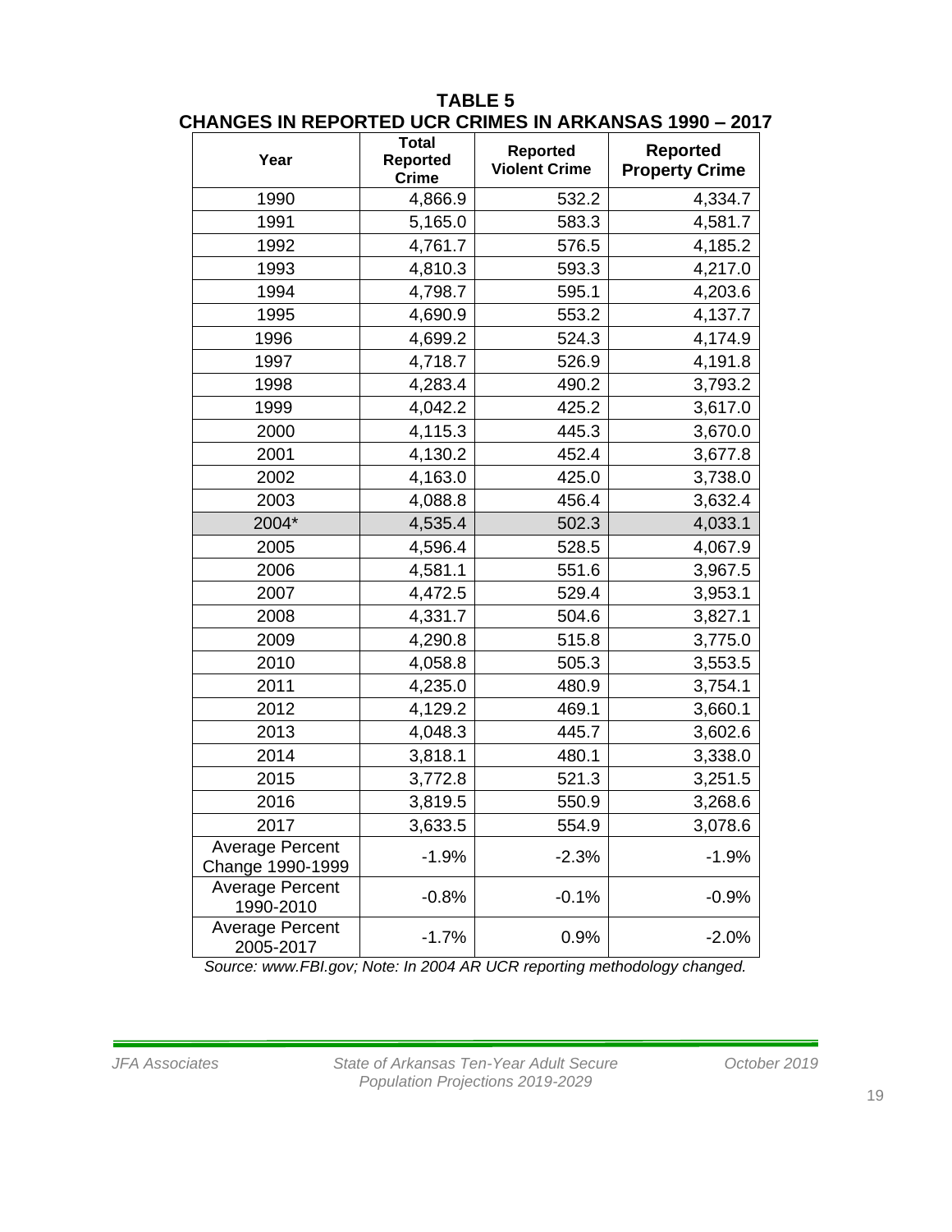**TABLE 5**
**CHANGES IN REPORTED UCR CRIMES IN ARKANSAS 1990 – 2017**

| Year | Total Reported Crime | Reported Violent Crime | Reported Property Crime |
|---|---|---|---|
| 1990 | 4,866.9 | 532.2 | 4,334.7 |
| 1991 | 5,165.0 | 583.3 | 4,581.7 |
| 1992 | 4,761.7 | 576.5 | 4,185.2 |
| 1993 | 4,810.3 | 593.3 | 4,217.0 |
| 1994 | 4,798.7 | 595.1 | 4,203.6 |
| 1995 | 4,690.9 | 553.2 | 4,137.7 |
| 1996 | 4,699.2 | 524.3 | 4,174.9 |
| 1997 | 4,718.7 | 526.9 | 4,191.8 |
| 1998 | 4,283.4 | 490.2 | 3,793.2 |
| 1999 | 4,042.2 | 425.2 | 3,617.0 |
| 2000 | 4,115.3 | 445.3 | 3,670.0 |
| 2001 | 4,130.2 | 452.4 | 3,677.8 |
| 2002 | 4,163.0 | 425.0 | 3,738.0 |
| 2003 | 4,088.8 | 456.4 | 3,632.4 |
| 2004* | 4,535.4 | 502.3 | 4,033.1 |
| 2005 | 4,596.4 | 528.5 | 4,067.9 |
| 2006 | 4,581.1 | 551.6 | 3,967.5 |
| 2007 | 4,472.5 | 529.4 | 3,953.1 |
| 2008 | 4,331.7 | 504.6 | 3,827.1 |
| 2009 | 4,290.8 | 515.8 | 3,775.0 |
| 2010 | 4,058.8 | 505.3 | 3,553.5 |
| 2011 | 4,235.0 | 480.9 | 3,754.1 |
| 2012 | 4,129.2 | 469.1 | 3,660.1 |
| 2013 | 4,048.3 | 445.7 | 3,602.6 |
| 2014 | 3,818.1 | 480.1 | 3,338.0 |
| 2015 | 3,772.8 | 521.3 | 3,251.5 |
| 2016 | 3,819.5 | 550.9 | 3,268.6 |
| 2017 | 3,633.5 | 554.9 | 3,078.6 |
| Average Percent Change 1990-1999 | -1.9% | -2.3% | -1.9% |
| Average Percent 1990-2010 | -0.8% | -0.1% | -0.9% |
| Average Percent 2005-2017 | -1.7% | 0.9% | -2.0% |

*Source: www.FBI.gov; Note: In 2004 AR UCR reporting methodology changed.*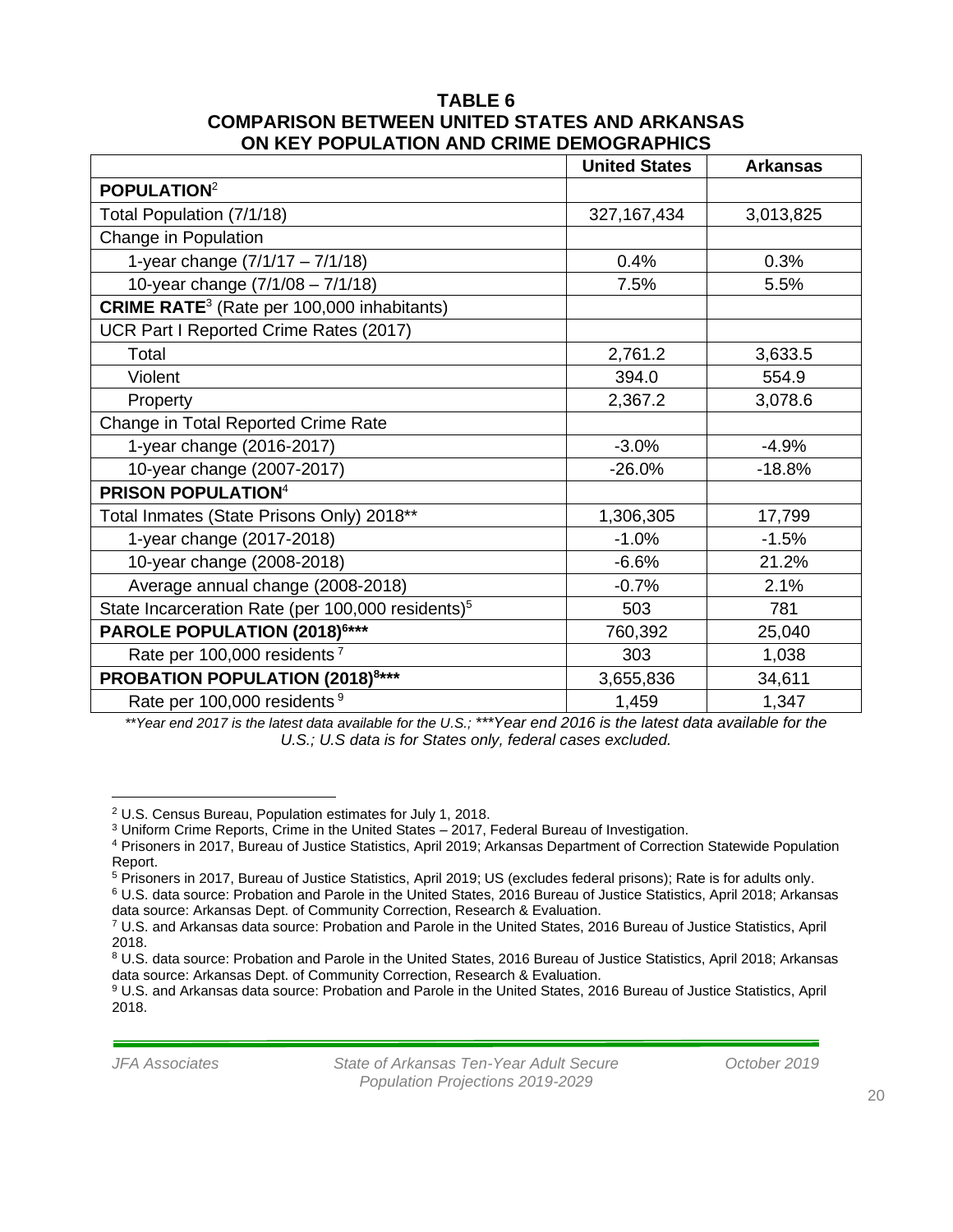**TABLE 6**
**COMPARISON BETWEEN UNITED STATES AND ARKANSAS ON KEY POPULATION AND CRIME DEMOGRAPHICS**

| | United States | Arkansas |
|---|---|---|
| **POPULATION**[2] | | |
| Total Population (7/1/18) | 327,167,434 | 3,013,825 |
| Change in Population | | |
| 1-year change (7/1/17 – 7/1/18) | 0.4% | 0.3% |
| 10-year change (7/1/08 – 7/1/18) | 7.5% | 5.5% |
| **CRIME RATE**[3] (Rate per 100,000 inhabitants) | | |
| UCR Part I Reported Crime Rates (2017) | | |
| Total | 2,761.2 | 3,633.5 |
| Violent | 394.0 | 554.9 |
| Property | 2,367.2 | 3,078.6 |
| Change in Total Reported Crime Rate | | |
| 1-year change (2016-2017) | -3.0% | -4.9% |
| 10-year change (2007-2017) | -26.0% | -18.8% |
| **PRISON POPULATION**[4] | | |
| Total Inmates (State Prisons Only) 2018** | 1,306,305 | 17,799 |
| 1-year change (2017-2018) | -1.0% | -1.5% |
| 10-year change (2008-2018) | -6.6% | 21.2% |
| Average annual change (2008-2018) | -0.7% | 2.1% |
| State Incarceration Rate (per 100,000 residents)[5] | 503 | 781 |
| **PAROLE POPULATION (2018)[6]*** | 760,392 | 25,040 |
| Rate per 100,000 residents[7] | 303 | 1,038 |
| **PROBATION POPULATION (2018)[8]*** | 3,655,836 | 34,611 |
| Rate per 100,000 residents[9] | 1,459 | 1,347 |

*\*\*Year end 2017 is the latest data available for the U.S.; \*\*\*Year end 2016 is the latest data available for the U.S.; U.S data is for States only, federal cases excluded.*

---

[2] U.S. Census Bureau, Population estimates for July 1, 2018.

[3] Uniform Crime Reports, Crime in the United States – 2017, Federal Bureau of Investigation.

[4] Prisoners in 2017, Bureau of Justice Statistics, April 2019; Arkansas Department of Correction Statewide Population Report.

[5] Prisoners in 2017, Bureau of Justice Statistics, April 2019; US (excludes federal prisons); Rate is for adults only.

[6] U.S. data source: Probation and Parole in the United States, 2016 Bureau of Justice Statistics, April 2018; Arkansas data source: Arkansas Dept. of Community Correction, Research & Evaluation.

[7] U.S. and Arkansas data source: Probation and Parole in the United States, 2016 Bureau of Justice Statistics, April 2018.

[8] U.S. data source: Probation and Parole in the United States, 2016 Bureau of Justice Statistics, April 2018; Arkansas data source: Arkansas Dept. of Community Correction, Research & Evaluation.

[9] U.S. and Arkansas data source: Probation and Parole in the United States, 2016 Bureau of Justice Statistics, April 2018.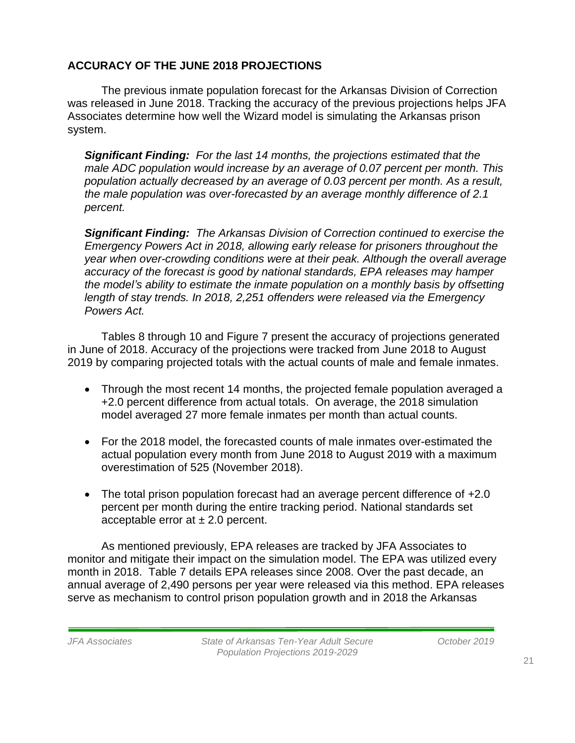## ACCURACY OF THE JUNE 2018 PROJECTIONS

The previous inmate population forecast for the Arkansas Division of Correction was released in June 2018. Tracking the accuracy of the previous projections helps JFA Associates determine how well the Wizard model is simulating the Arkansas prison system.

> ***Significant Finding:*** *For the last 14 months, the projections estimated that the male ADC population would increase by an average of 0.07 percent per month. This population actually decreased by an average of 0.03 percent per month. As a result, the male population was over-forecasted by an average monthly difference of 2.1 percent.*

> ***Significant Finding:*** *The Arkansas Division of Correction continued to exercise the Emergency Powers Act in 2018, allowing early release for prisoners throughout the year when over-crowding conditions were at their peak. Although the overall average accuracy of the forecast is good by national standards, EPA releases may hamper the model's ability to estimate the inmate population on a monthly basis by offsetting length of stay trends. In 2018, 2,251 offenders were released via the Emergency Powers Act.*

Tables 8 through 10 and Figure 7 present the accuracy of projections generated in June of 2018. Accuracy of the projections were tracked from June 2018 to August 2019 by comparing projected totals with the actual counts of male and female inmates.

- Through the most recent 14 months, the projected female population averaged a +2.0 percent difference from actual totals. On average, the 2018 simulation model averaged 27 more female inmates per month than actual counts.
- For the 2018 model, the forecasted counts of male inmates over-estimated the actual population every month from June 2018 to August 2019 with a maximum overestimation of 525 (November 2018).
- The total prison population forecast had an average percent difference of +2.0 percent per month during the entire tracking period. National standards set acceptable error at ± 2.0 percent.

As mentioned previously, EPA releases are tracked by JFA Associates to monitor and mitigate their impact on the simulation model. The EPA was utilized every month in 2018. Table 7 details EPA releases since 2008. Over the past decade, an annual average of 2,490 persons per year were released via this method. EPA releases serve as mechanism to control prison population growth and in 2018 the Arkansas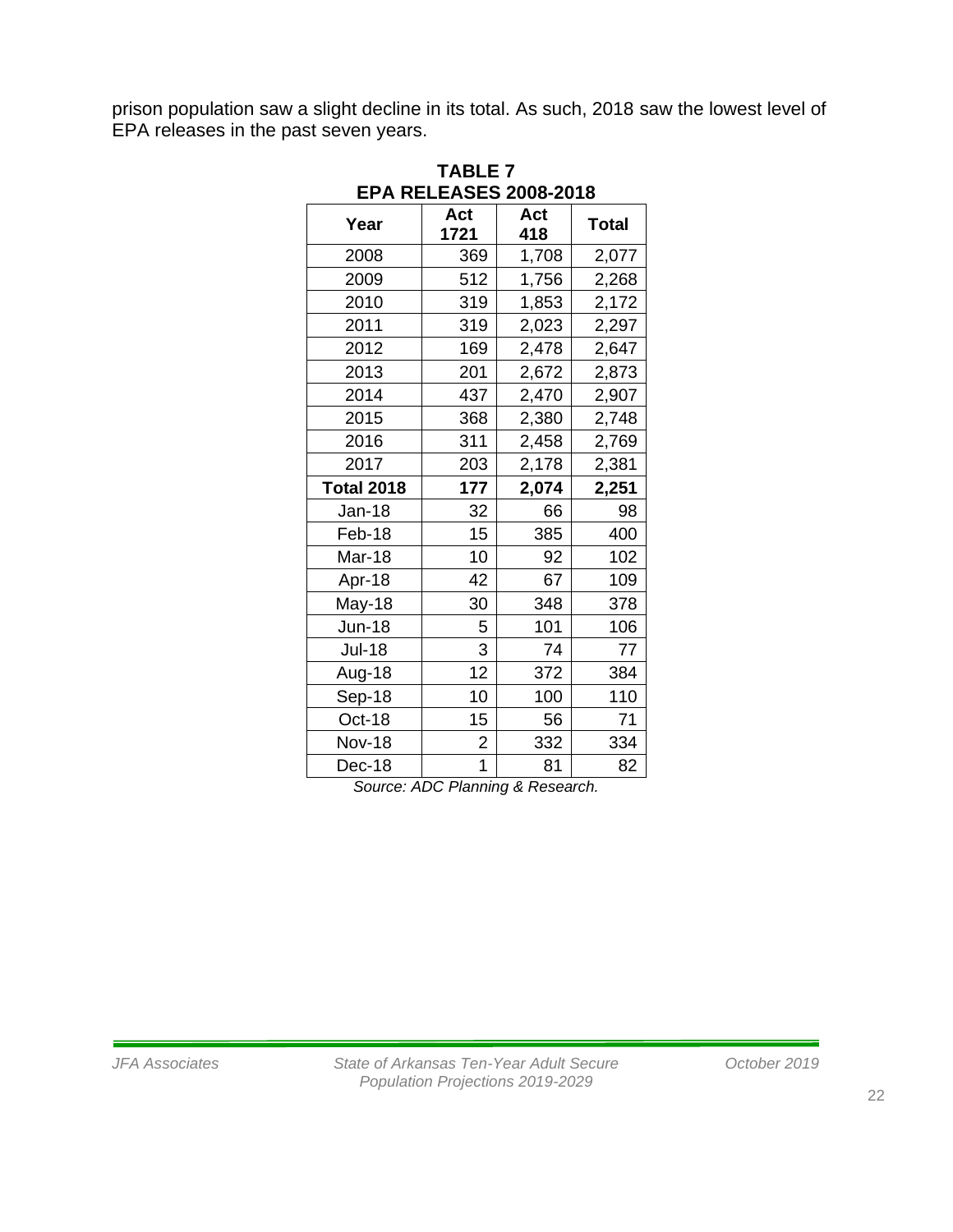prison population saw a slight decline in its total. As such, 2018 saw the lowest level of EPA releases in the past seven years.

**TABLE 7**
**EPA RELEASES 2008-2018**

| Year | Act 1721 | Act 418 | Total |
|---|---|---|---|
| 2008 | 369 | 1,708 | 2,077 |
| 2009 | 512 | 1,756 | 2,268 |
| 2010 | 319 | 1,853 | 2,172 |
| 2011 | 319 | 2,023 | 2,297 |
| 2012 | 169 | 2,478 | 2,647 |
| 2013 | 201 | 2,672 | 2,873 |
| 2014 | 437 | 2,470 | 2,907 |
| 2015 | 368 | 2,380 | 2,748 |
| 2016 | 311 | 2,458 | 2,769 |
| 2017 | 203 | 2,178 | 2,381 |
| **Total 2018** | **177** | **2,074** | **2,251** |
| Jan-18 | 32 | 66 | 98 |
| Feb-18 | 15 | 385 | 400 |
| Mar-18 | 10 | 92 | 102 |
| Apr-18 | 42 | 67 | 109 |
| May-18 | 30 | 348 | 378 |
| Jun-18 | 5 | 101 | 106 |
| Jul-18 | 3 | 74 | 77 |
| Aug-18 | 12 | 372 | 384 |
| Sep-18 | 10 | 100 | 110 |
| Oct-18 | 15 | 56 | 71 |
| Nov-18 | 2 | 332 | 334 |
| Dec-18 | 1 | 81 | 82 |

*Source: ADC Planning & Research.*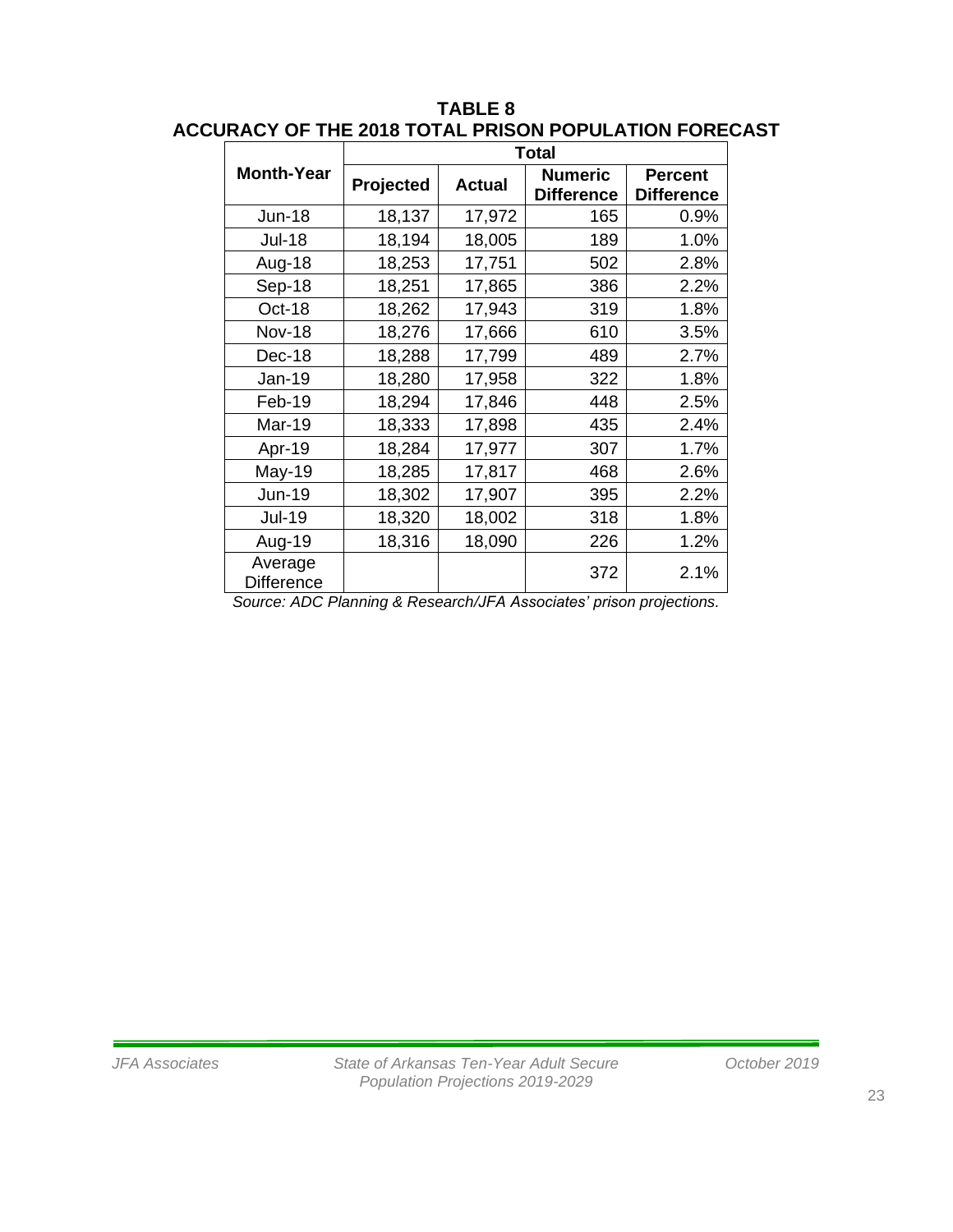**TABLE 8**
**ACCURACY OF THE 2018 TOTAL PRISON POPULATION FORECAST**

| Month-Year | Total | | | |
|---|---|---|---|---|
| | **Projected** | **Actual** | **Numeric Difference** | **Percent Difference** |
| Jun-18 | 18,137 | 17,972 | 165 | 0.9% |
| Jul-18 | 18,194 | 18,005 | 189 | 1.0% |
| Aug-18 | 18,253 | 17,751 | 502 | 2.8% |
| Sep-18 | 18,251 | 17,865 | 386 | 2.2% |
| Oct-18 | 18,262 | 17,943 | 319 | 1.8% |
| Nov-18 | 18,276 | 17,666 | 610 | 3.5% |
| Dec-18 | 18,288 | 17,799 | 489 | 2.7% |
| Jan-19 | 18,280 | 17,958 | 322 | 1.8% |
| Feb-19 | 18,294 | 17,846 | 448 | 2.5% |
| Mar-19 | 18,333 | 17,898 | 435 | 2.4% |
| Apr-19 | 18,284 | 17,977 | 307 | 1.7% |
| May-19 | 18,285 | 17,817 | 468 | 2.6% |
| Jun-19 | 18,302 | 17,907 | 395 | 2.2% |
| Jul-19 | 18,320 | 18,002 | 318 | 1.8% |
| Aug-19 | 18,316 | 18,090 | 226 | 1.2% |
| Average Difference | | | 372 | 2.1% |

*Source: ADC Planning & Research/JFA Associates' prison projections.*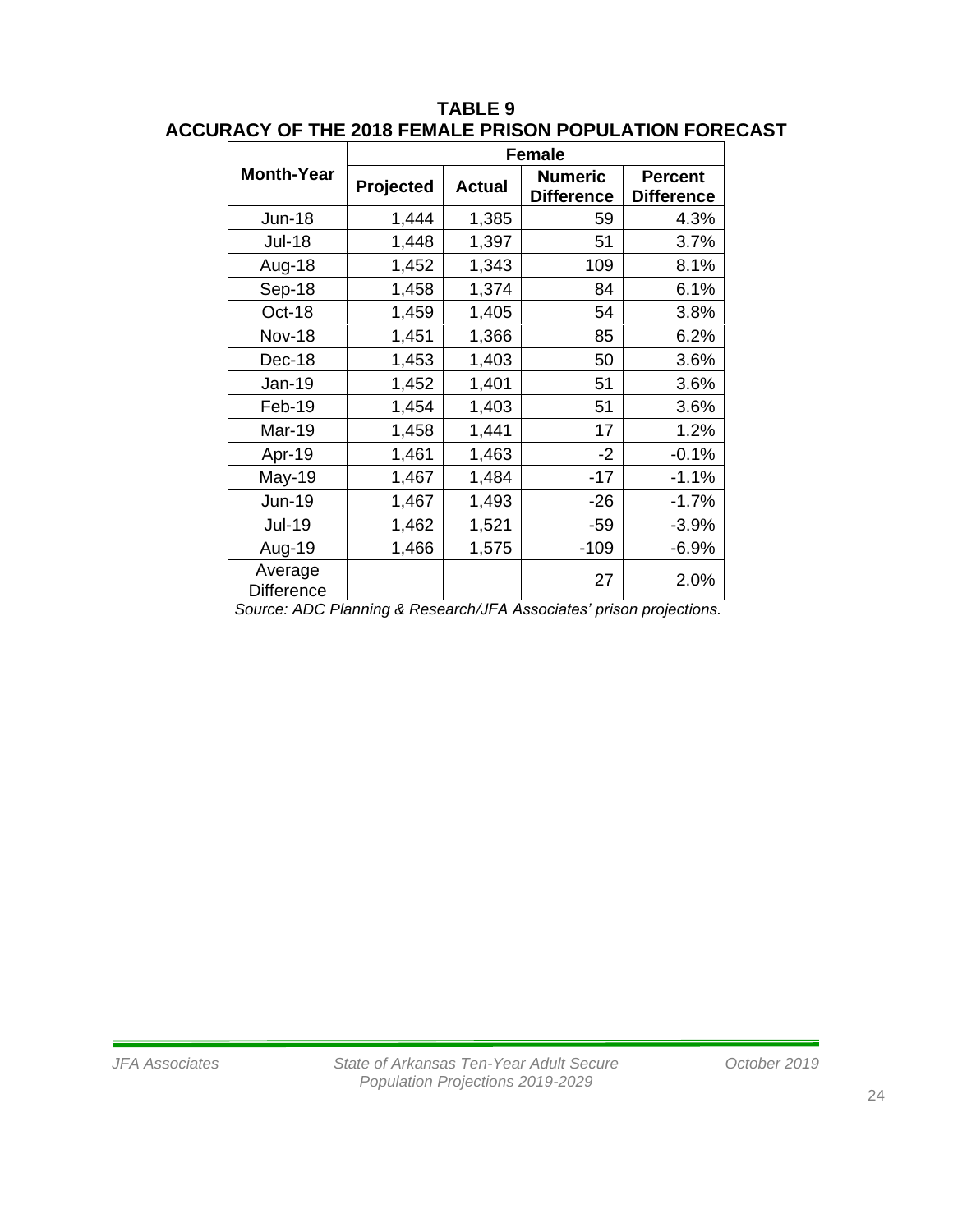**TABLE 9**
**ACCURACY OF THE 2018 FEMALE PRISON POPULATION FORECAST**

| Month-Year | Female | | | |
|---|---|---|---|---|
| | Projected | Actual | Numeric Difference | Percent Difference |
| Jun-18 | 1,444 | 1,385 | 59 | 4.3% |
| Jul-18 | 1,448 | 1,397 | 51 | 3.7% |
| Aug-18 | 1,452 | 1,343 | 109 | 8.1% |
| Sep-18 | 1,458 | 1,374 | 84 | 6.1% |
| Oct-18 | 1,459 | 1,405 | 54 | 3.8% |
| Nov-18 | 1,451 | 1,366 | 85 | 6.2% |
| Dec-18 | 1,453 | 1,403 | 50 | 3.6% |
| Jan-19 | 1,452 | 1,401 | 51 | 3.6% |
| Feb-19 | 1,454 | 1,403 | 51 | 3.6% |
| Mar-19 | 1,458 | 1,441 | 17 | 1.2% |
| Apr-19 | 1,461 | 1,463 | -2 | -0.1% |
| May-19 | 1,467 | 1,484 | -17 | -1.1% |
| Jun-19 | 1,467 | 1,493 | -26 | -1.7% |
| Jul-19 | 1,462 | 1,521 | -59 | -3.9% |
| Aug-19 | 1,466 | 1,575 | -109 | -6.9% |
| Average Difference | | | 27 | 2.0% |

*Source: ADC Planning & Research/JFA Associates' prison projections.*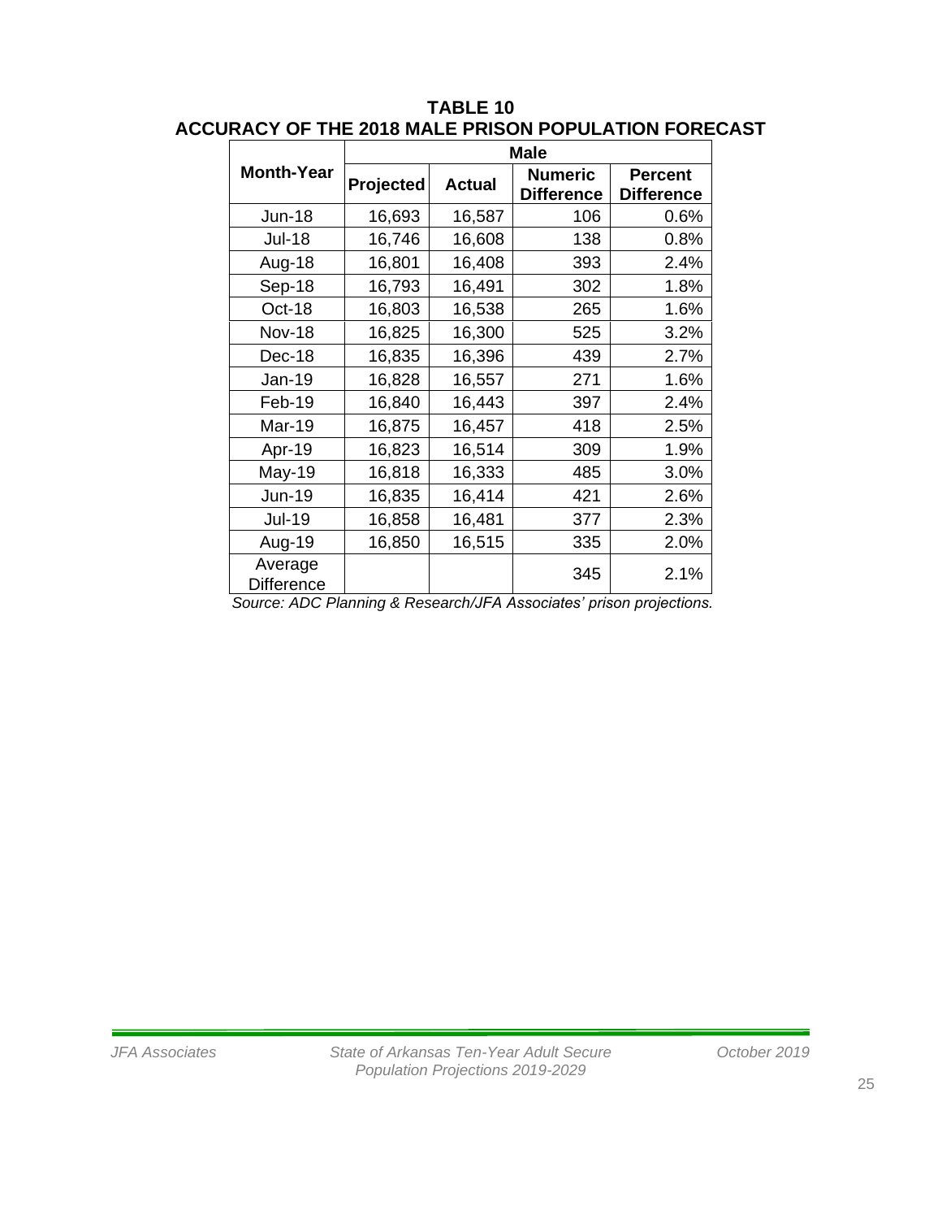**TABLE 10**
**ACCURACY OF THE 2018 MALE PRISON POPULATION FORECAST**

| Month-Year | Male | | | |
|---|---|---|---|---|
| | **Projected** | **Actual** | **Numeric Difference** | **Percent Difference** |
| Jun-18 | 16,693 | 16,587 | 106 | 0.6% |
| Jul-18 | 16,746 | 16,608 | 138 | 0.8% |
| Aug-18 | 16,801 | 16,408 | 393 | 2.4% |
| Sep-18 | 16,793 | 16,491 | 302 | 1.8% |
| Oct-18 | 16,803 | 16,538 | 265 | 1.6% |
| Nov-18 | 16,825 | 16,300 | 525 | 3.2% |
| Dec-18 | 16,835 | 16,396 | 439 | 2.7% |
| Jan-19 | 16,828 | 16,557 | 271 | 1.6% |
| Feb-19 | 16,840 | 16,443 | 397 | 2.4% |
| Mar-19 | 16,875 | 16,457 | 418 | 2.5% |
| Apr-19 | 16,823 | 16,514 | 309 | 1.9% |
| May-19 | 16,818 | 16,333 | 485 | 3.0% |
| Jun-19 | 16,835 | 16,414 | 421 | 2.6% |
| Jul-19 | 16,858 | 16,481 | 377 | 2.3% |
| Aug-19 | 16,850 | 16,515 | 335 | 2.0% |
| Average Difference | | | 345 | 2.1% |

*Source: ADC Planning & Research/JFA Associates' prison projections.*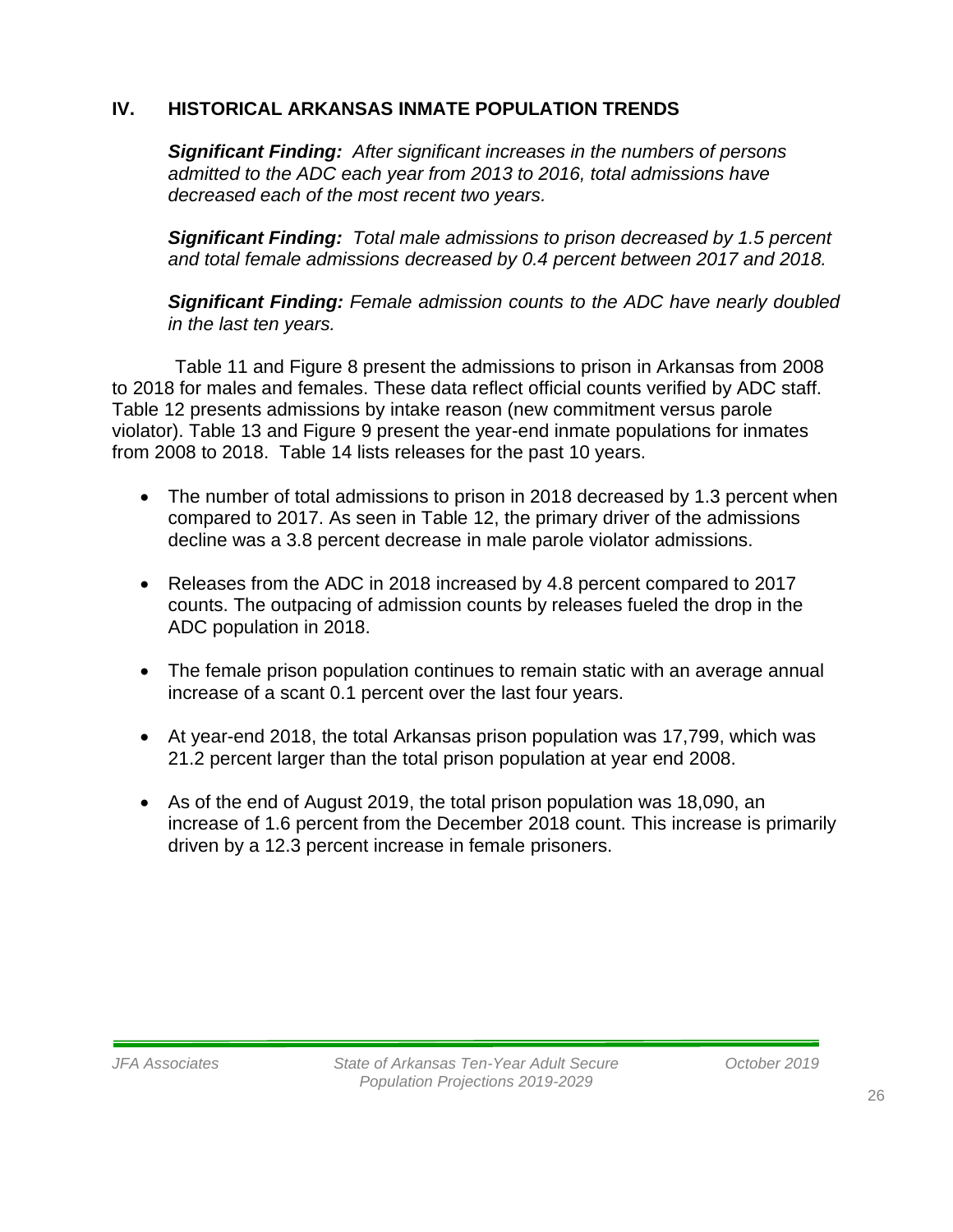## IV. HISTORICAL ARKANSAS INMATE POPULATION TRENDS

***Significant Finding:*** *After significant increases in the numbers of persons admitted to the ADC each year from 2013 to 2016, total admissions have decreased each of the most recent two years.*

***Significant Finding:*** *Total male admissions to prison decreased by 1.5 percent and total female admissions decreased by 0.4 percent between 2017 and 2018.*

***Significant Finding:*** *Female admission counts to the ADC have nearly doubled in the last ten years.*

Table 11 and Figure 8 present the admissions to prison in Arkansas from 2008 to 2018 for males and females. These data reflect official counts verified by ADC staff. Table 12 presents admissions by intake reason (new commitment versus parole violator). Table 13 and Figure 9 present the year-end inmate populations for inmates from 2008 to 2018. Table 14 lists releases for the past 10 years.

- The number of total admissions to prison in 2018 decreased by 1.3 percent when compared to 2017. As seen in Table 12, the primary driver of the admissions decline was a 3.8 percent decrease in male parole violator admissions.
- Releases from the ADC in 2018 increased by 4.8 percent compared to 2017 counts. The outpacing of admission counts by releases fueled the drop in the ADC population in 2018.
- The female prison population continues to remain static with an average annual increase of a scant 0.1 percent over the last four years.
- At year-end 2018, the total Arkansas prison population was 17,799, which was 21.2 percent larger than the total prison population at year end 2008.
- As of the end of August 2019, the total prison population was 18,090, an increase of 1.6 percent from the December 2018 count. This increase is primarily driven by a 12.3 percent increase in female prisoners.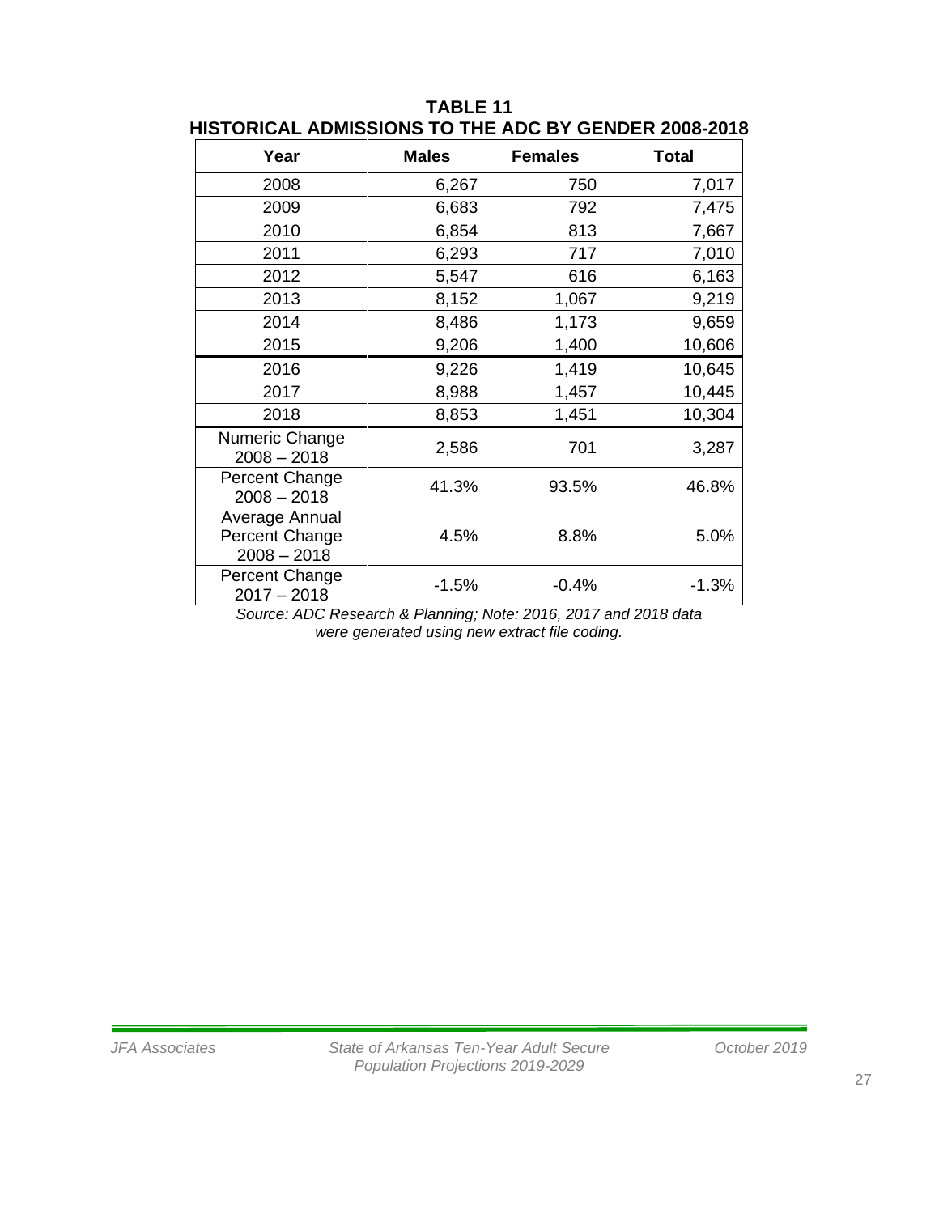**TABLE 11**
**HISTORICAL ADMISSIONS TO THE ADC BY GENDER 2008-2018**

| Year | Males | Females | Total |
|---|---|---|---|
| 2008 | 6,267 | 750 | 7,017 |
| 2009 | 6,683 | 792 | 7,475 |
| 2010 | 6,854 | 813 | 7,667 |
| 2011 | 6,293 | 717 | 7,010 |
| 2012 | 5,547 | 616 | 6,163 |
| 2013 | 8,152 | 1,067 | 9,219 |
| 2014 | 8,486 | 1,173 | 9,659 |
| 2015 | 9,206 | 1,400 | 10,606 |
| 2016 | 9,226 | 1,419 | 10,645 |
| 2017 | 8,988 | 1,457 | 10,445 |
| 2018 | 8,853 | 1,451 | 10,304 |
| Numeric Change 2008 – 2018 | 2,586 | 701 | 3,287 |
| Percent Change 2008 – 2018 | 41.3% | 93.5% | 46.8% |
| Average Annual Percent Change 2008 – 2018 | 4.5% | 8.8% | 5.0% |
| Percent Change 2017 – 2018 | -1.5% | -0.4% | -1.3% |

*Source: ADC Research & Planning; Note: 2016, 2017 and 2018 data were generated using new extract file coding.*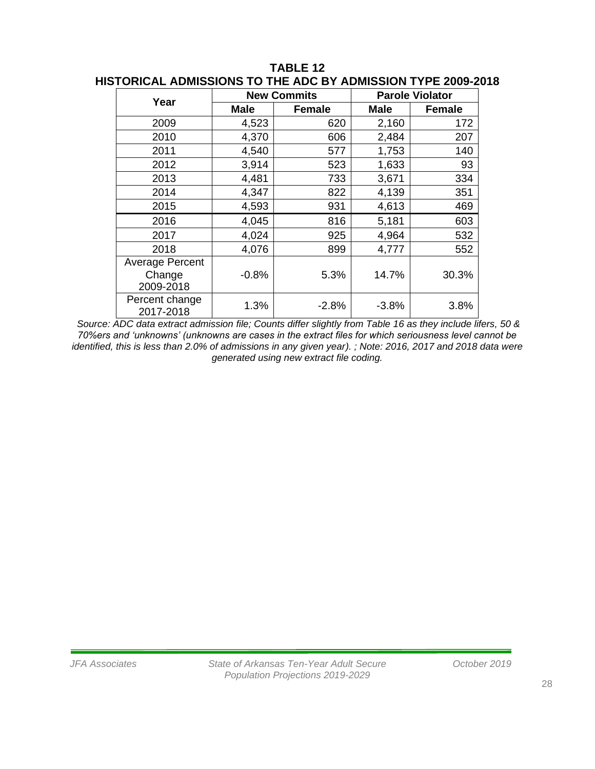**TABLE 12**
**HISTORICAL ADMISSIONS TO THE ADC BY ADMISSION TYPE 2009-2018**

| Year | New Commits | | Parole Violator | |
|---|---|---|---|---|
| | **Male** | **Female** | **Male** | **Female** |
| 2009 | 4,523 | 620 | 2,160 | 172 |
| 2010 | 4,370 | 606 | 2,484 | 207 |
| 2011 | 4,540 | 577 | 1,753 | 140 |
| 2012 | 3,914 | 523 | 1,633 | 93 |
| 2013 | 4,481 | 733 | 3,671 | 334 |
| 2014 | 4,347 | 822 | 4,139 | 351 |
| 2015 | 4,593 | 931 | 4,613 | 469 |
| 2016 | 4,045 | 816 | 5,181 | 603 |
| 2017 | 4,024 | 925 | 4,964 | 532 |
| 2018 | 4,076 | 899 | 4,777 | 552 |
| Average Percent Change 2009-2018 | -0.8% | 5.3% | 14.7% | 30.3% |
| Percent change 2017-2018 | 1.3% | -2.8% | -3.8% | 3.8% |

*Source: ADC data extract admission file; Counts differ slightly from Table 16 as they include lifers, 50 & 70%ers and 'unknowns' (unknowns are cases in the extract files for which seriousness level cannot be identified, this is less than 2.0% of admissions in any given year). ; Note: 2016, 2017 and 2018 data were generated using new extract file coding.*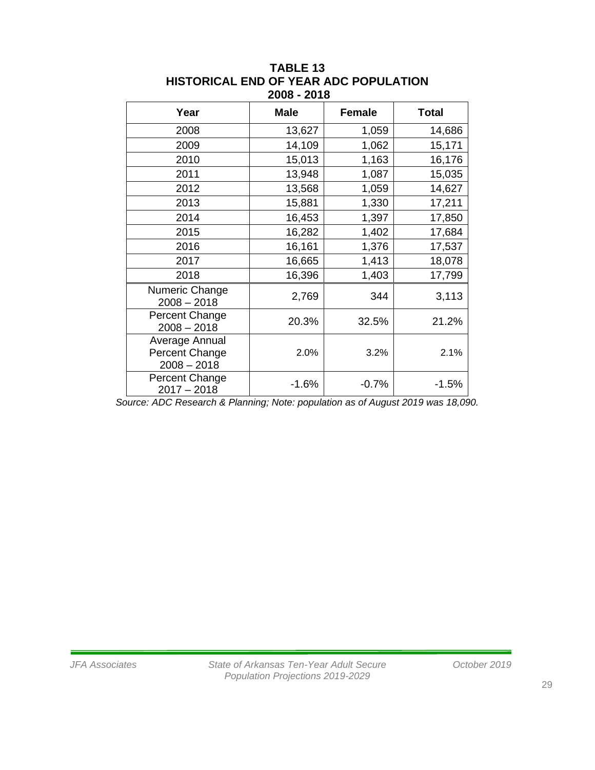**TABLE 13**
**HISTORICAL END OF YEAR ADC POPULATION**
**2008 - 2018**

| Year | Male | Female | Total |
|---|---|---|---|
| 2008 | 13,627 | 1,059 | 14,686 |
| 2009 | 14,109 | 1,062 | 15,171 |
| 2010 | 15,013 | 1,163 | 16,176 |
| 2011 | 13,948 | 1,087 | 15,035 |
| 2012 | 13,568 | 1,059 | 14,627 |
| 2013 | 15,881 | 1,330 | 17,211 |
| 2014 | 16,453 | 1,397 | 17,850 |
| 2015 | 16,282 | 1,402 | 17,684 |
| 2016 | 16,161 | 1,376 | 17,537 |
| 2017 | 16,665 | 1,413 | 18,078 |
| 2018 | 16,396 | 1,403 | 17,799 |
| Numeric Change 2008 – 2018 | 2,769 | 344 | 3,113 |
| Percent Change 2008 – 2018 | 20.3% | 32.5% | 21.2% |
| Average Annual Percent Change 2008 – 2018 | 2.0% | 3.2% | 2.1% |
| Percent Change 2017 – 2018 | -1.6% | -0.7% | -1.5% |

*Source: ADC Research & Planning; Note: population as of August 2019 was 18,090.*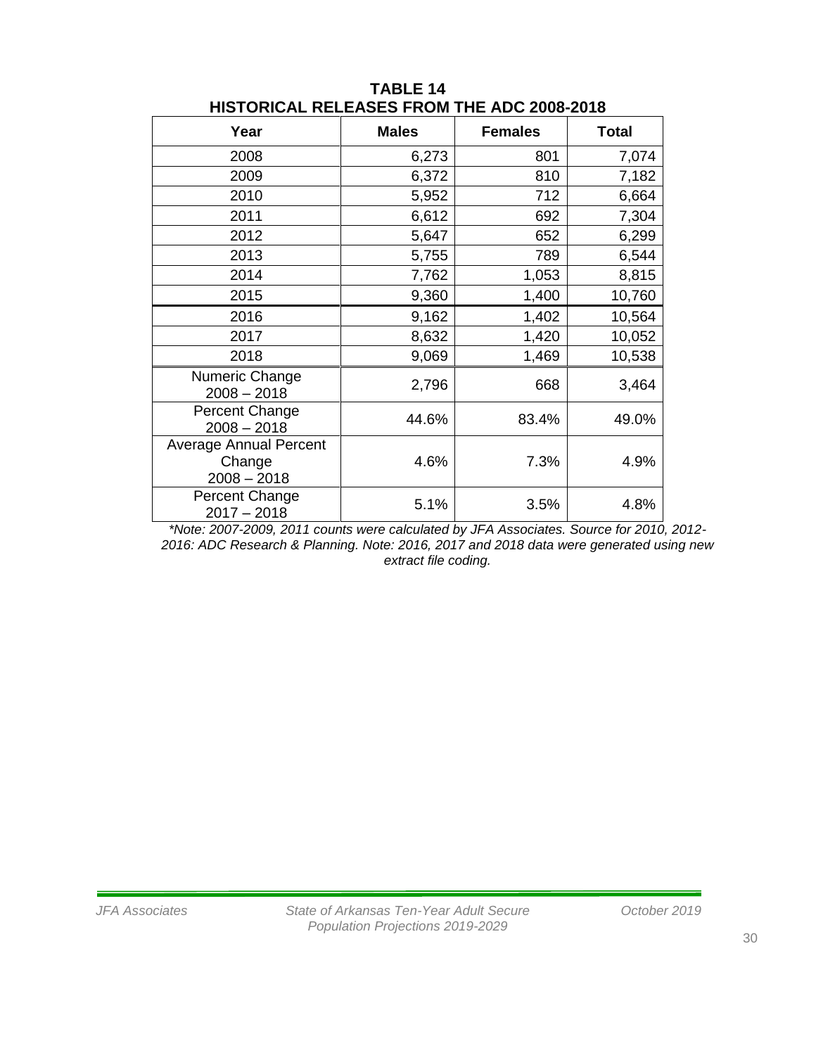**TABLE 14**
**HISTORICAL RELEASES FROM THE ADC 2008-2018**

| Year | Males | Females | Total |
|---|---|---|---|
| 2008 | 6,273 | 801 | 7,074 |
| 2009 | 6,372 | 810 | 7,182 |
| 2010 | 5,952 | 712 | 6,664 |
| 2011 | 6,612 | 692 | 7,304 |
| 2012 | 5,647 | 652 | 6,299 |
| 2013 | 5,755 | 789 | 6,544 |
| 2014 | 7,762 | 1,053 | 8,815 |
| 2015 | 9,360 | 1,400 | 10,760 |
| 2016 | 9,162 | 1,402 | 10,564 |
| 2017 | 8,632 | 1,420 | 10,052 |
| 2018 | 9,069 | 1,469 | 10,538 |
| Numeric Change 2008 – 2018 | 2,796 | 668 | 3,464 |
| Percent Change 2008 – 2018 | 44.6% | 83.4% | 49.0% |
| Average Annual Percent Change 2008 – 2018 | 4.6% | 7.3% | 4.9% |
| Percent Change 2017 – 2018 | 5.1% | 3.5% | 4.8% |

*\*Note: 2007-2009, 2011 counts were calculated by JFA Associates. Source for 2010, 2012-2016: ADC Research & Planning. Note: 2016, 2017 and 2018 data were generated using new extract file coding.*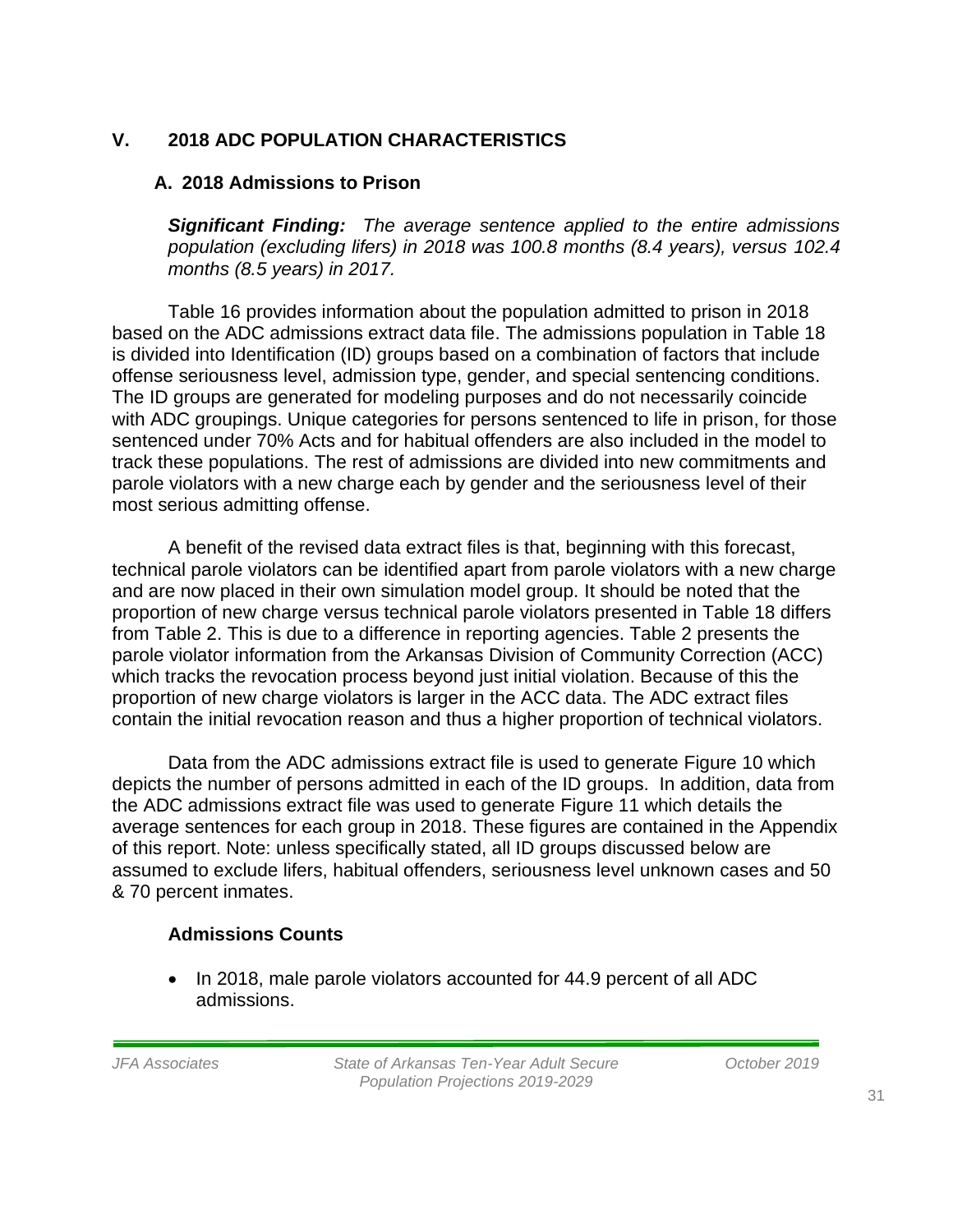## V. 2018 ADC POPULATION CHARACTERISTICS

### A. 2018 Admissions to Prison

***Significant Finding:*** *The average sentence applied to the entire admissions population (excluding lifers) in 2018 was 100.8 months (8.4 years), versus 102.4 months (8.5 years) in 2017.*

Table 16 provides information about the population admitted to prison in 2018 based on the ADC admissions extract data file. The admissions population in Table 18 is divided into Identification (ID) groups based on a combination of factors that include offense seriousness level, admission type, gender, and special sentencing conditions. The ID groups are generated for modeling purposes and do not necessarily coincide with ADC groupings. Unique categories for persons sentenced to life in prison, for those sentenced under 70% Acts and for habitual offenders are also included in the model to track these populations. The rest of admissions are divided into new commitments and parole violators with a new charge each by gender and the seriousness level of their most serious admitting offense.

A benefit of the revised data extract files is that, beginning with this forecast, technical parole violators can be identified apart from parole violators with a new charge and are now placed in their own simulation model group. It should be noted that the proportion of new charge versus technical parole violators presented in Table 18 differs from Table 2. This is due to a difference in reporting agencies. Table 2 presents the parole violator information from the Arkansas Division of Community Correction (ACC) which tracks the revocation process beyond just initial violation. Because of this the proportion of new charge violators is larger in the ACC data. The ADC extract files contain the initial revocation reason and thus a higher proportion of technical violators.

Data from the ADC admissions extract file is used to generate Figure 10 which depicts the number of persons admitted in each of the ID groups. In addition, data from the ADC admissions extract file was used to generate Figure 11 which details the average sentences for each group in 2018. These figures are contained in the Appendix of this report. Note: unless specifically stated, all ID groups discussed below are assumed to exclude lifers, habitual offenders, seriousness level unknown cases and 50 & 70 percent inmates.

#### Admissions Counts

- In 2018, male parole violators accounted for 44.9 percent of all ADC admissions.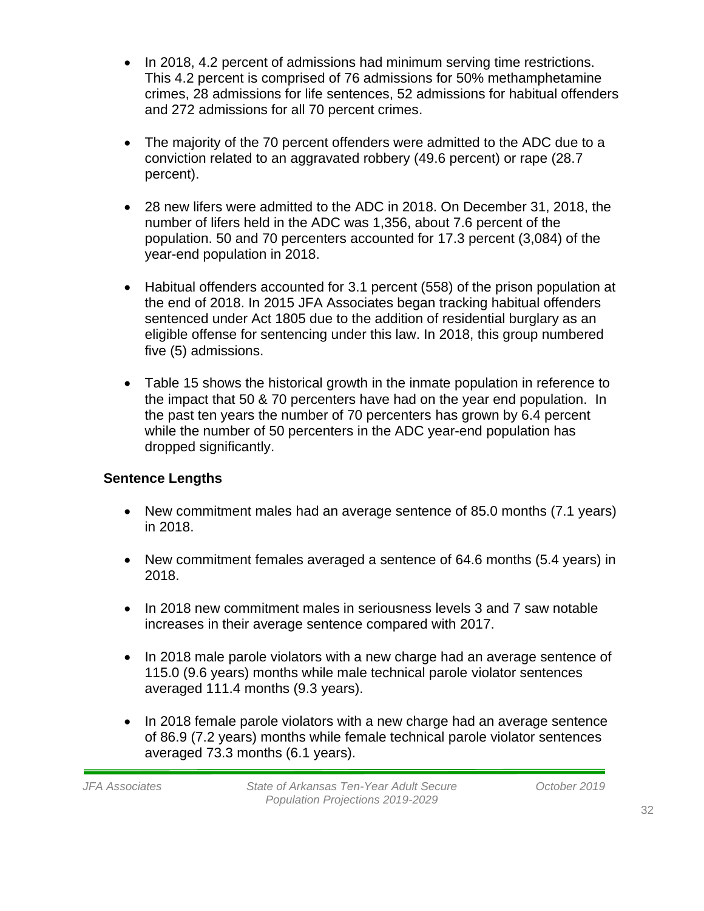- In 2018, 4.2 percent of admissions had minimum serving time restrictions. This 4.2 percent is comprised of 76 admissions for 50% methamphetamine crimes, 28 admissions for life sentences, 52 admissions for habitual offenders and 272 admissions for all 70 percent crimes.

- The majority of the 70 percent offenders were admitted to the ADC due to a conviction related to an aggravated robbery (49.6 percent) or rape (28.7 percent).

- 28 new lifers were admitted to the ADC in 2018. On December 31, 2018, the number of lifers held in the ADC was 1,356, about 7.6 percent of the population. 50 and 70 percenters accounted for 17.3 percent (3,084) of the year-end population in 2018.

- Habitual offenders accounted for 3.1 percent (558) of the prison population at the end of 2018. In 2015 JFA Associates began tracking habitual offenders sentenced under Act 1805 due to the addition of residential burglary as an eligible offense for sentencing under this law. In 2018, this group numbered five (5) admissions.

- Table 15 shows the historical growth in the inmate population in reference to the impact that 50 & 70 percenters have had on the year end population. In the past ten years the number of 70 percenters has grown by 6.4 percent while the number of 50 percenters in the ADC year-end population has dropped significantly.

**Sentence Lengths**

- New commitment males had an average sentence of 85.0 months (7.1 years) in 2018.

- New commitment females averaged a sentence of 64.6 months (5.4 years) in 2018.

- In 2018 new commitment males in seriousness levels 3 and 7 saw notable increases in their average sentence compared with 2017.

- In 2018 male parole violators with a new charge had an average sentence of 115.0 (9.6 years) months while male technical parole violator sentences averaged 111.4 months (9.3 years).

- In 2018 female parole violators with a new charge had an average sentence of 86.9 (7.2 years) months while female technical parole violator sentences averaged 73.3 months (6.1 years).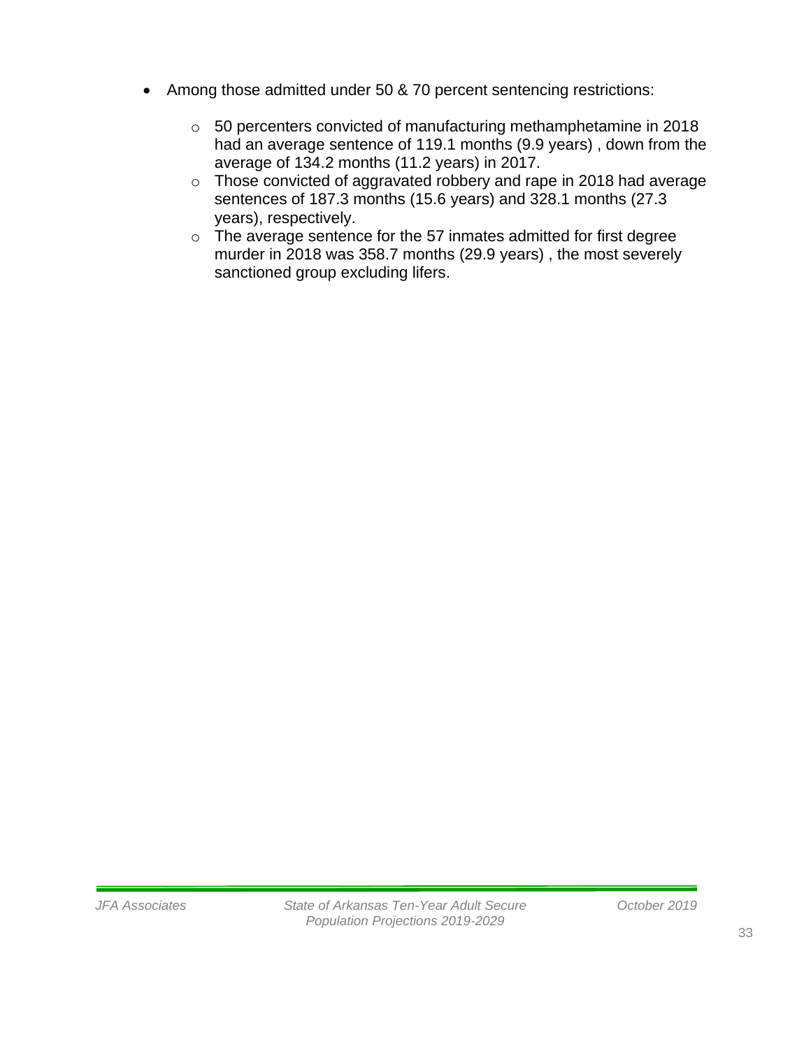- Among those admitted under 50 & 70 percent sentencing restrictions:
  - 50 percenters convicted of manufacturing methamphetamine in 2018 had an average sentence of 119.1 months (9.9 years) , down from the average of 134.2 months (11.2 years) in 2017.
  - Those convicted of aggravated robbery and rape in 2018 had average sentences of 187.3 months (15.6 years) and 328.1 months (27.3 years), respectively.
  - The average sentence for the 57 inmates admitted for first degree murder in 2018 was 358.7 months (29.9 years) , the most severely sanctioned group excluding lifers.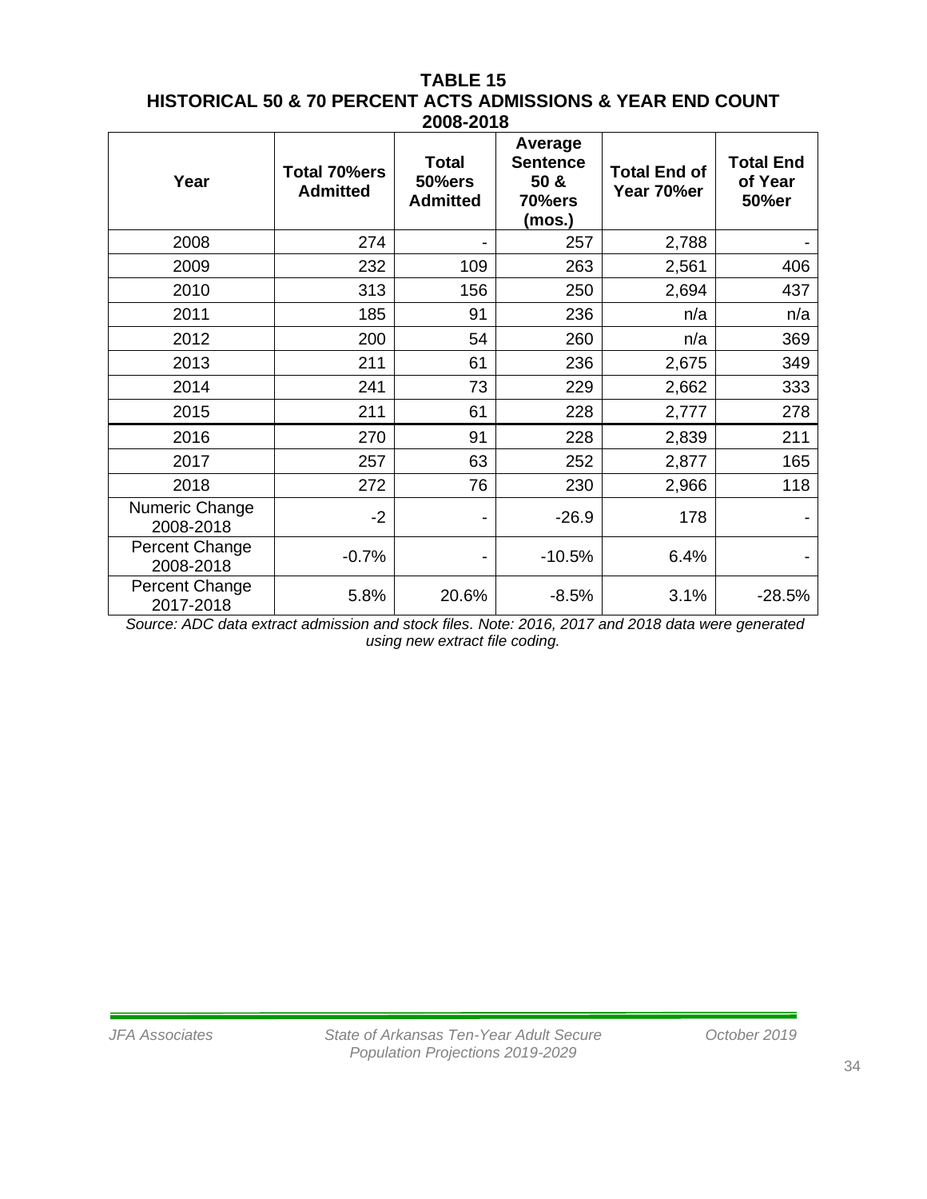**TABLE 15**
**HISTORICAL 50 & 70 PERCENT ACTS ADMISSIONS & YEAR END COUNT**
**2008-2018**

| Year | Total 70%ers Admitted | Total 50%ers Admitted | Average Sentence 50 & 70%ers (mos.) | Total End of Year 70%er | Total End of Year 50%er |
|---|---|---|---|---|---|
| 2008 | 274 | - | 257 | 2,788 | - |
| 2009 | 232 | 109 | 263 | 2,561 | 406 |
| 2010 | 313 | 156 | 250 | 2,694 | 437 |
| 2011 | 185 | 91 | 236 | n/a | n/a |
| 2012 | 200 | 54 | 260 | n/a | 369 |
| 2013 | 211 | 61 | 236 | 2,675 | 349 |
| 2014 | 241 | 73 | 229 | 2,662 | 333 |
| 2015 | 211 | 61 | 228 | 2,777 | 278 |
| 2016 | 270 | 91 | 228 | 2,839 | 211 |
| 2017 | 257 | 63 | 252 | 2,877 | 165 |
| 2018 | 272 | 76 | 230 | 2,966 | 118 |
| Numeric Change 2008-2018 | -2 | - | -26.9 | 178 | - |
| Percent Change 2008-2018 | -0.7% | - | -10.5% | 6.4% | - |
| Percent Change 2017-2018 | 5.8% | 20.6% | -8.5% | 3.1% | -28.5% |

*Source: ADC data extract admission and stock files. Note: 2016, 2017 and 2018 data were generated using new extract file coding.*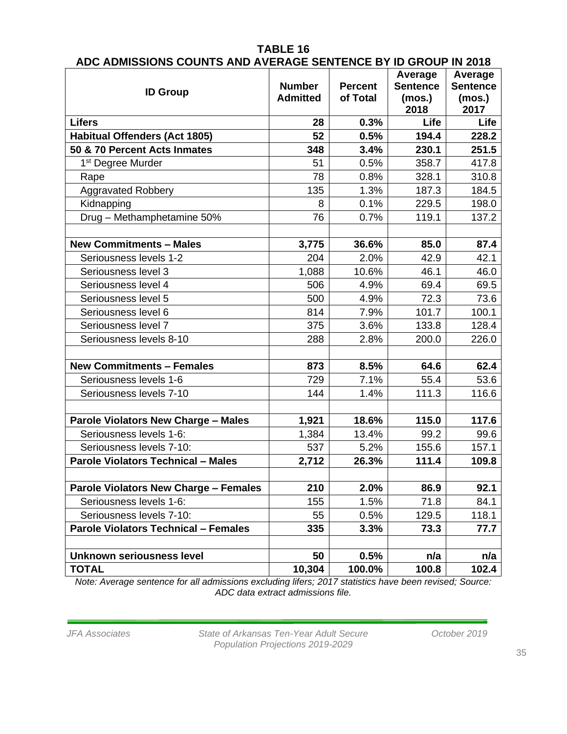## TABLE 16
## ADC ADMISSIONS COUNTS AND AVERAGE SENTENCE BY ID GROUP IN 2018

| ID Group | Number Admitted | Percent of Total | Average Sentence (mos.) 2018 | Average Sentence (mos.) 2017 |
|---|---|---|---|---|
| **Lifers** | **28** | **0.3%** | **Life** | **Life** |
| **Habitual Offenders (Act 1805)** | **52** | **0.5%** | **194.4** | **228.2** |
| **50 & 70 Percent Acts Inmates** | **348** | **3.4%** | **230.1** | **251.5** |
| 1st Degree Murder | 51 | 0.5% | 358.7 | 417.8 |
| Rape | 78 | 0.8% | 328.1 | 310.8 |
| Aggravated Robbery | 135 | 1.3% | 187.3 | 184.5 |
| Kidnapping | 8 | 0.1% | 229.5 | 198.0 |
| Drug – Methamphetamine 50% | 76 | 0.7% | 119.1 | 137.2 |
| | | | | |
| **New Commitments – Males** | **3,775** | **36.6%** | **85.0** | **87.4** |
| Seriousness levels 1-2 | 204 | 2.0% | 42.9 | 42.1 |
| Seriousness level 3 | 1,088 | 10.6% | 46.1 | 46.0 |
| Seriousness level 4 | 506 | 4.9% | 69.4 | 69.5 |
| Seriousness level 5 | 500 | 4.9% | 72.3 | 73.6 |
| Seriousness level 6 | 814 | 7.9% | 101.7 | 100.1 |
| Seriousness level 7 | 375 | 3.6% | 133.8 | 128.4 |
| Seriousness levels 8-10 | 288 | 2.8% | 200.0 | 226.0 |
| | | | | |
| **New Commitments – Females** | **873** | **8.5%** | **64.6** | **62.4** |
| Seriousness levels 1-6 | 729 | 7.1% | 55.4 | 53.6 |
| Seriousness levels 7-10 | 144 | 1.4% | 111.3 | 116.6 |
| | | | | |
| **Parole Violators New Charge – Males** | **1,921** | **18.6%** | **115.0** | **117.6** |
| Seriousness levels 1-6: | 1,384 | 13.4% | 99.2 | 99.6 |
| Seriousness levels 7-10: | 537 | 5.2% | 155.6 | 157.1 |
| **Parole Violators Technical – Males** | **2,712** | **26.3%** | **111.4** | **109.8** |
| | | | | |
| **Parole Violators New Charge – Females** | **210** | **2.0%** | **86.9** | **92.1** |
| Seriousness levels 1-6: | 155 | 1.5% | 71.8 | 84.1 |
| Seriousness levels 7-10: | 55 | 0.5% | 129.5 | 118.1 |
| **Parole Violators Technical – Females** | **335** | **3.3%** | **73.3** | **77.7** |
| | | | | |
| **Unknown seriousness level** | **50** | **0.5%** | **n/a** | **n/a** |
| **TOTAL** | **10,304** | **100.0%** | **100.8** | **102.4** |

*Note: Average sentence for all admissions excluding lifers; 2017 statistics have been revised; Source: ADC data extract admissions file.*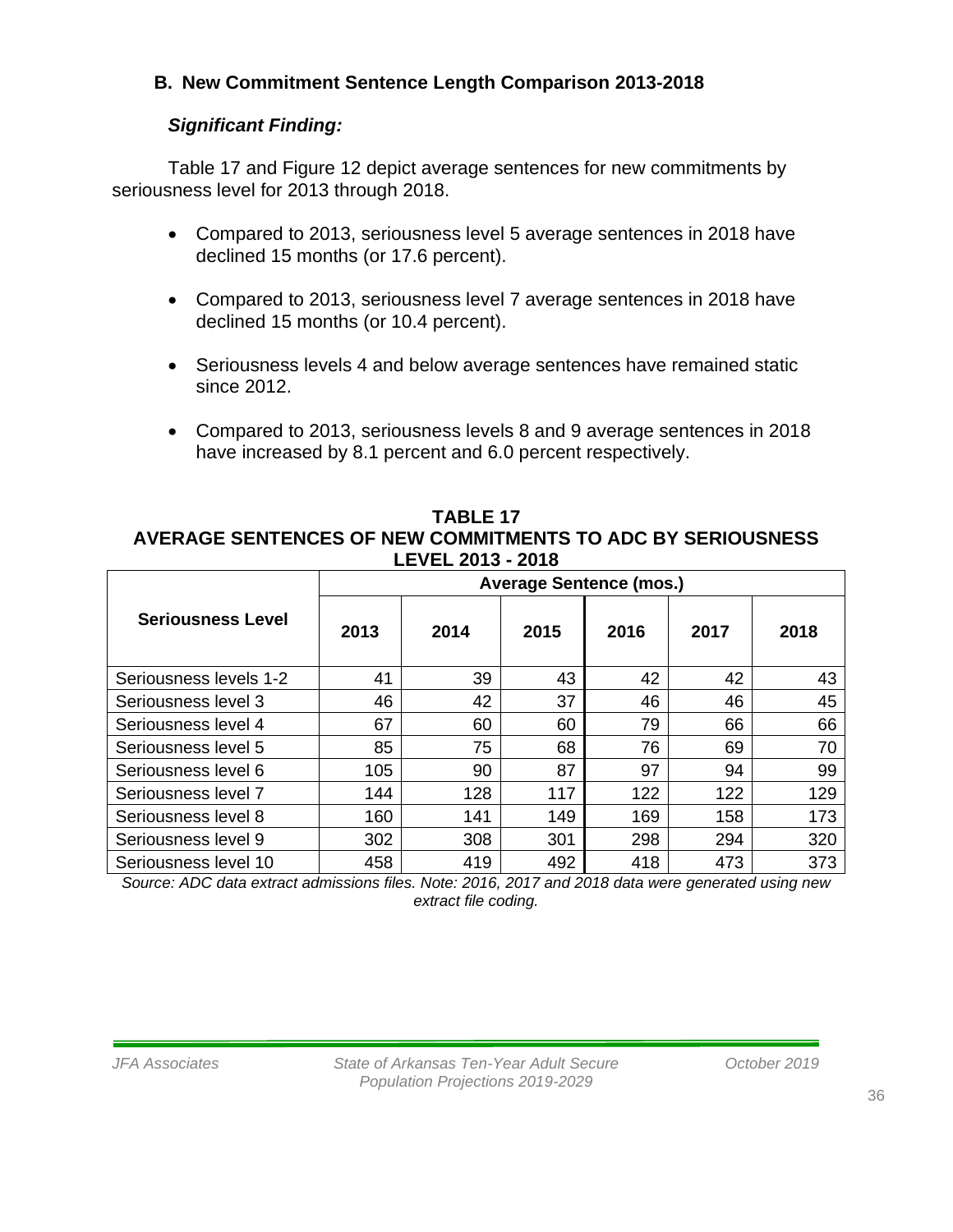## B. New Commitment Sentence Length Comparison 2013-2018

### *Significant Finding:*

Table 17 and Figure 12 depict average sentences for new commitments by seriousness level for 2013 through 2018.

- Compared to 2013, seriousness level 5 average sentences in 2018 have declined 15 months (or 17.6 percent).
- Compared to 2013, seriousness level 7 average sentences in 2018 have declined 15 months (or 10.4 percent).
- Seriousness levels 4 and below average sentences have remained static since 2012.
- Compared to 2013, seriousness levels 8 and 9 average sentences in 2018 have increased by 8.1 percent and 6.0 percent respectively.

**TABLE 17**
**AVERAGE SENTENCES OF NEW COMMITMENTS TO ADC BY SERIOUSNESS LEVEL 2013 - 2018**

| Seriousness Level | Average Sentence (mos.) | | | | | |
|---|---|---|---|---|---|---|
| | 2013 | 2014 | 2015 | 2016 | 2017 | 2018 |
| Seriousness levels 1-2 | 41 | 39 | 43 | 42 | 42 | 43 |
| Seriousness level 3 | 46 | 42 | 37 | 46 | 46 | 45 |
| Seriousness level 4 | 67 | 60 | 60 | 79 | 66 | 66 |
| Seriousness level 5 | 85 | 75 | 68 | 76 | 69 | 70 |
| Seriousness level 6 | 105 | 90 | 87 | 97 | 94 | 99 |
| Seriousness level 7 | 144 | 128 | 117 | 122 | 122 | 129 |
| Seriousness level 8 | 160 | 141 | 149 | 169 | 158 | 173 |
| Seriousness level 9 | 302 | 308 | 301 | 298 | 294 | 320 |
| Seriousness level 10 | 458 | 419 | 492 | 418 | 473 | 373 |

*Source: ADC data extract admissions files. Note: 2016, 2017 and 2018 data were generated using new extract file coding.*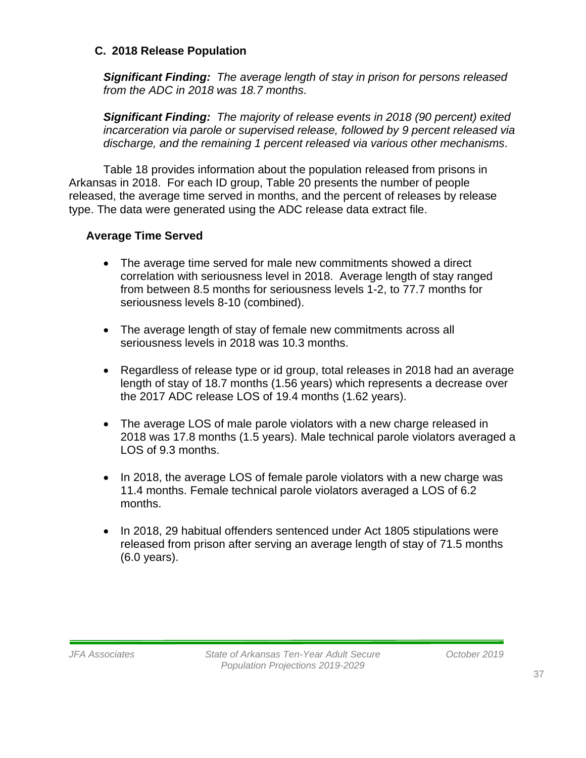## C. 2018 Release Population

***Significant Finding:*** *The average length of stay in prison for persons released from the ADC in 2018 was 18.7 months.*

***Significant Finding:*** *The majority of release events in 2018 (90 percent) exited incarceration via parole or supervised release, followed by 9 percent released via discharge, and the remaining 1 percent released via various other mechanisms.*

Table 18 provides information about the population released from prisons in Arkansas in 2018. For each ID group, Table 20 presents the number of people released, the average time served in months, and the percent of releases by release type. The data were generated using the ADC release data extract file.

### Average Time Served

- The average time served for male new commitments showed a direct correlation with seriousness level in 2018. Average length of stay ranged from between 8.5 months for seriousness levels 1-2, to 77.7 months for seriousness levels 8-10 (combined).
- The average length of stay of female new commitments across all seriousness levels in 2018 was 10.3 months.
- Regardless of release type or id group, total releases in 2018 had an average length of stay of 18.7 months (1.56 years) which represents a decrease over the 2017 ADC release LOS of 19.4 months (1.62 years).
- The average LOS of male parole violators with a new charge released in 2018 was 17.8 months (1.5 years). Male technical parole violators averaged a LOS of 9.3 months.
- In 2018, the average LOS of female parole violators with a new charge was 11.4 months. Female technical parole violators averaged a LOS of 6.2 months.
- In 2018, 29 habitual offenders sentenced under Act 1805 stipulations were released from prison after serving an average length of stay of 71.5 months (6.0 years).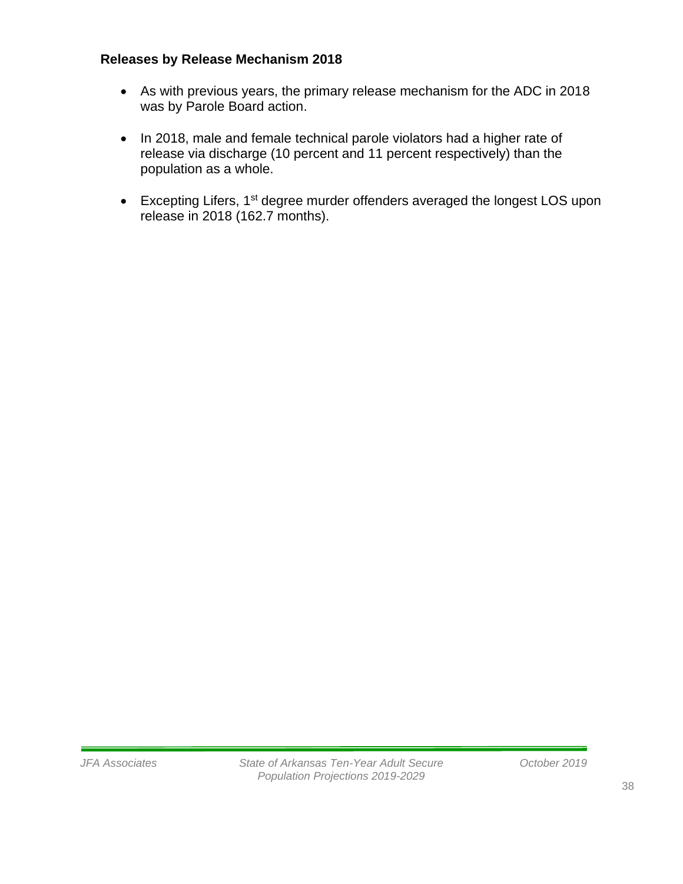### Releases by Release Mechanism 2018

- As with previous years, the primary release mechanism for the ADC in 2018 was by Parole Board action.
- In 2018, male and female technical parole violators had a higher rate of release via discharge (10 percent and 11 percent respectively) than the population as a whole.
- Excepting Lifers, 1st degree murder offenders averaged the longest LOS upon release in 2018 (162.7 months).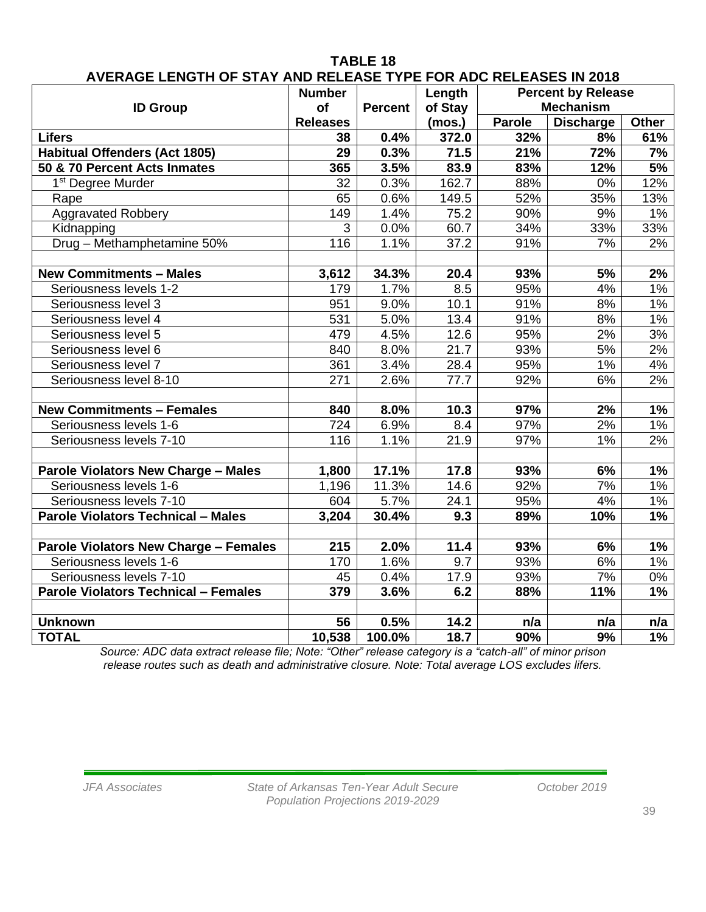# TABLE 18

## AVERAGE LENGTH OF STAY AND RELEASE TYPE FOR ADC RELEASES IN 2018

| ID Group | Number of Releases | Percent | Length of Stay (mos.) | Percent by Release Mechanism | | |
|---|---|---|---|---|---|---|
| | | | | Parole | Discharge | Other |
| **Lifers** | **38** | **0.4%** | **372.0** | **32%** | **8%** | **61%** |
| **Habitual Offenders (Act 1805)** | **29** | **0.3%** | **71.5** | **21%** | **72%** | **7%** |
| **50 & 70 Percent Acts Inmates** | **365** | **3.5%** | **83.9** | **83%** | **12%** | **5%** |
| 1st Degree Murder | 32 | 0.3% | 162.7 | 88% | 0% | 12% |
| Rape | 65 | 0.6% | 149.5 | 52% | 35% | 13% |
| Aggravated Robbery | 149 | 1.4% | 75.2 | 90% | 9% | 1% |
| Kidnapping | 3 | 0.0% | 60.7 | 34% | 33% | 33% |
| Drug – Methamphetamine 50% | 116 | 1.1% | 37.2 | 91% | 7% | 2% |
| | | | | | | |
| **New Commitments – Males** | **3,612** | **34.3%** | **20.4** | **93%** | **5%** | **2%** |
| Seriousness levels 1-2 | 179 | 1.7% | 8.5 | 95% | 4% | 1% |
| Seriousness level 3 | 951 | 9.0% | 10.1 | 91% | 8% | 1% |
| Seriousness level 4 | 531 | 5.0% | 13.4 | 91% | 8% | 1% |
| Seriousness level 5 | 479 | 4.5% | 12.6 | 95% | 2% | 3% |
| Seriousness level 6 | 840 | 8.0% | 21.7 | 93% | 5% | 2% |
| Seriousness level 7 | 361 | 3.4% | 28.4 | 95% | 1% | 4% |
| Seriousness level 8-10 | 271 | 2.6% | 77.7 | 92% | 6% | 2% |
| | | | | | | |
| **New Commitments – Females** | **840** | **8.0%** | **10.3** | **97%** | **2%** | **1%** |
| Seriousness levels 1-6 | 724 | 6.9% | 8.4 | 97% | 2% | 1% |
| Seriousness levels 7-10 | 116 | 1.1% | 21.9 | 97% | 1% | 2% |
| | | | | | | |
| **Parole Violators New Charge – Males** | **1,800** | **17.1%** | **17.8** | **93%** | **6%** | **1%** |
| Seriousness levels 1-6 | 1,196 | 11.3% | 14.6 | 92% | 7% | 1% |
| Seriousness levels 7-10 | 604 | 5.7% | 24.1 | 95% | 4% | 1% |
| **Parole Violators Technical – Males** | **3,204** | **30.4%** | **9.3** | **89%** | **10%** | **1%** |
| | | | | | | |
| **Parole Violators New Charge – Females** | **215** | **2.0%** | **11.4** | **93%** | **6%** | **1%** |
| Seriousness levels 1-6 | 170 | 1.6% | 9.7 | 93% | 6% | 1% |
| Seriousness levels 7-10 | 45 | 0.4% | 17.9 | 93% | 7% | 0% |
| **Parole Violators Technical – Females** | **379** | **3.6%** | **6.2** | **88%** | **11%** | **1%** |
| | | | | | | |
| **Unknown** | **56** | **0.5%** | **14.2** | **n/a** | **n/a** | **n/a** |
| **TOTAL** | **10,538** | **100.0%** | **18.7** | **90%** | **9%** | **1%** |

*Source: ADC data extract release file; Note: "Other" release category is a "catch-all" of minor prison release routes such as death and administrative closure. Note: Total average LOS excludes lifers.*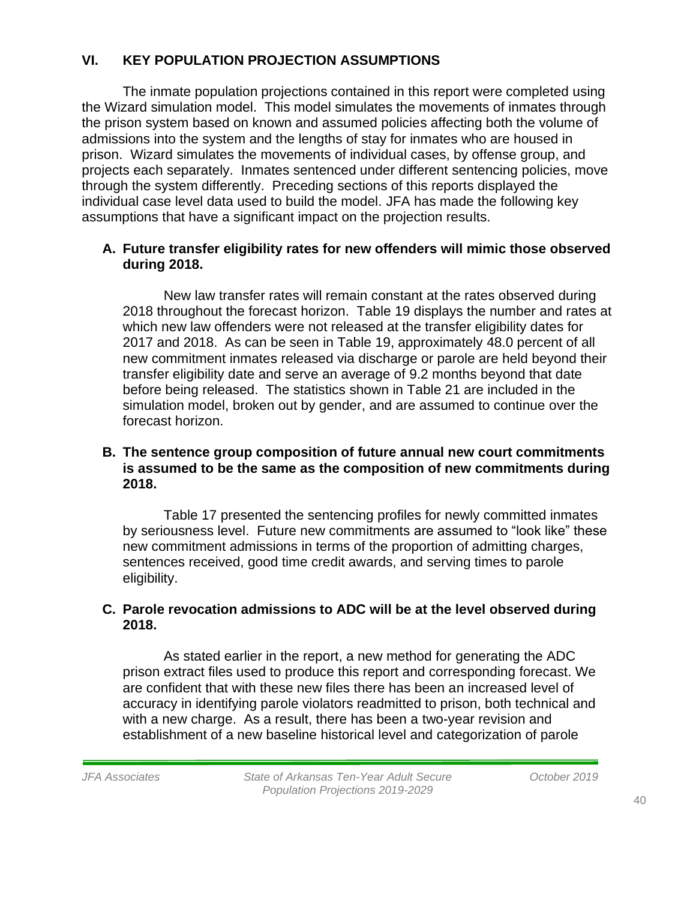## VI. KEY POPULATION PROJECTION ASSUMPTIONS

The inmate population projections contained in this report were completed using the Wizard simulation model. This model simulates the movements of inmates through the prison system based on known and assumed policies affecting both the volume of admissions into the system and the lengths of stay for inmates who are housed in prison. Wizard simulates the movements of individual cases, by offense group, and projects each separately. Inmates sentenced under different sentencing policies, move through the system differently. Preceding sections of this reports displayed the individual case level data used to build the model. JFA has made the following key assumptions that have a significant impact on the projection results.

### A. Future transfer eligibility rates for new offenders will mimic those observed during 2018.

New law transfer rates will remain constant at the rates observed during 2018 throughout the forecast horizon. Table 19 displays the number and rates at which new law offenders were not released at the transfer eligibility dates for 2017 and 2018. As can be seen in Table 19, approximately 48.0 percent of all new commitment inmates released via discharge or parole are held beyond their transfer eligibility date and serve an average of 9.2 months beyond that date before being released. The statistics shown in Table 21 are included in the simulation model, broken out by gender, and are assumed to continue over the forecast horizon.

### B. The sentence group composition of future annual new court commitments is assumed to be the same as the composition of new commitments during 2018.

Table 17 presented the sentencing profiles for newly committed inmates by seriousness level. Future new commitments are assumed to "look like" these new commitment admissions in terms of the proportion of admitting charges, sentences received, good time credit awards, and serving times to parole eligibility.

### C. Parole revocation admissions to ADC will be at the level observed during 2018.

As stated earlier in the report, a new method for generating the ADC prison extract files used to produce this report and corresponding forecast. We are confident that with these new files there has been an increased level of accuracy in identifying parole violators readmitted to prison, both technical and with a new charge. As a result, there has been a two-year revision and establishment of a new baseline historical level and categorization of parole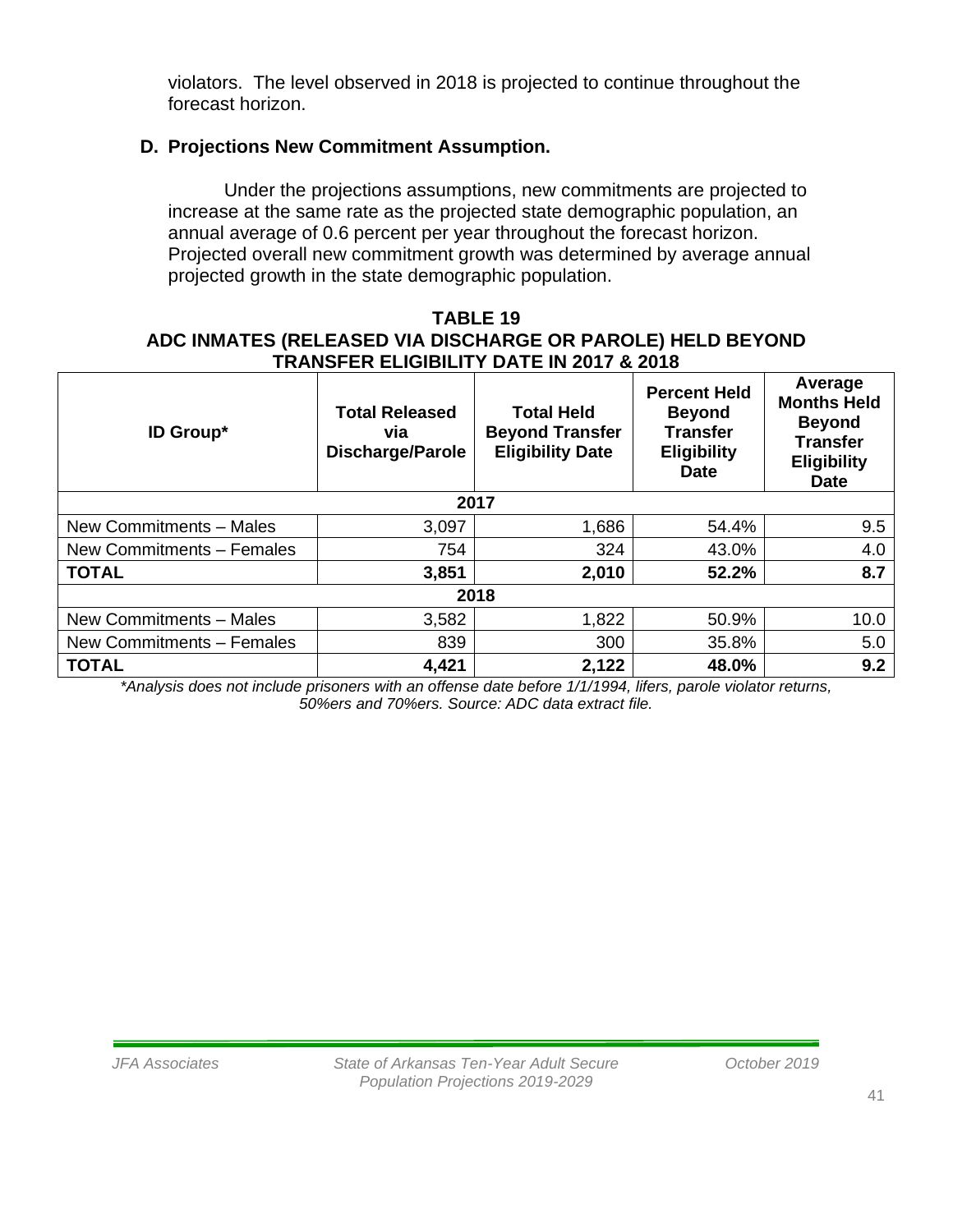violators. The level observed in 2018 is projected to continue throughout the forecast horizon.

### D. Projections New Commitment Assumption.

Under the projections assumptions, new commitments are projected to increase at the same rate as the projected state demographic population, an annual average of 0.6 percent per year throughout the forecast horizon. Projected overall new commitment growth was determined by average annual projected growth in the state demographic population.

**TABLE 19**
**ADC INMATES (RELEASED VIA DISCHARGE OR PAROLE) HELD BEYOND TRANSFER ELIGIBILITY DATE IN 2017 & 2018**

| ID Group* | Total Released via Discharge/Parole | Total Held Beyond Transfer Eligibility Date | Percent Held Beyond Transfer Eligibility Date | Average Months Held Beyond Transfer Eligibility Date |
|---|---|---|---|---|
| **2017** | | | | |
| New Commitments – Males | 3,097 | 1,686 | 54.4% | 9.5 |
| New Commitments – Females | 754 | 324 | 43.0% | 4.0 |
| **TOTAL** | **3,851** | **2,010** | **52.2%** | **8.7** |
| **2018** | | | | |
| New Commitments – Males | 3,582 | 1,822 | 50.9% | 10.0 |
| New Commitments – Females | 839 | 300 | 35.8% | 5.0 |
| **TOTAL** | **4,421** | **2,122** | **48.0%** | **9.2** |

*\*Analysis does not include prisoners with an offense date before 1/1/1994, lifers, parole violator returns, 50%ers and 70%ers. Source: ADC data extract file.*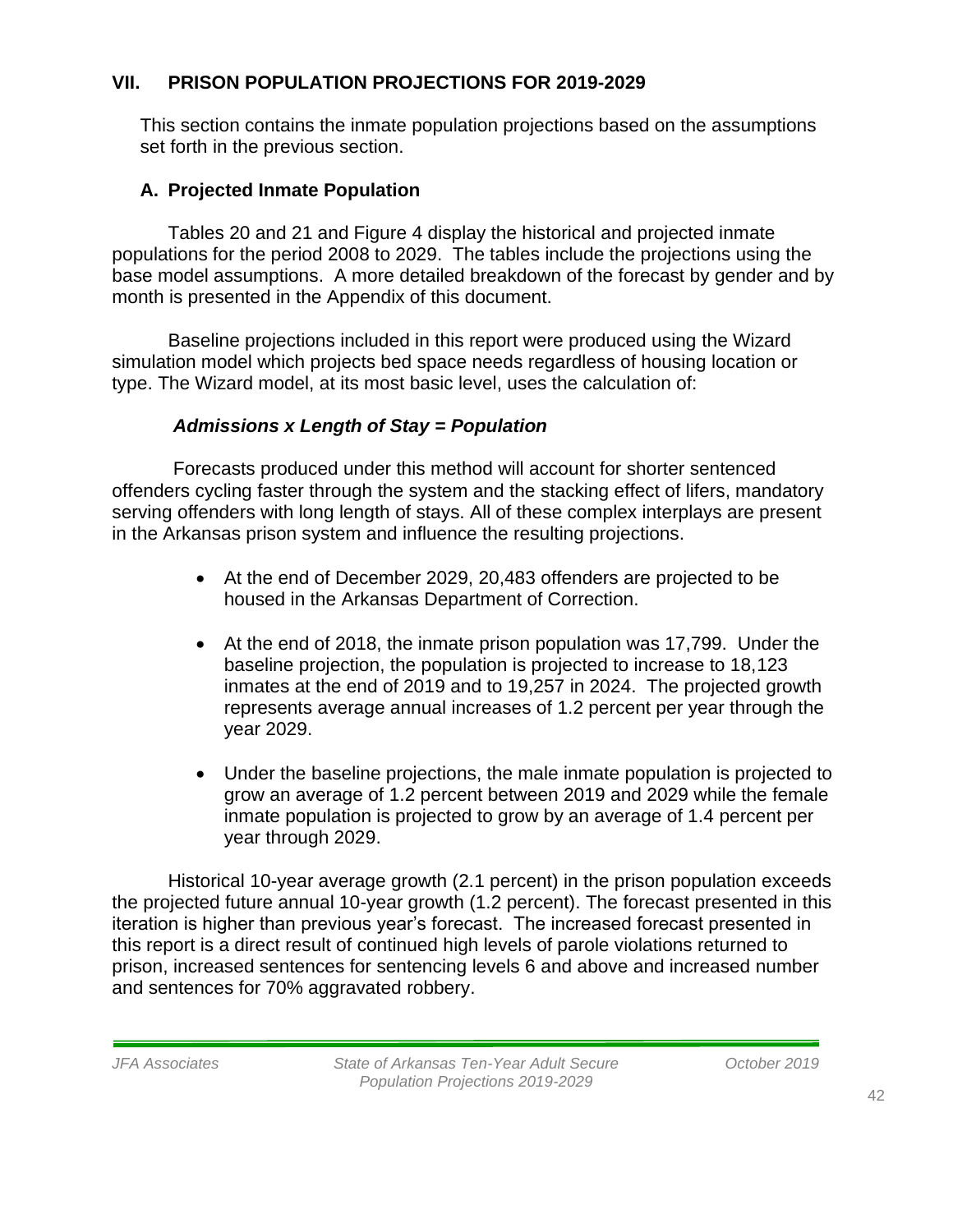## VII. PRISON POPULATION PROJECTIONS FOR 2019-2029

This section contains the inmate population projections based on the assumptions set forth in the previous section.

### A. Projected Inmate Population

Tables 20 and 21 and Figure 4 display the historical and projected inmate populations for the period 2008 to 2029. The tables include the projections using the base model assumptions. A more detailed breakdown of the forecast by gender and by month is presented in the Appendix of this document.

Baseline projections included in this report were produced using the Wizard simulation model which projects bed space needs regardless of housing location or type. The Wizard model, at its most basic level, uses the calculation of:

***Admissions x Length of Stay = Population***

Forecasts produced under this method will account for shorter sentenced offenders cycling faster through the system and the stacking effect of lifers, mandatory serving offenders with long length of stays. All of these complex interplays are present in the Arkansas prison system and influence the resulting projections.

- At the end of December 2029, 20,483 offenders are projected to be housed in the Arkansas Department of Correction.
- At the end of 2018, the inmate prison population was 17,799. Under the baseline projection, the population is projected to increase to 18,123 inmates at the end of 2019 and to 19,257 in 2024. The projected growth represents average annual increases of 1.2 percent per year through the year 2029.
- Under the baseline projections, the male inmate population is projected to grow an average of 1.2 percent between 2019 and 2029 while the female inmate population is projected to grow by an average of 1.4 percent per year through 2029.

Historical 10-year average growth (2.1 percent) in the prison population exceeds the projected future annual 10-year growth (1.2 percent). The forecast presented in this iteration is higher than previous year's forecast. The increased forecast presented in this report is a direct result of continued high levels of parole violations returned to prison, increased sentences for sentencing levels 6 and above and increased number and sentences for 70% aggravated robbery.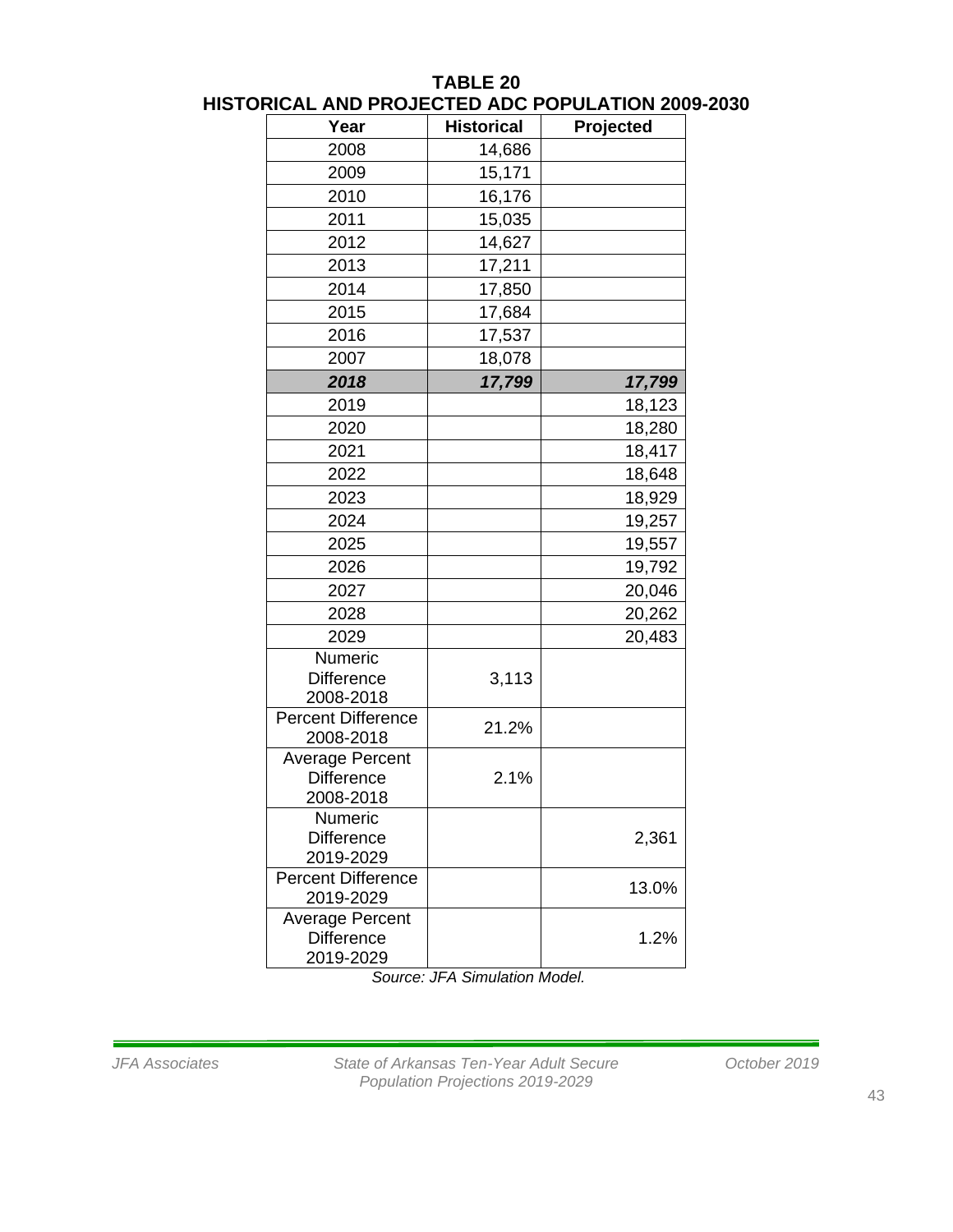**TABLE 20**
**HISTORICAL AND PROJECTED ADC POPULATION 2009-2030**

| Year | Historical | Projected |
|---|---|---|
| 2008 | 14,686 | |
| 2009 | 15,171 | |
| 2010 | 16,176 | |
| 2011 | 15,035 | |
| 2012 | 14,627 | |
| 2013 | 17,211 | |
| 2014 | 17,850 | |
| 2015 | 17,684 | |
| 2016 | 17,537 | |
| 2007 | 18,078 | |
| ***2018*** | ***17,799*** | ***17,799*** |
| 2019 | | 18,123 |
| 2020 | | 18,280 |
| 2021 | | 18,417 |
| 2022 | | 18,648 |
| 2023 | | 18,929 |
| 2024 | | 19,257 |
| 2025 | | 19,557 |
| 2026 | | 19,792 |
| 2027 | | 20,046 |
| 2028 | | 20,262 |
| 2029 | | 20,483 |
| Numeric Difference 2008-2018 | 3,113 | |
| Percent Difference 2008-2018 | 21.2% | |
| Average Percent Difference 2008-2018 | 2.1% | |
| Numeric Difference 2019-2029 | | 2,361 |
| Percent Difference 2019-2029 | | 13.0% |
| Average Percent Difference 2019-2029 | | 1.2% |

*Source: JFA Simulation Model.*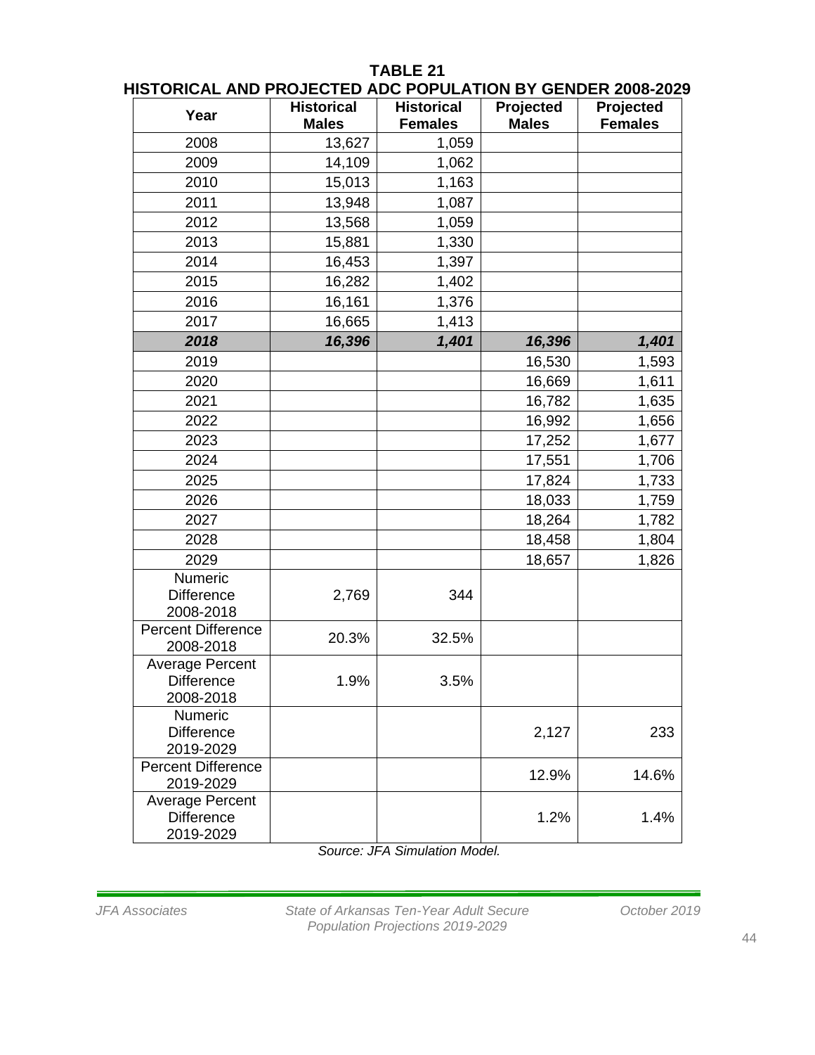**TABLE 21**
**HISTORICAL AND PROJECTED ADC POPULATION BY GENDER 2008-2029**

| Year | Historical Males | Historical Females | Projected Males | Projected Females |
|---|---|---|---|---|
| 2008 | 13,627 | 1,059 | | |
| 2009 | 14,109 | 1,062 | | |
| 2010 | 15,013 | 1,163 | | |
| 2011 | 13,948 | 1,087 | | |
| 2012 | 13,568 | 1,059 | | |
| 2013 | 15,881 | 1,330 | | |
| 2014 | 16,453 | 1,397 | | |
| 2015 | 16,282 | 1,402 | | |
| 2016 | 16,161 | 1,376 | | |
| 2017 | 16,665 | 1,413 | | |
| ***2018*** | ***16,396*** | ***1,401*** | ***16,396*** | ***1,401*** |
| 2019 | | | 16,530 | 1,593 |
| 2020 | | | 16,669 | 1,611 |
| 2021 | | | 16,782 | 1,635 |
| 2022 | | | 16,992 | 1,656 |
| 2023 | | | 17,252 | 1,677 |
| 2024 | | | 17,551 | 1,706 |
| 2025 | | | 17,824 | 1,733 |
| 2026 | | | 18,033 | 1,759 |
| 2027 | | | 18,264 | 1,782 |
| 2028 | | | 18,458 | 1,804 |
| 2029 | | | 18,657 | 1,826 |
| Numeric Difference 2008-2018 | 2,769 | 344 | | |
| Percent Difference 2008-2018 | 20.3% | 32.5% | | |
| Average Percent Difference 2008-2018 | 1.9% | 3.5% | | |
| Numeric Difference 2019-2029 | | | 2,127 | 233 |
| Percent Difference 2019-2029 | | | 12.9% | 14.6% |
| Average Percent Difference 2019-2029 | | | 1.2% | 1.4% |

*Source: JFA Simulation Model.*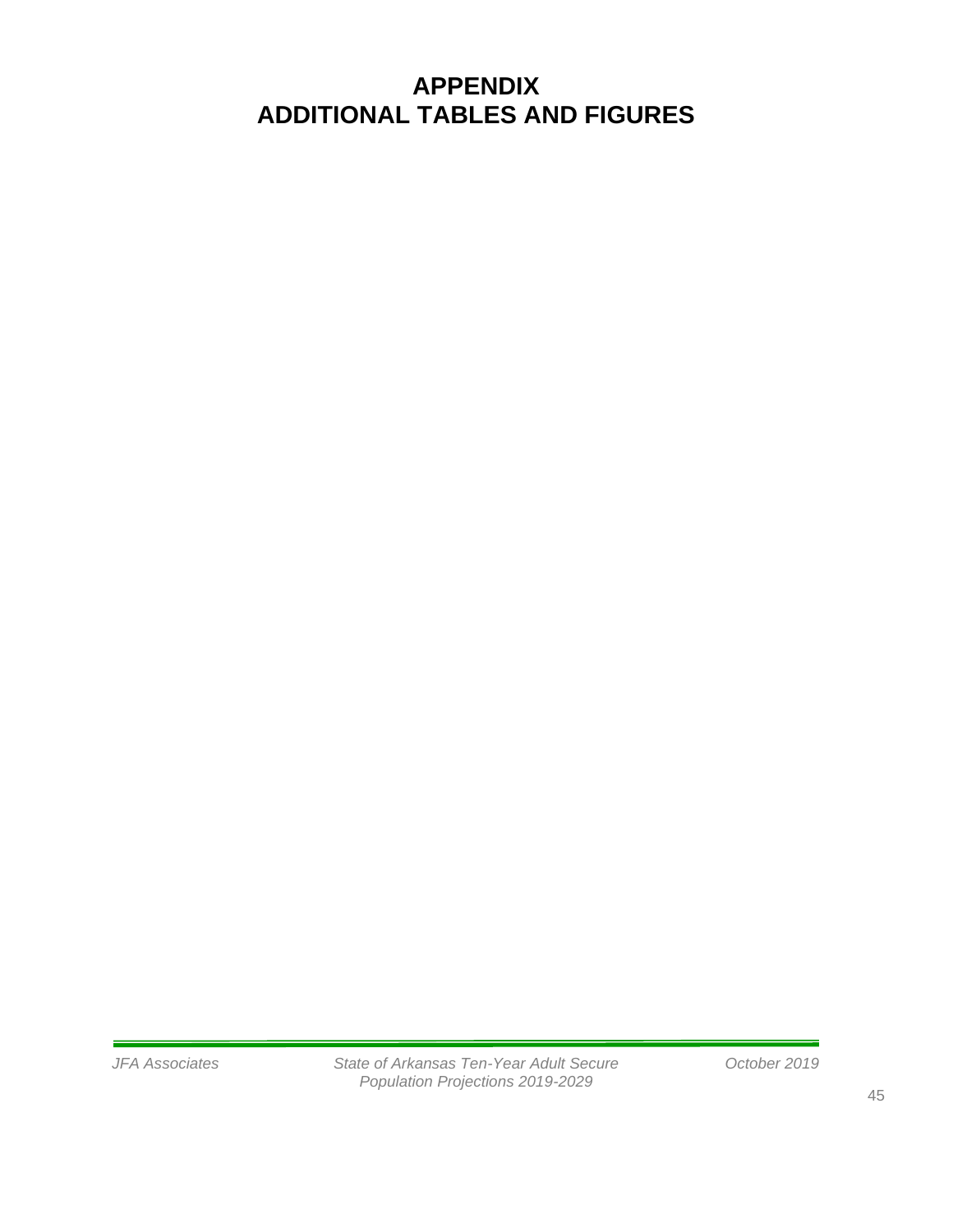# APPENDIX
# ADDITIONAL TABLES AND FIGURES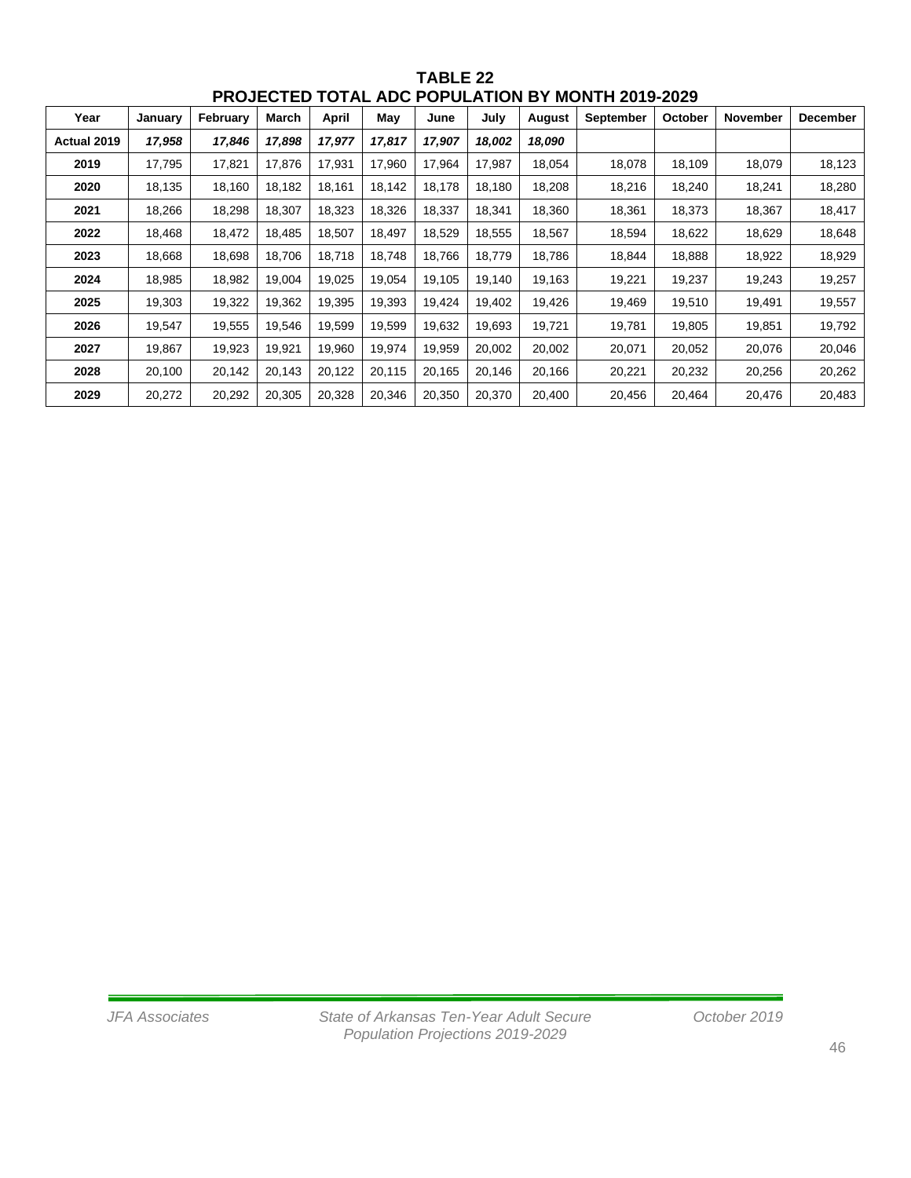**TABLE 22**
**PROJECTED TOTAL ADC POPULATION BY MONTH 2019-2029**

| Year | January | February | March | April | May | June | July | August | September | October | November | December |
|---|---|---|---|---|---|---|---|---|---|---|---|---|
| **Actual 2019** | ***17,958*** | ***17,846*** | ***17,898*** | ***17,977*** | ***17,817*** | ***17,907*** | ***18,002*** | ***18,090*** | | | | |
| **2019** | 17,795 | 17,821 | 17,876 | 17,931 | 17,960 | 17,964 | 17,987 | 18,054 | 18,078 | 18,109 | 18,079 | 18,123 |
| **2020** | 18,135 | 18,160 | 18,182 | 18,161 | 18,142 | 18,178 | 18,180 | 18,208 | 18,216 | 18,240 | 18,241 | 18,280 |
| **2021** | 18,266 | 18,298 | 18,307 | 18,323 | 18,326 | 18,337 | 18,341 | 18,360 | 18,361 | 18,373 | 18,367 | 18,417 |
| **2022** | 18,468 | 18,472 | 18,485 | 18,507 | 18,497 | 18,529 | 18,555 | 18,567 | 18,594 | 18,622 | 18,629 | 18,648 |
| **2023** | 18,668 | 18,698 | 18,706 | 18,718 | 18,748 | 18,766 | 18,779 | 18,786 | 18,844 | 18,888 | 18,922 | 18,929 |
| **2024** | 18,985 | 18,982 | 19,004 | 19,025 | 19,054 | 19,105 | 19,140 | 19,163 | 19,221 | 19,237 | 19,243 | 19,257 |
| **2025** | 19,303 | 19,322 | 19,362 | 19,395 | 19,393 | 19,424 | 19,402 | 19,426 | 19,469 | 19,510 | 19,491 | 19,557 |
| **2026** | 19,547 | 19,555 | 19,546 | 19,599 | 19,599 | 19,632 | 19,693 | 19,721 | 19,781 | 19,805 | 19,851 | 19,792 |
| **2027** | 19,867 | 19,923 | 19,921 | 19,960 | 19,974 | 19,959 | 20,002 | 20,002 | 20,071 | 20,052 | 20,076 | 20,046 |
| **2028** | 20,100 | 20,142 | 20,143 | 20,122 | 20,115 | 20,165 | 20,146 | 20,166 | 20,221 | 20,232 | 20,256 | 20,262 |
| **2029** | 20,272 | 20,292 | 20,305 | 20,328 | 20,346 | 20,350 | 20,370 | 20,400 | 20,456 | 20,464 | 20,476 | 20,483 |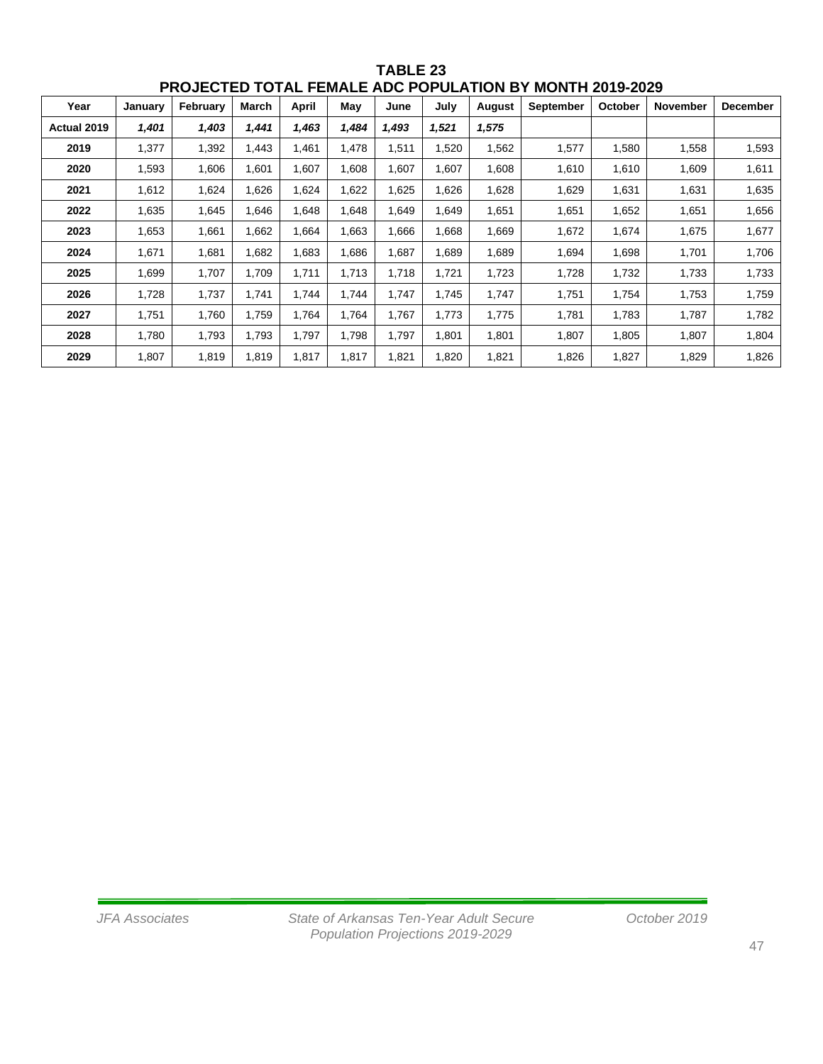# TABLE 23
## PROJECTED TOTAL FEMALE ADC POPULATION BY MONTH 2019-2029

| Year | January | February | March | April | May | June | July | August | September | October | November | December |
|---|---|---|---|---|---|---|---|---|---|---|---|---|
| **Actual 2019** | ***1,401*** | ***1,403*** | ***1,441*** | ***1,463*** | ***1,484*** | ***1,493*** | ***1,521*** | ***1,575*** | | | | |
| **2019** | 1,377 | 1,392 | 1,443 | 1,461 | 1,478 | 1,511 | 1,520 | 1,562 | 1,577 | 1,580 | 1,558 | 1,593 |
| **2020** | 1,593 | 1,606 | 1,601 | 1,607 | 1,608 | 1,607 | 1,607 | 1,608 | 1,610 | 1,610 | 1,609 | 1,611 |
| **2021** | 1,612 | 1,624 | 1,626 | 1,624 | 1,622 | 1,625 | 1,626 | 1,628 | 1,629 | 1,631 | 1,631 | 1,635 |
| **2022** | 1,635 | 1,645 | 1,646 | 1,648 | 1,648 | 1,649 | 1,649 | 1,651 | 1,651 | 1,652 | 1,651 | 1,656 |
| **2023** | 1,653 | 1,661 | 1,662 | 1,664 | 1,663 | 1,666 | 1,668 | 1,669 | 1,672 | 1,674 | 1,675 | 1,677 |
| **2024** | 1,671 | 1,681 | 1,682 | 1,683 | 1,686 | 1,687 | 1,689 | 1,689 | 1,694 | 1,698 | 1,701 | 1,706 |
| **2025** | 1,699 | 1,707 | 1,709 | 1,711 | 1,713 | 1,718 | 1,721 | 1,723 | 1,728 | 1,732 | 1,733 | 1,733 |
| **2026** | 1,728 | 1,737 | 1,741 | 1,744 | 1,744 | 1,747 | 1,745 | 1,747 | 1,751 | 1,754 | 1,753 | 1,759 |
| **2027** | 1,751 | 1,760 | 1,759 | 1,764 | 1,764 | 1,767 | 1,773 | 1,775 | 1,781 | 1,783 | 1,787 | 1,782 |
| **2028** | 1,780 | 1,793 | 1,793 | 1,797 | 1,798 | 1,797 | 1,801 | 1,801 | 1,807 | 1,805 | 1,807 | 1,804 |
| **2029** | 1,807 | 1,819 | 1,819 | 1,817 | 1,817 | 1,821 | 1,820 | 1,821 | 1,826 | 1,827 | 1,829 | 1,826 |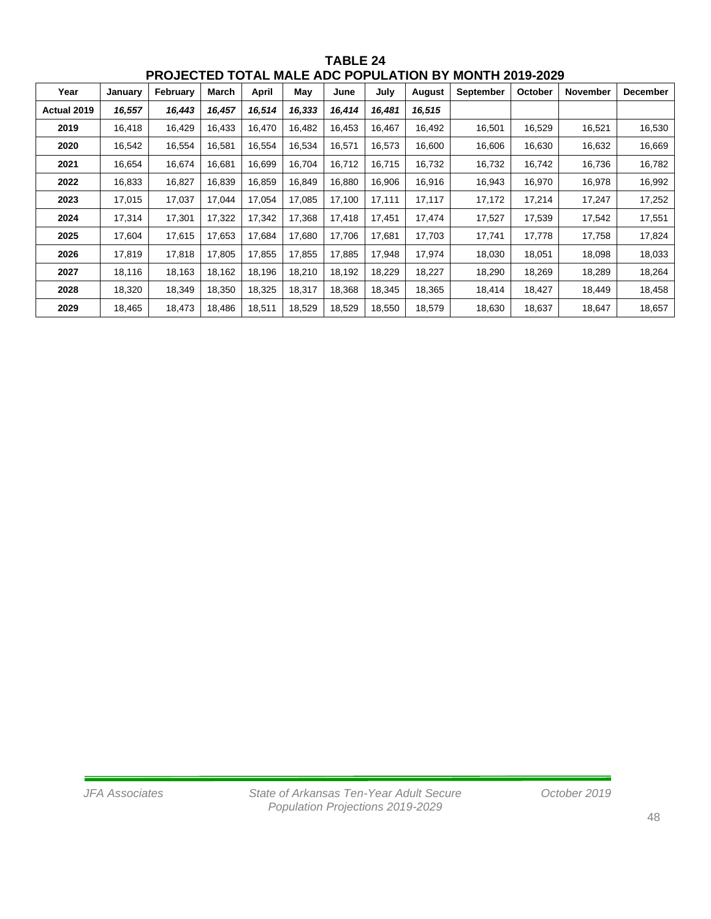## TABLE 24
## PROJECTED TOTAL MALE ADC POPULATION BY MONTH 2019-2029

| Year | January | February | March | April | May | June | July | August | September | October | November | December |
|---|---|---|---|---|---|---|---|---|---|---|---|---|
| **Actual 2019** | ***16,557*** | ***16,443*** | ***16,457*** | ***16,514*** | ***16,333*** | ***16,414*** | ***16,481*** | ***16,515*** | | | | |
| **2019** | 16,418 | 16,429 | 16,433 | 16,470 | 16,482 | 16,453 | 16,467 | 16,492 | 16,501 | 16,529 | 16,521 | 16,530 |
| **2020** | 16,542 | 16,554 | 16,581 | 16,554 | 16,534 | 16,571 | 16,573 | 16,600 | 16,606 | 16,630 | 16,632 | 16,669 |
| **2021** | 16,654 | 16,674 | 16,681 | 16,699 | 16,704 | 16,712 | 16,715 | 16,732 | 16,732 | 16,742 | 16,736 | 16,782 |
| **2022** | 16,833 | 16,827 | 16,839 | 16,859 | 16,849 | 16,880 | 16,906 | 16,916 | 16,943 | 16,970 | 16,978 | 16,992 |
| **2023** | 17,015 | 17,037 | 17,044 | 17,054 | 17,085 | 17,100 | 17,111 | 17,117 | 17,172 | 17,214 | 17,247 | 17,252 |
| **2024** | 17,314 | 17,301 | 17,322 | 17,342 | 17,368 | 17,418 | 17,451 | 17,474 | 17,527 | 17,539 | 17,542 | 17,551 |
| **2025** | 17,604 | 17,615 | 17,653 | 17,684 | 17,680 | 17,706 | 17,681 | 17,703 | 17,741 | 17,778 | 17,758 | 17,824 |
| **2026** | 17,819 | 17,818 | 17,805 | 17,855 | 17,855 | 17,885 | 17,948 | 17,974 | 18,030 | 18,051 | 18,098 | 18,033 |
| **2027** | 18,116 | 18,163 | 18,162 | 18,196 | 18,210 | 18,192 | 18,229 | 18,227 | 18,290 | 18,269 | 18,289 | 18,264 |
| **2028** | 18,320 | 18,349 | 18,350 | 18,325 | 18,317 | 18,368 | 18,345 | 18,365 | 18,414 | 18,427 | 18,449 | 18,458 |
| **2029** | 18,465 | 18,473 | 18,486 | 18,511 | 18,529 | 18,529 | 18,550 | 18,579 | 18,630 | 18,637 | 18,647 | 18,657 |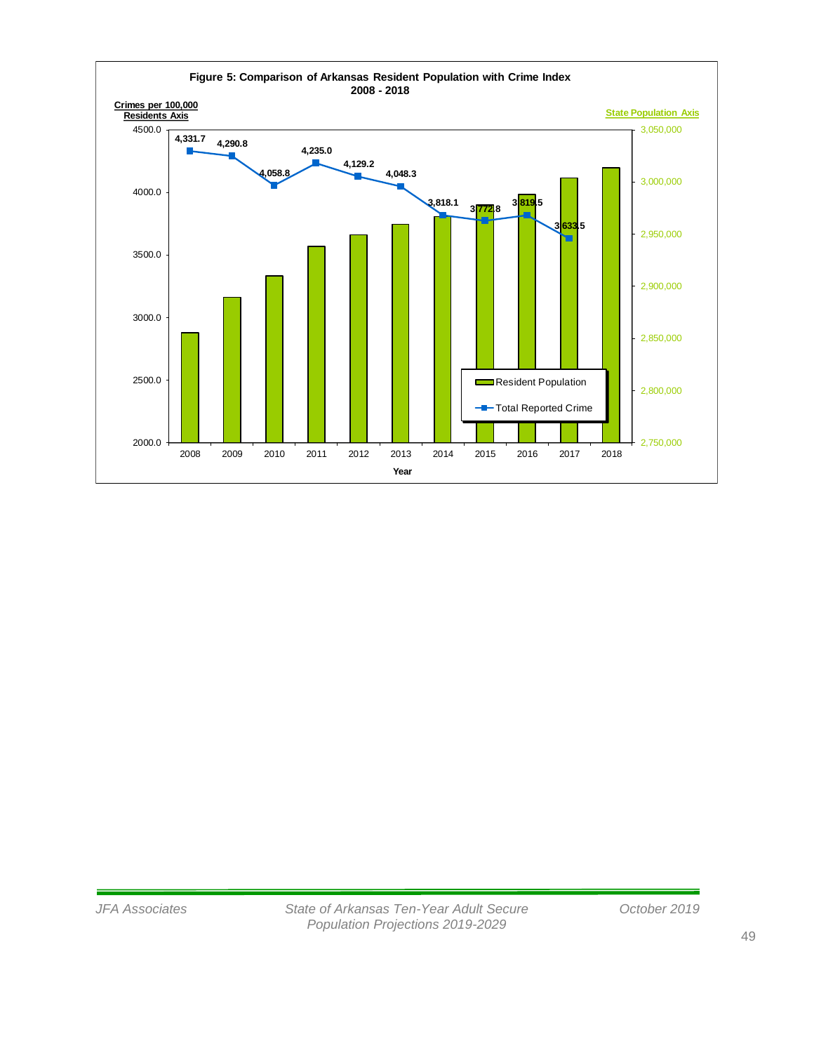**Figure 5: Comparison of Arkansas Resident Population with Crime Index 2008 - 2018**

| Year | Total Reported Crime (Crimes per 100,000 Residents) |
|---|---|
| 2008 | 4,331.7 |
| 2009 | 4,290.8 |
| 2010 | 4,058.8 |
| 2011 | 4,235.0 |
| 2012 | 4,129.2 |
| 2013 | 4,048.3 |
| 2014 | 3,818.1 |
| 2015 | 3,772.8 |
| 2016 | 3,819.5 |
| 2017 | 3,633.5 |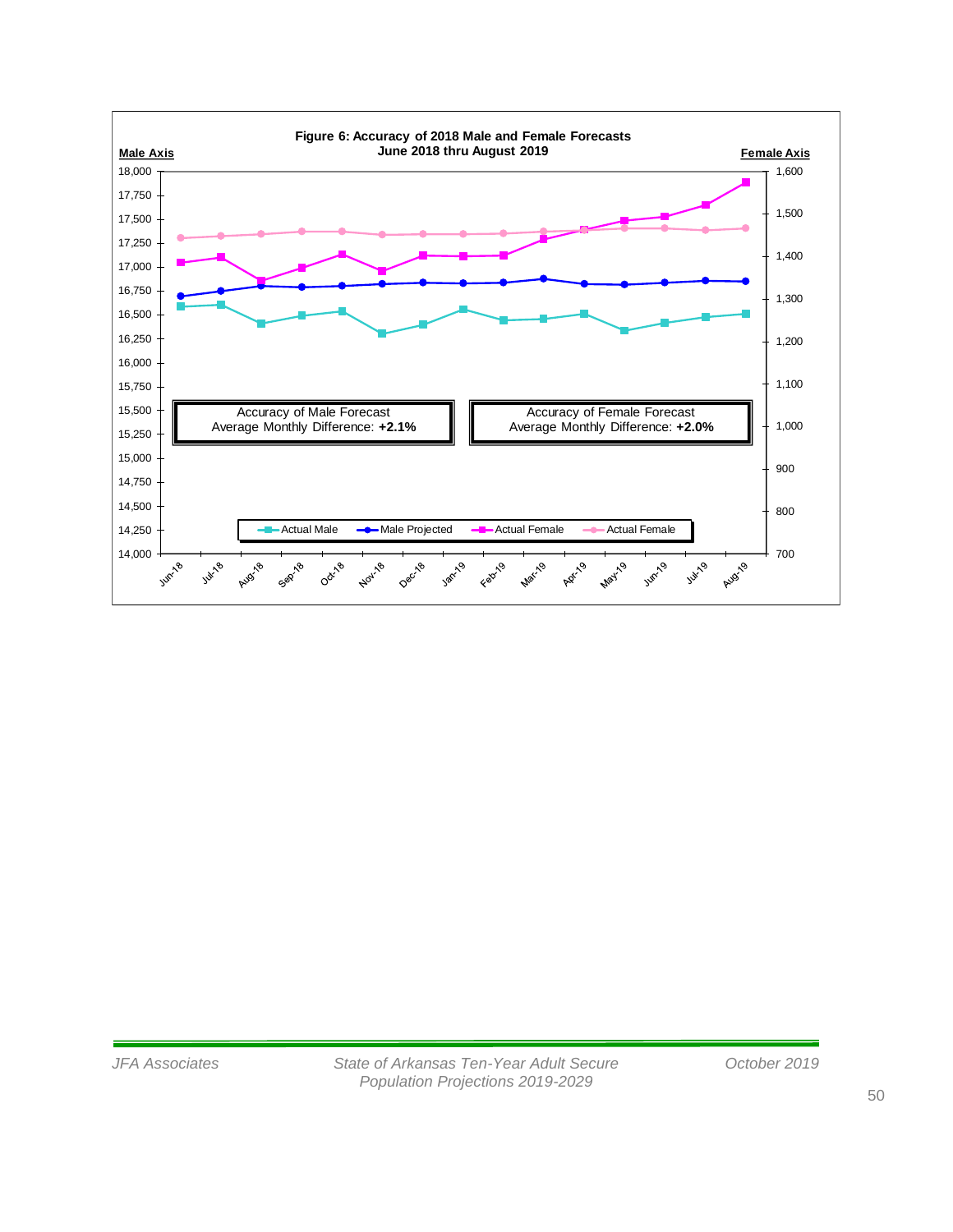**Figure 6: Accuracy of 2018 Male and Female Forecasts**
**June 2018 thru August 2019**

Male Axis | Female Axis

Accuracy of Male Forecast
Average Monthly Difference: **+2.1%**

Accuracy of Female Forecast
Average Monthly Difference: **+2.0%**

Legend: Actual Male, Male Projected, Actual Female, Actual Female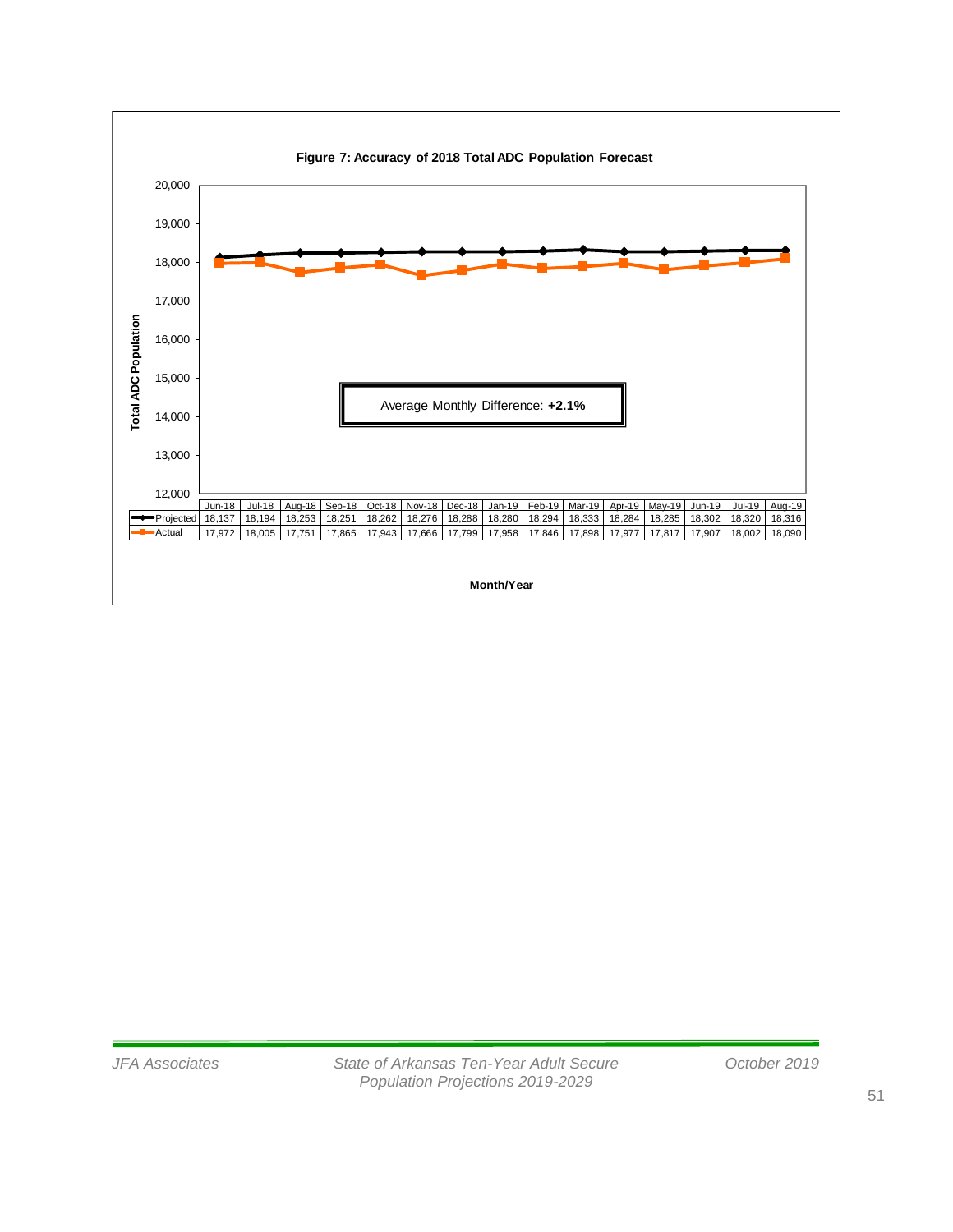**Figure 7: Accuracy of 2018 Total ADC Population Forecast**

Average Monthly Difference: **+2.1%**

| | Jun-18 | Jul-18 | Aug-18 | Sep-18 | Oct-18 | Nov-18 | Dec-18 | Jan-19 | Feb-19 | Mar-19 | Apr-19 | May-19 | Jun-19 | Jul-19 | Aug-19 |
|---|---|---|---|---|---|---|---|---|---|---|---|---|---|---|---|
| Projected | 18,137 | 18,194 | 18,253 | 18,251 | 18,262 | 18,276 | 18,288 | 18,280 | 18,294 | 18,333 | 18,284 | 18,285 | 18,302 | 18,320 | 18,316 |
| Actual | 17,972 | 18,005 | 17,751 | 17,865 | 17,943 | 17,666 | 17,799 | 17,958 | 17,846 | 17,898 | 17,977 | 17,817 | 17,907 | 18,002 | 18,090 |

Total ADC Population

Month/Year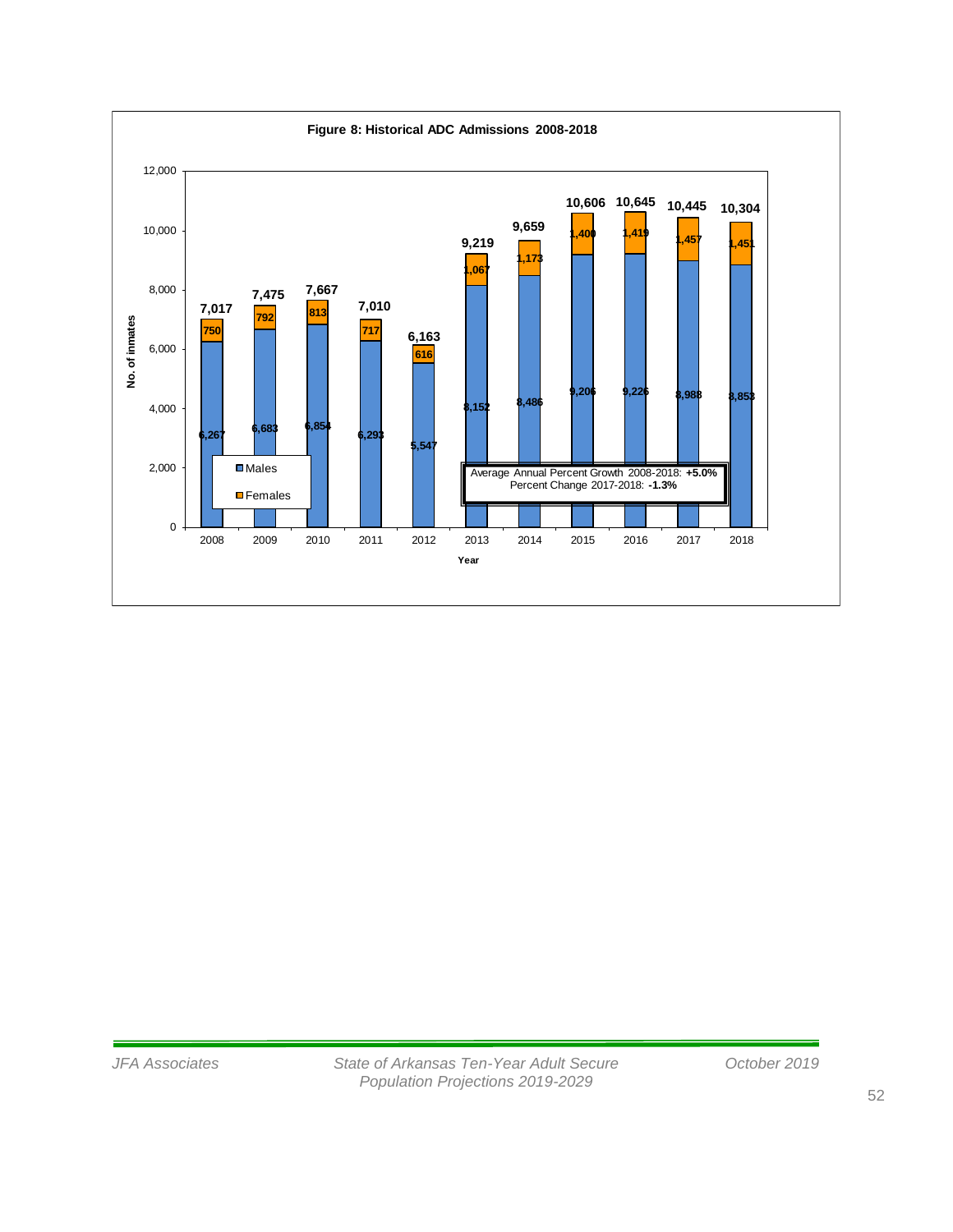**Figure 8: Historical ADC Admissions 2008-2018**

| Year | Males | Females | Total |
|---|---|---|---|
| 2008 | 6,267 | 750 | 7,017 |
| 2009 | 6,683 | 792 | 7,475 |
| 2010 | 6,854 | 813 | 7,667 |
| 2011 | 6,293 | 717 | 7,010 |
| 2012 | 5,547 | 616 | 6,163 |
| 2013 | 8,152 | 1,067 | 9,219 |
| 2014 | 8,486 | 1,173 | 9,659 |
| 2015 | 9,206 | 1,400 | 10,606 |
| 2016 | 9,226 | 1,419 | 10,645 |
| 2017 | 8,988 | 1,457 | 10,445 |
| 2018 | 8,853 | 1,451 | 10,304 |

Average Annual Percent Growth 2008-2018: **+5.0%**
Percent Change 2017-2018: **-1.3%**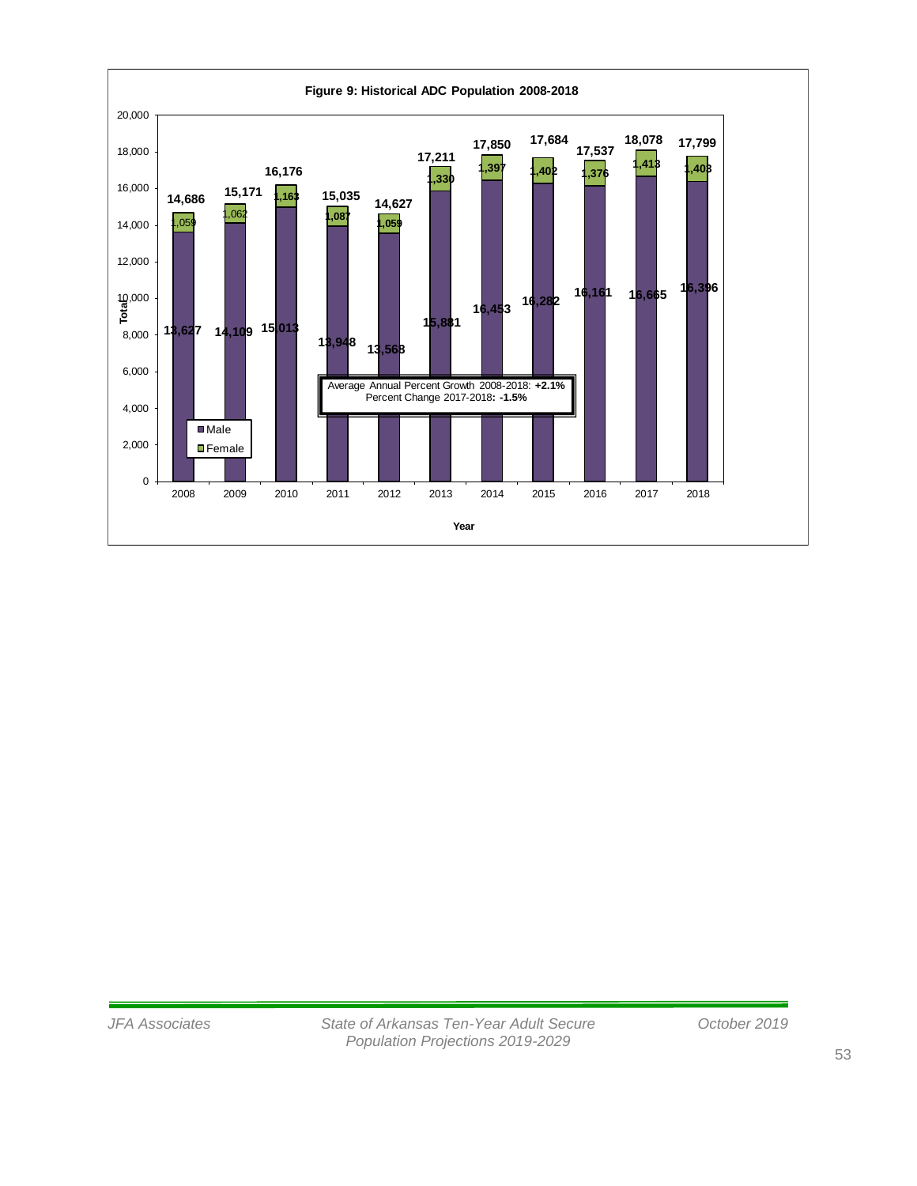**Figure 9: Historical ADC Population 2008-2018**

| Year | Male | Female | Total |
|---|---|---|---|
| 2008 | 13,627 | 1,059 | 14,686 |
| 2009 | 14,109 | 1,062 | 15,171 |
| 2010 | 15,013 | 1,163 | 16,176 |
| 2011 | 13,948 | 1,087 | 15,035 |
| 2012 | 13,568 | 1,059 | 14,627 |
| 2013 | 15,881 | 1,330 | 17,211 |
| 2014 | 16,453 | 1,397 | 17,850 |
| 2015 | 16,282 | 1,402 | 17,684 |
| 2016 | 16,161 | 1,376 | 17,537 |
| 2017 | 16,665 | 1,413 | 18,078 |
| 2018 | 16,396 | 1,403 | 17,799 |

Average Annual Percent Growth 2008-2018: **+2.1%**
Percent Change 2017-2018**: -1.5%**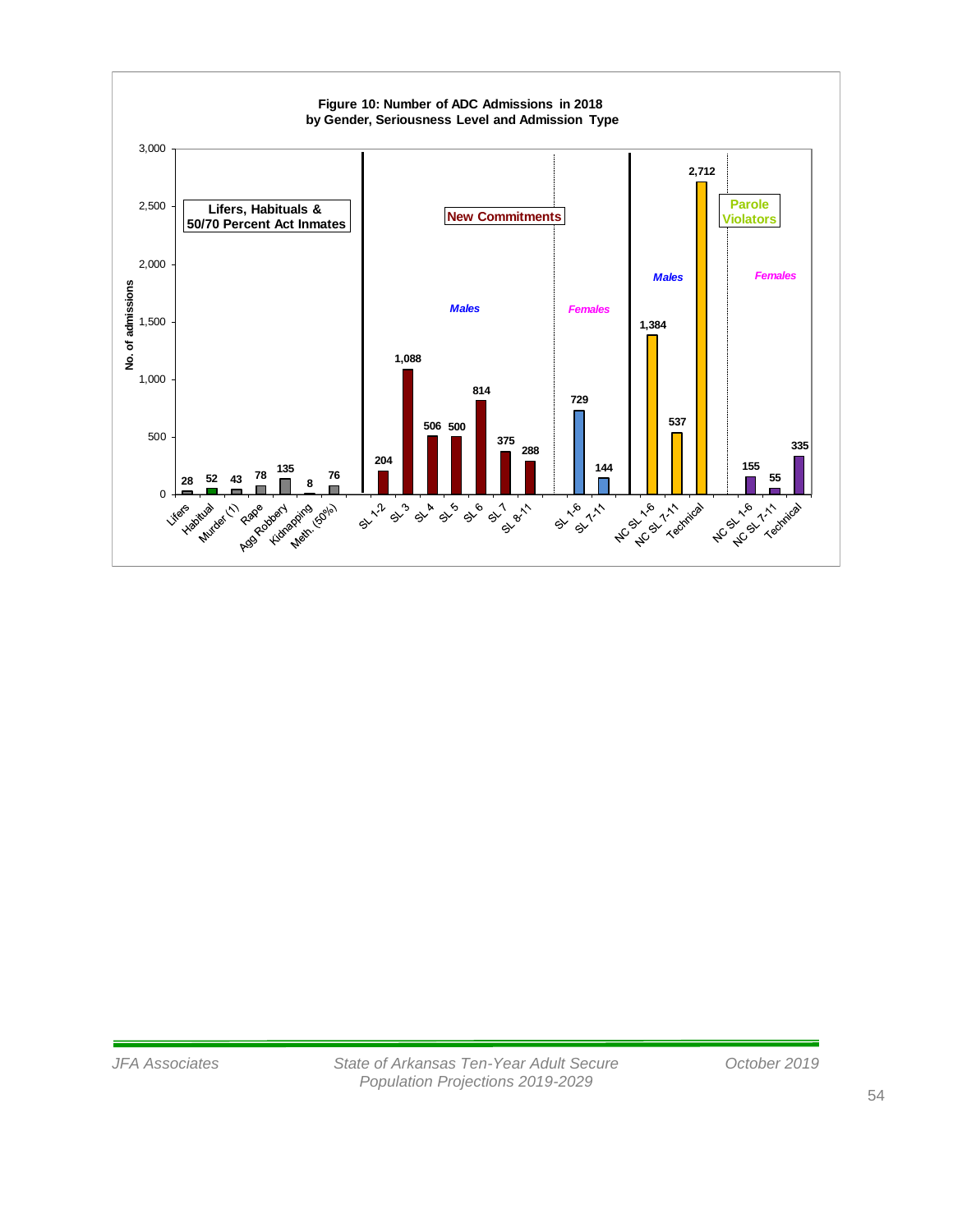**Figure 10: Number of ADC Admissions in 2018 by Gender, Seriousness Level and Admission Type**

| Group | Category | No. of admissions |
|---|---|---|
| Lifers, Habituals & 50/70 Percent Act Inmates | Lifers | 28 |
| | Habitual | 52 |
| | Murder (1) | 43 |
| | Rape | 78 |
| | Agg Robbery | 135 |
| | Kidnapping | 8 |
| | Meth. (50%) | 76 |
| New Commitments – Males | SL 1-2 | 204 |
| | SL 3 | 1,088 |
| | SL 4 | 506 |
| | SL 5 | 500 |
| | SL 6 | 814 |
| | SL 7 | 375 |
| | SL 8-11 | 288 |
| New Commitments – Females | SL 1-6 | 729 |
| | SL 7-11 | 144 |
| Parole Violators – Males | NC SL 1-6 | 1,384 |
| | NC SL 7-11 | 537 |
| | Technical | 2,712 |
| Parole Violators – Females | NC SL 1-6 | 155 |
| | NC SL 7-11 | 55 |
| | Technical | 335 |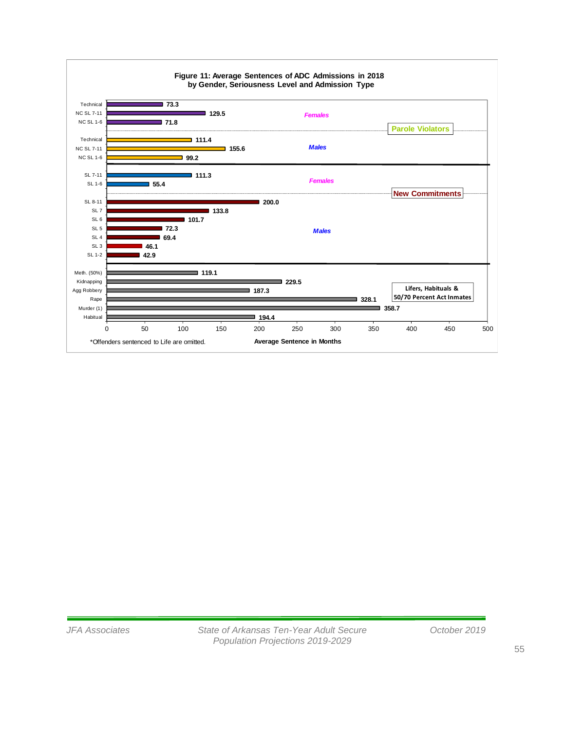**Figure 11: Average Sentences of ADC Admissions in 2018 by Gender, Seriousness Level and Admission Type**

| Admission Type | Gender | Category | Average Sentence in Months |
|---|---|---|---|
| Parole Violators | Females | Technical | 73.3 |
| Parole Violators | Females | NC SL 7-11 | 129.5 |
| Parole Violators | Females | NC SL 1-6 | 71.8 |
| Parole Violators | Males | Technical | 111.4 |
| Parole Violators | Males | NC SL 7-11 | 155.6 |
| Parole Violators | Males | NC SL 1-6 | 99.2 |
| New Commitments | Females | SL 7-11 | 111.3 |
| New Commitments | Females | SL 1-6 | 55.4 |
| New Commitments | Males | SL 8-11 | 200.0 |
| New Commitments | Males | SL 7 | 133.8 |
| New Commitments | Males | SL 6 | 101.7 |
| New Commitments | Males | SL 5 | 72.3 |
| New Commitments | Males | SL 4 | 69.4 |
| New Commitments | Males | SL 3 | 46.1 |
| New Commitments | Males | SL 1-2 | 42.9 |
| Lifers, Habituals & 50/70 Percent Act Inmates | | Meth. (50%) | 119.1 |
| Lifers, Habituals & 50/70 Percent Act Inmates | | Kidnapping | 229.5 |
| Lifers, Habituals & 50/70 Percent Act Inmates | | Agg Robbery | 187.3 |
| Lifers, Habituals & 50/70 Percent Act Inmates | | Rape | 328.1 |
| Lifers, Habituals & 50/70 Percent Act Inmates | | Murder (1) | 358.7 |
| Lifers, Habituals & 50/70 Percent Act Inmates | | Habitual | 194.4 |

*Offenders sentenced to Life are omitted.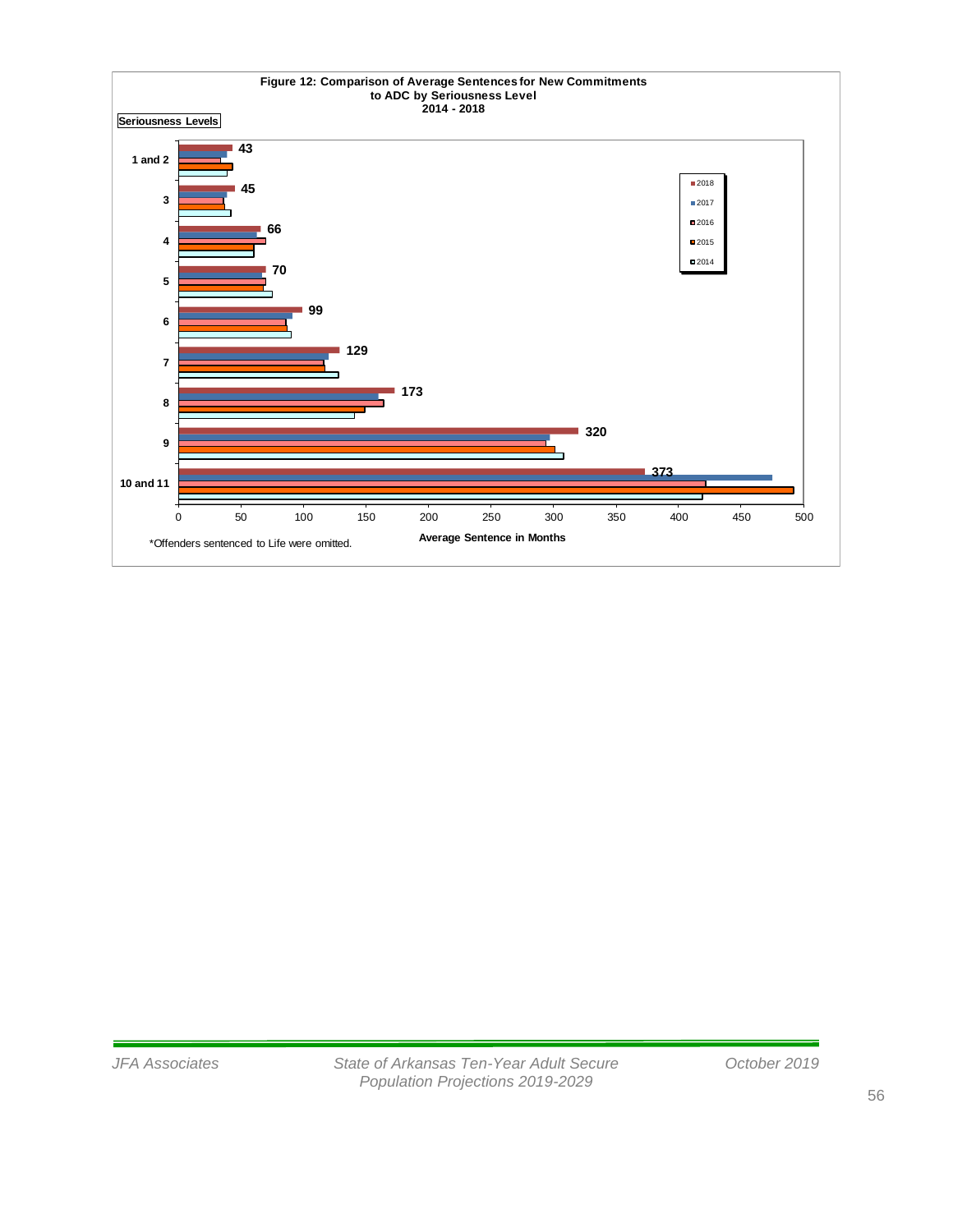**Figure 12: Comparison of Average Sentences for New Commitments to ADC by Seriousness Level 2014 - 2018**

Seriousness Levels

1 and 2
3
4
5
6
7
8
9
10 and 11

43
45
66
70
99
129
173
320
373

2018
2017
2016
2015
2014

0 50 100 150 200 250 300 350 400 450 500

Average Sentence in Months

*Offenders sentenced to Life were omitted.